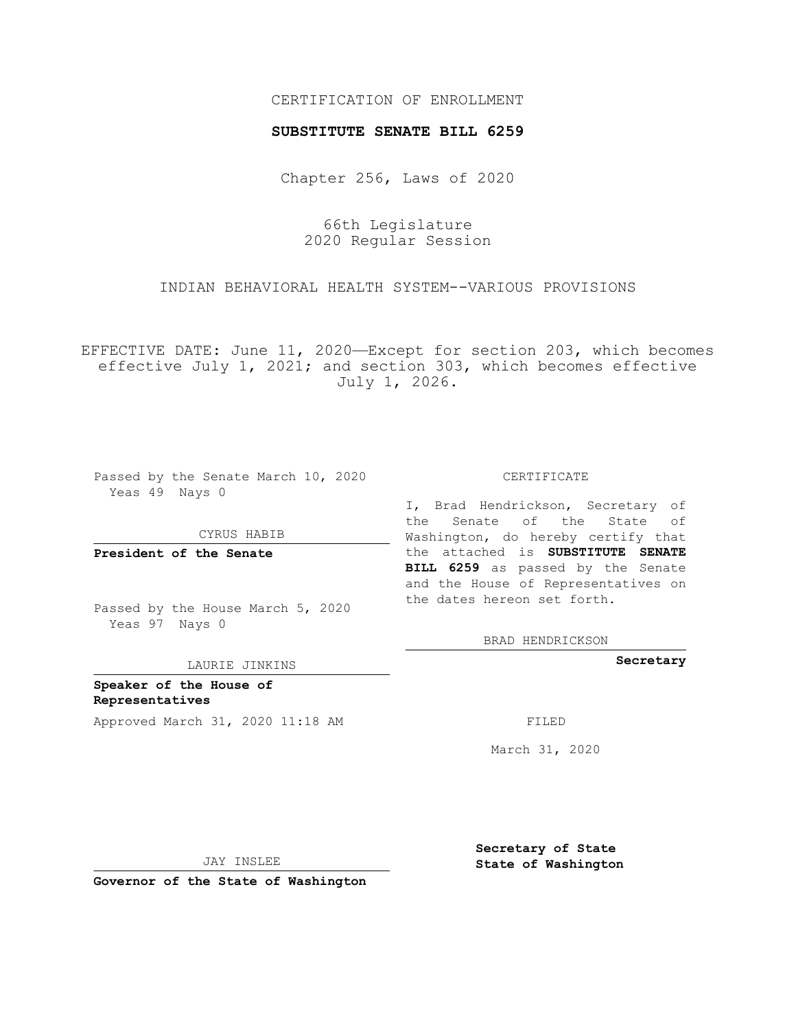CERTIFICATION OF ENROLLMENT

**SUBSTITUTE SENATE BILL 6259**

Chapter 256, Laws of 2020

66th Legislature
2020 Regular Session

INDIAN BEHAVIORAL HEALTH SYSTEM--VARIOUS PROVISIONS

EFFECTIVE DATE: June 11, 2020—Except for section 203, which becomes effective July 1, 2021; and section 303, which becomes effective July 1, 2026.

Passed by the Senate March 10, 2020
Yeas 49 Nays 0

CYRUS HABIB

**President of the Senate**

Passed by the House March 5, 2020
Yeas 97 Nays 0

LAURIE JINKINS

**Speaker of the House of Representatives**

Approved March 31, 2020 11:18 AM

JAY INSLEE

**Governor of the State of Washington**

CERTIFICATE

I, Brad Hendrickson, Secretary of the Senate of the State of Washington, do hereby certify that the attached is **SUBSTITUTE SENATE BILL 6259** as passed by the Senate and the House of Representatives on the dates hereon set forth.

BRAD HENDRICKSON

**Secretary**

FILED

March 31, 2020

**Secretary of State**
**State of Washington**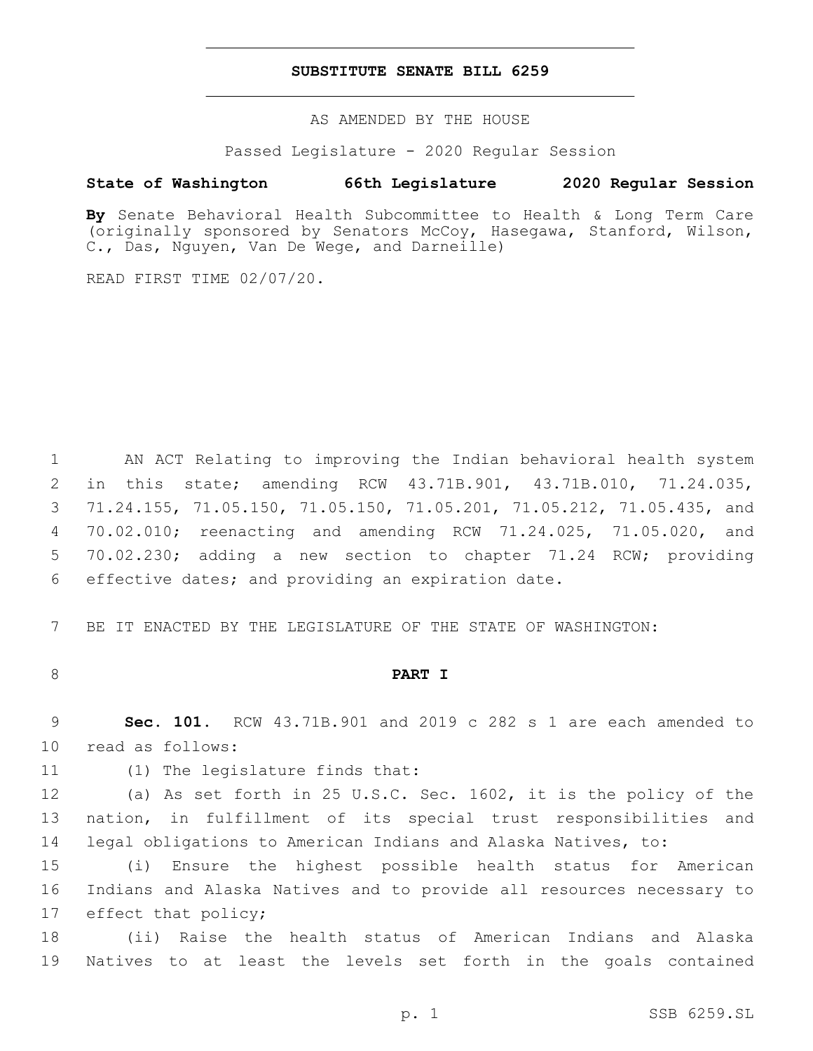# SUBSTITUTE SENATE BILL 6259

AS AMENDED BY THE HOUSE

Passed Legislature - 2020 Regular Session

**State of Washington 66th Legislature 2020 Regular Session**

**By** Senate Behavioral Health Subcommittee to Health & Long Term Care (originally sponsored by Senators McCoy, Hasegawa, Stanford, Wilson, C., Das, Nguyen, Van De Wege, and Darneille)

READ FIRST TIME 02/07/20.

AN ACT Relating to improving the Indian behavioral health system in this state; amending RCW 43.71B.901, 43.71B.010, 71.24.035, 71.24.155, 71.05.150, 71.05.150, 71.05.201, 71.05.212, 71.05.435, and 70.02.010; reenacting and amending RCW 71.24.025, 71.05.020, and 70.02.230; adding a new section to chapter 71.24 RCW; providing effective dates; and providing an expiration date.

BE IT ENACTED BY THE LEGISLATURE OF THE STATE OF WASHINGTON:

## PART I

**Sec. 101.** RCW 43.71B.901 and 2019 c 282 s 1 are each amended to read as follows:

(1) The legislature finds that:

(a) As set forth in 25 U.S.C. Sec. 1602, it is the policy of the nation, in fulfillment of its special trust responsibilities and legal obligations to American Indians and Alaska Natives, to:

(i) Ensure the highest possible health status for American Indians and Alaska Natives and to provide all resources necessary to effect that policy;

(ii) Raise the health status of American Indians and Alaska Natives to at least the levels set forth in the goals contained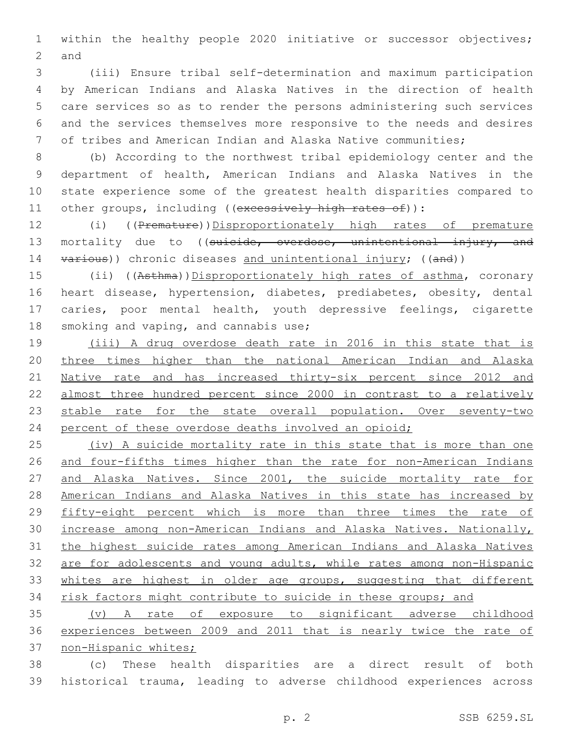within the healthy people 2020 initiative or successor objectives; and

(iii) Ensure tribal self-determination and maximum participation by American Indians and Alaska Natives in the direction of health care services so as to render the persons administering such services and the services themselves more responsive to the needs and desires of tribes and American Indian and Alaska Native communities;

(b) According to the northwest tribal epidemiology center and the department of health, American Indians and Alaska Natives in the state experience some of the greatest health disparities compared to other groups, including ((~~excessively high rates of~~)):

(i) ((~~Premature~~))<u>Disproportionately high rates of premature</u> mortality due to ((~~suicide, overdose, unintentional injury, and various~~)) chronic diseases <u>and unintentional injury</u>; ((~~and~~))

(ii) ((~~Asthma~~))<u>Disproportionately high rates of asthma</u>, coronary heart disease, hypertension, diabetes, prediabetes, obesity, dental caries, poor mental health, youth depressive feelings, cigarette smoking and vaping, and cannabis use;

<u>(iii) A drug overdose death rate in 2016 in this state that is three times higher than the national American Indian and Alaska Native rate and has increased thirty-six percent since 2012 and almost three hundred percent since 2000 in contrast to a relatively stable rate for the state overall population. Over seventy-two percent of these overdose deaths involved an opioid;</u>

<u>(iv) A suicide mortality rate in this state that is more than one and four-fifths times higher than the rate for non-American Indians and Alaska Natives. Since 2001, the suicide mortality rate for American Indians and Alaska Natives in this state has increased by fifty-eight percent which is more than three times the rate of increase among non-American Indians and Alaska Natives. Nationally, the highest suicide rates among American Indians and Alaska Natives are for adolescents and young adults, while rates among non-Hispanic whites are highest in older age groups, suggesting that different risk factors might contribute to suicide in these groups; and</u>

<u>(v) A rate of exposure to significant adverse childhood experiences between 2009 and 2011 that is nearly twice the rate of non-Hispanic whites;</u>

(c) These health disparities are a direct result of both historical trauma, leading to adverse childhood experiences across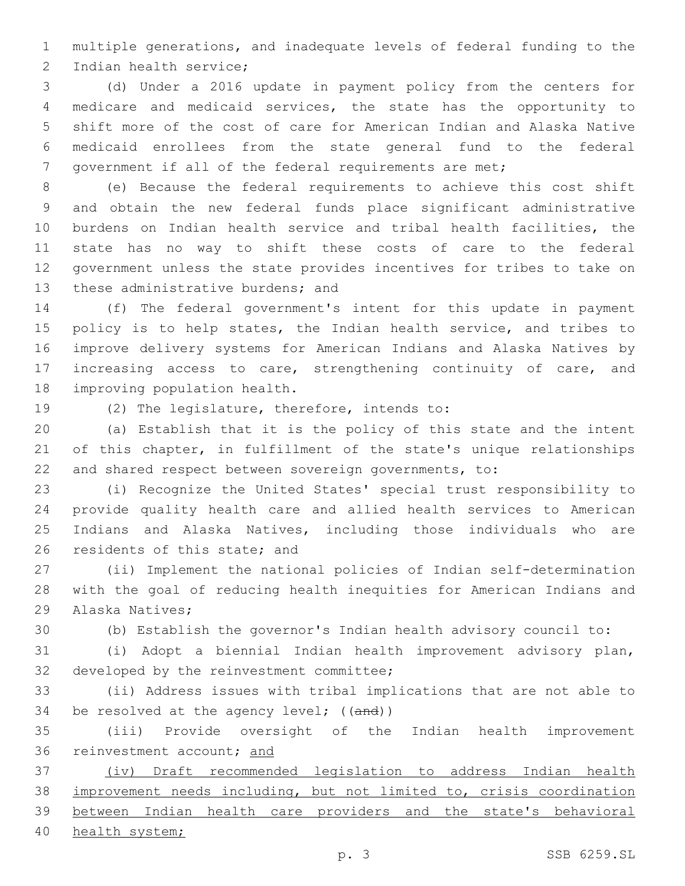multiple generations, and inadequate levels of federal funding to the Indian health service;

(d) Under a 2016 update in payment policy from the centers for medicare and medicaid services, the state has the opportunity to shift more of the cost of care for American Indian and Alaska Native medicaid enrollees from the state general fund to the federal government if all of the federal requirements are met;

(e) Because the federal requirements to achieve this cost shift and obtain the new federal funds place significant administrative burdens on Indian health service and tribal health facilities, the state has no way to shift these costs of care to the federal government unless the state provides incentives for tribes to take on these administrative burdens; and

(f) The federal government's intent for this update in payment policy is to help states, the Indian health service, and tribes to improve delivery systems for American Indians and Alaska Natives by increasing access to care, strengthening continuity of care, and improving population health.

(2) The legislature, therefore, intends to:

(a) Establish that it is the policy of this state and the intent of this chapter, in fulfillment of the state's unique relationships and shared respect between sovereign governments, to:

(i) Recognize the United States' special trust responsibility to provide quality health care and allied health services to American Indians and Alaska Natives, including those individuals who are residents of this state; and

(ii) Implement the national policies of Indian self-determination with the goal of reducing health inequities for American Indians and Alaska Natives;

(b) Establish the governor's Indian health advisory council to:

(i) Adopt a biennial Indian health improvement advisory plan, developed by the reinvestment committee;

(ii) Address issues with tribal implications that are not able to be resolved at the agency level; ((~~and~~))

(iii) Provide oversight of the Indian health improvement reinvestment account; <u>and</u>

<u>(iv) Draft recommended legislation to address Indian health improvement needs including, but not limited to, crisis coordination between Indian health care providers and the state's behavioral health system;</u>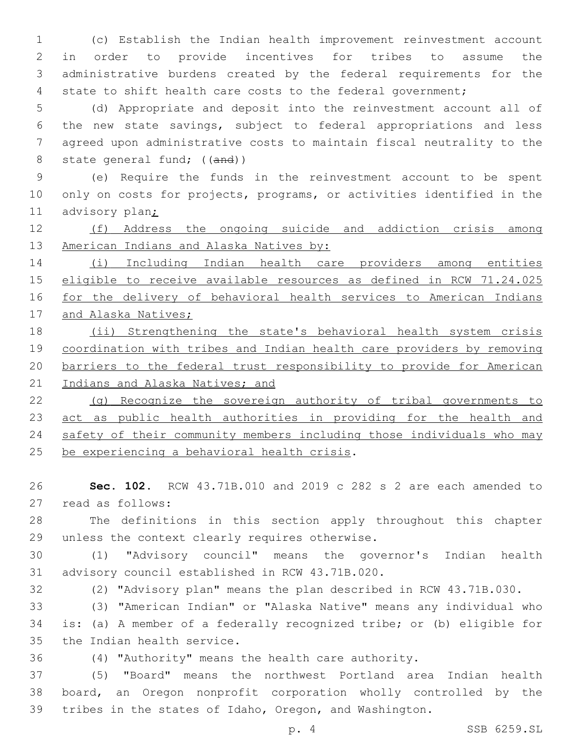(c) Establish the Indian health improvement reinvestment account in order to provide incentives for tribes to assume the administrative burdens created by the federal requirements for the state to shift health care costs to the federal government;

(d) Appropriate and deposit into the reinvestment account all of the new state savings, subject to federal appropriations and less agreed upon administrative costs to maintain fiscal neutrality to the state general fund; ((~~and~~))

(e) Require the funds in the reinvestment account to be spent only on costs for projects, programs, or activities identified in the advisory plan<u>;</u>

<u>(f) Address the ongoing suicide and addiction crisis among American Indians and Alaska Natives by:</u>

<u>(i) Including Indian health care providers among entities eligible to receive available resources as defined in RCW 71.24.025 for the delivery of behavioral health services to American Indians and Alaska Natives;</u>

<u>(ii) Strengthening the state's behavioral health system crisis coordination with tribes and Indian health care providers by removing barriers to the federal trust responsibility to provide for American Indians and Alaska Natives; and</u>

<u>(g) Recognize the sovereign authority of tribal governments to act as public health authorities in providing for the health and safety of their community members including those individuals who may be experiencing a behavioral health crisis</u>.

**Sec. 102.** RCW 43.71B.010 and 2019 c 282 s 2 are each amended to read as follows:

The definitions in this section apply throughout this chapter unless the context clearly requires otherwise.

(1) "Advisory council" means the governor's Indian health advisory council established in RCW 43.71B.020.

(2) "Advisory plan" means the plan described in RCW 43.71B.030.

(3) "American Indian" or "Alaska Native" means any individual who is: (a) A member of a federally recognized tribe; or (b) eligible for the Indian health service.

(4) "Authority" means the health care authority.

(5) "Board" means the northwest Portland area Indian health board, an Oregon nonprofit corporation wholly controlled by the tribes in the states of Idaho, Oregon, and Washington.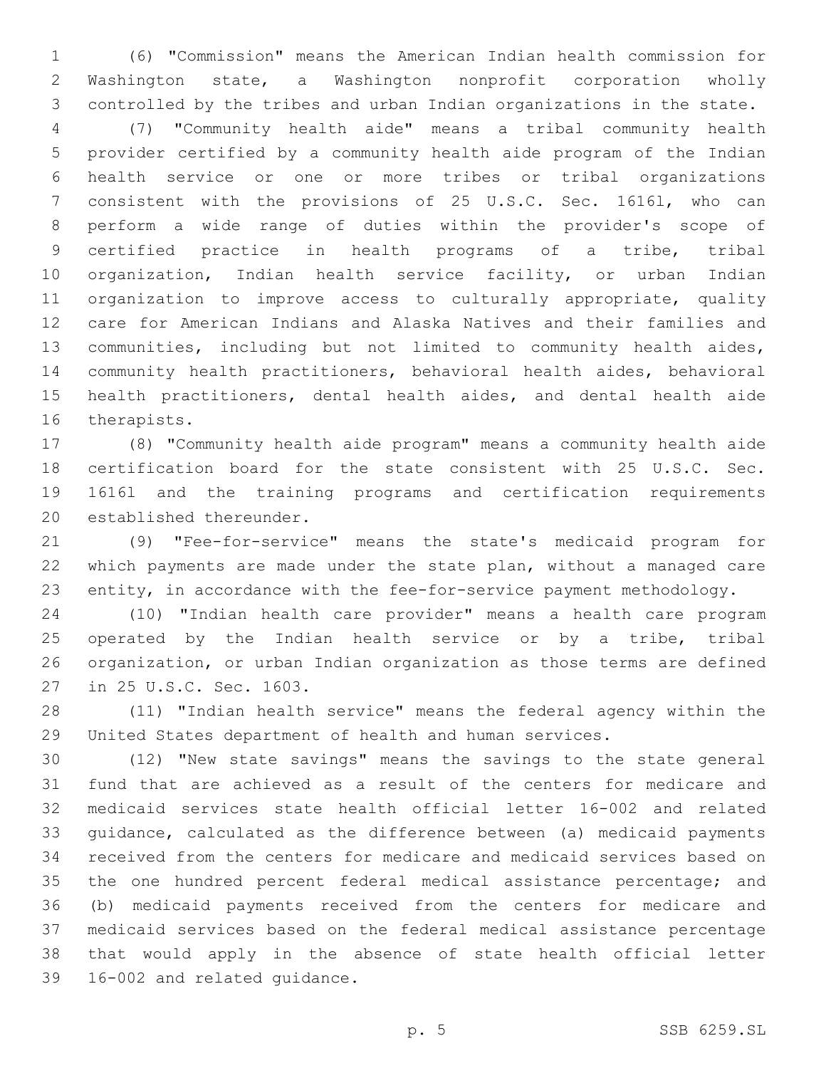(6) "Commission" means the American Indian health commission for Washington state, a Washington nonprofit corporation wholly controlled by the tribes and urban Indian organizations in the state.

(7) "Community health aide" means a tribal community health provider certified by a community health aide program of the Indian health service or one or more tribes or tribal organizations consistent with the provisions of 25 U.S.C. Sec. 1616l, who can perform a wide range of duties within the provider's scope of certified practice in health programs of a tribe, tribal organization, Indian health service facility, or urban Indian organization to improve access to culturally appropriate, quality care for American Indians and Alaska Natives and their families and communities, including but not limited to community health aides, community health practitioners, behavioral health aides, behavioral health practitioners, dental health aides, and dental health aide therapists.

(8) "Community health aide program" means a community health aide certification board for the state consistent with 25 U.S.C. Sec. 1616l and the training programs and certification requirements established thereunder.

(9) "Fee-for-service" means the state's medicaid program for which payments are made under the state plan, without a managed care entity, in accordance with the fee-for-service payment methodology.

(10) "Indian health care provider" means a health care program operated by the Indian health service or by a tribe, tribal organization, or urban Indian organization as those terms are defined in 25 U.S.C. Sec. 1603.

(11) "Indian health service" means the federal agency within the United States department of health and human services.

(12) "New state savings" means the savings to the state general fund that are achieved as a result of the centers for medicare and medicaid services state health official letter 16-002 and related guidance, calculated as the difference between (a) medicaid payments received from the centers for medicare and medicaid services based on the one hundred percent federal medical assistance percentage; and (b) medicaid payments received from the centers for medicare and medicaid services based on the federal medical assistance percentage that would apply in the absence of state health official letter 16-002 and related guidance.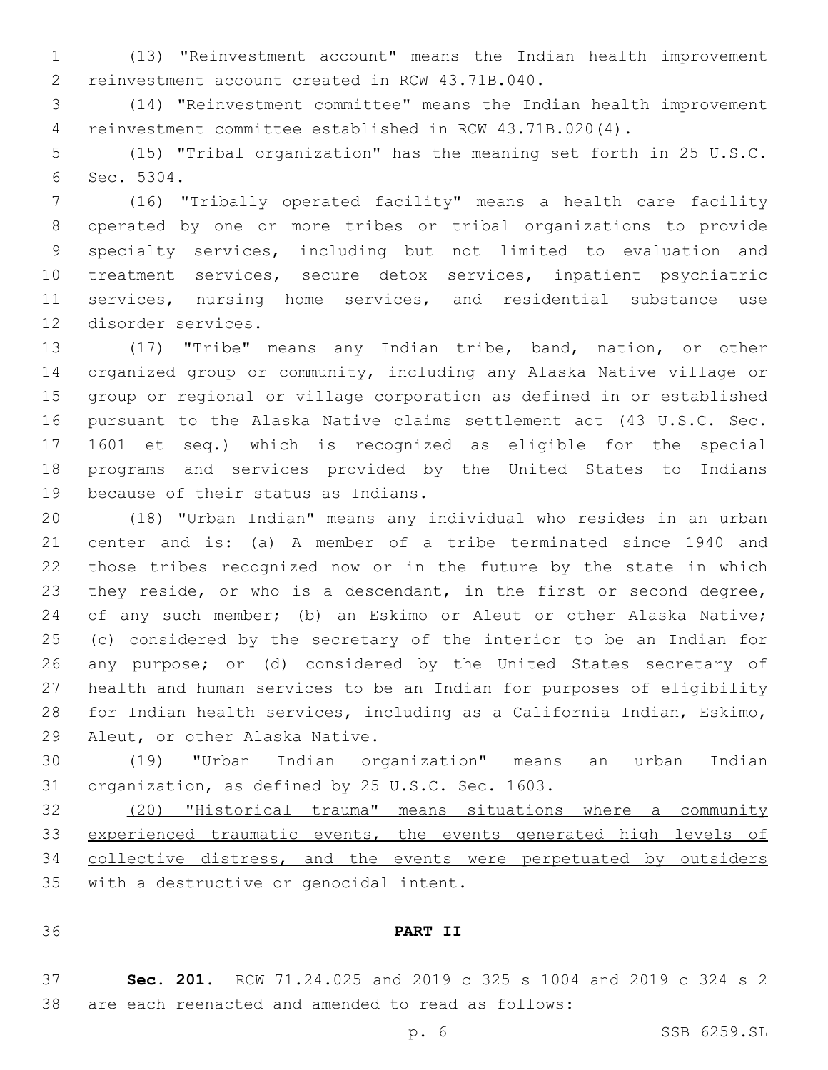(13) "Reinvestment account" means the Indian health improvement reinvestment account created in RCW 43.71B.040.

(14) "Reinvestment committee" means the Indian health improvement reinvestment committee established in RCW 43.71B.020(4).

(15) "Tribal organization" has the meaning set forth in 25 U.S.C. Sec. 5304.

(16) "Tribally operated facility" means a health care facility operated by one or more tribes or tribal organizations to provide specialty services, including but not limited to evaluation and treatment services, secure detox services, inpatient psychiatric services, nursing home services, and residential substance use disorder services.

(17) "Tribe" means any Indian tribe, band, nation, or other organized group or community, including any Alaska Native village or group or regional or village corporation as defined in or established pursuant to the Alaska Native claims settlement act (43 U.S.C. Sec. 1601 et seq.) which is recognized as eligible for the special programs and services provided by the United States to Indians because of their status as Indians.

(18) "Urban Indian" means any individual who resides in an urban center and is: (a) A member of a tribe terminated since 1940 and those tribes recognized now or in the future by the state in which they reside, or who is a descendant, in the first or second degree, of any such member; (b) an Eskimo or Aleut or other Alaska Native; (c) considered by the secretary of the interior to be an Indian for any purpose; or (d) considered by the United States secretary of health and human services to be an Indian for purposes of eligibility for Indian health services, including as a California Indian, Eskimo, Aleut, or other Alaska Native.

(19) "Urban Indian organization" means an urban Indian organization, as defined by 25 U.S.C. Sec. 1603.

<u>(20) "Historical trauma" means situations where a community experienced traumatic events, the events generated high levels of collective distress, and the events were perpetuated by outsiders with a destructive or genocidal intent.</u>

## PART II

**Sec. 201.** RCW 71.24.025 and 2019 c 325 s 1004 and 2019 c 324 s 2 are each reenacted and amended to read as follows: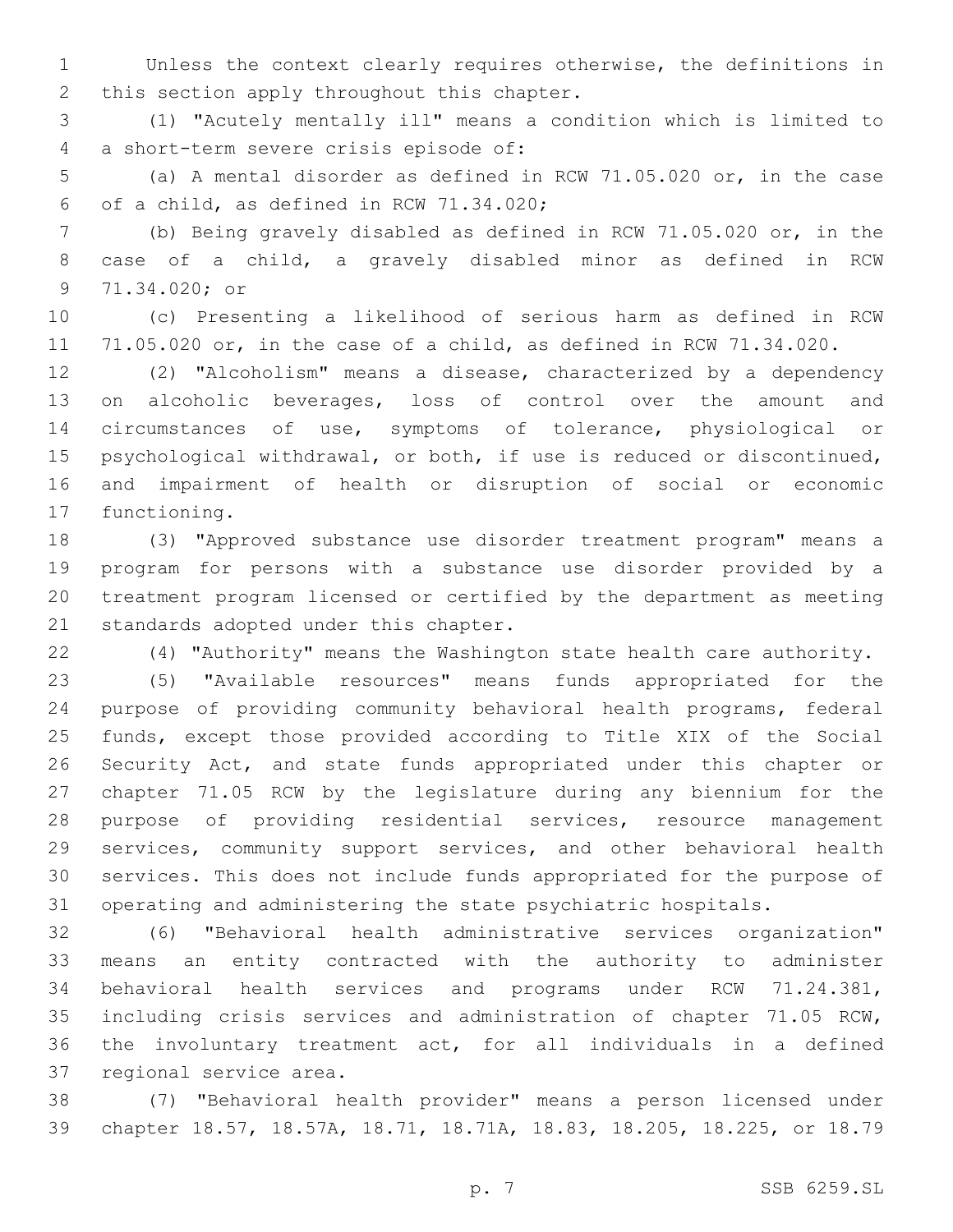Unless the context clearly requires otherwise, the definitions in this section apply throughout this chapter.

(1) "Acutely mentally ill" means a condition which is limited to a short-term severe crisis episode of:

(a) A mental disorder as defined in RCW 71.05.020 or, in the case of a child, as defined in RCW 71.34.020;

(b) Being gravely disabled as defined in RCW 71.05.020 or, in the case of a child, a gravely disabled minor as defined in RCW 71.34.020; or

(c) Presenting a likelihood of serious harm as defined in RCW 71.05.020 or, in the case of a child, as defined in RCW 71.34.020.

(2) "Alcoholism" means a disease, characterized by a dependency on alcoholic beverages, loss of control over the amount and circumstances of use, symptoms of tolerance, physiological or psychological withdrawal, or both, if use is reduced or discontinued, and impairment of health or disruption of social or economic functioning.

(3) "Approved substance use disorder treatment program" means a program for persons with a substance use disorder provided by a treatment program licensed or certified by the department as meeting standards adopted under this chapter.

(4) "Authority" means the Washington state health care authority.

(5) "Available resources" means funds appropriated for the purpose of providing community behavioral health programs, federal funds, except those provided according to Title XIX of the Social Security Act, and state funds appropriated under this chapter or chapter 71.05 RCW by the legislature during any biennium for the purpose of providing residential services, resource management services, community support services, and other behavioral health services. This does not include funds appropriated for the purpose of operating and administering the state psychiatric hospitals.

(6) "Behavioral health administrative services organization" means an entity contracted with the authority to administer behavioral health services and programs under RCW 71.24.381, including crisis services and administration of chapter 71.05 RCW, the involuntary treatment act, for all individuals in a defined regional service area.

(7) "Behavioral health provider" means a person licensed under chapter 18.57, 18.57A, 18.71, 18.71A, 18.83, 18.205, 18.225, or 18.79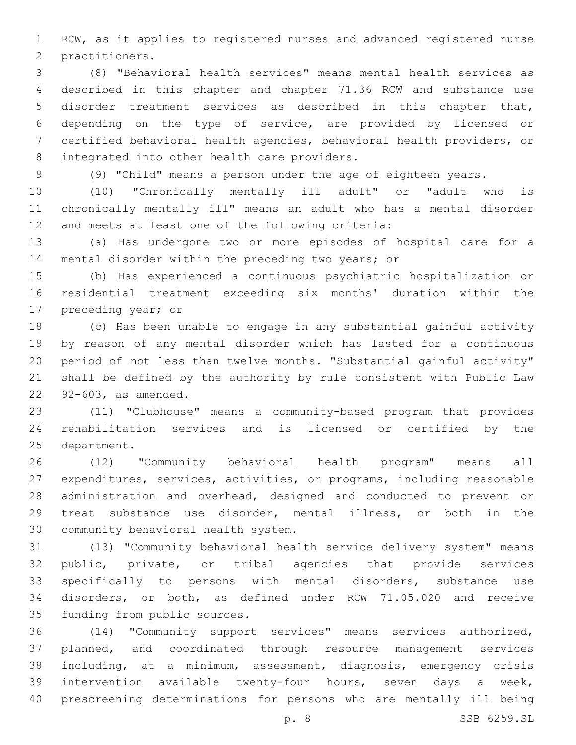RCW, as it applies to registered nurses and advanced registered nurse practitioners.

(8) "Behavioral health services" means mental health services as described in this chapter and chapter 71.36 RCW and substance use disorder treatment services as described in this chapter that, depending on the type of service, are provided by licensed or certified behavioral health agencies, behavioral health providers, or integrated into other health care providers.

(9) "Child" means a person under the age of eighteen years.

(10) "Chronically mentally ill adult" or "adult who is chronically mentally ill" means an adult who has a mental disorder and meets at least one of the following criteria:

(a) Has undergone two or more episodes of hospital care for a mental disorder within the preceding two years; or

(b) Has experienced a continuous psychiatric hospitalization or residential treatment exceeding six months' duration within the preceding year; or

(c) Has been unable to engage in any substantial gainful activity by reason of any mental disorder which has lasted for a continuous period of not less than twelve months. "Substantial gainful activity" shall be defined by the authority by rule consistent with Public Law 92-603, as amended.

(11) "Clubhouse" means a community-based program that provides rehabilitation services and is licensed or certified by the department.

(12) "Community behavioral health program" means all expenditures, services, activities, or programs, including reasonable administration and overhead, designed and conducted to prevent or treat substance use disorder, mental illness, or both in the community behavioral health system.

(13) "Community behavioral health service delivery system" means public, private, or tribal agencies that provide services specifically to persons with mental disorders, substance use disorders, or both, as defined under RCW 71.05.020 and receive funding from public sources.

(14) "Community support services" means services authorized, planned, and coordinated through resource management services including, at a minimum, assessment, diagnosis, emergency crisis intervention available twenty-four hours, seven days a week, prescreening determinations for persons who are mentally ill being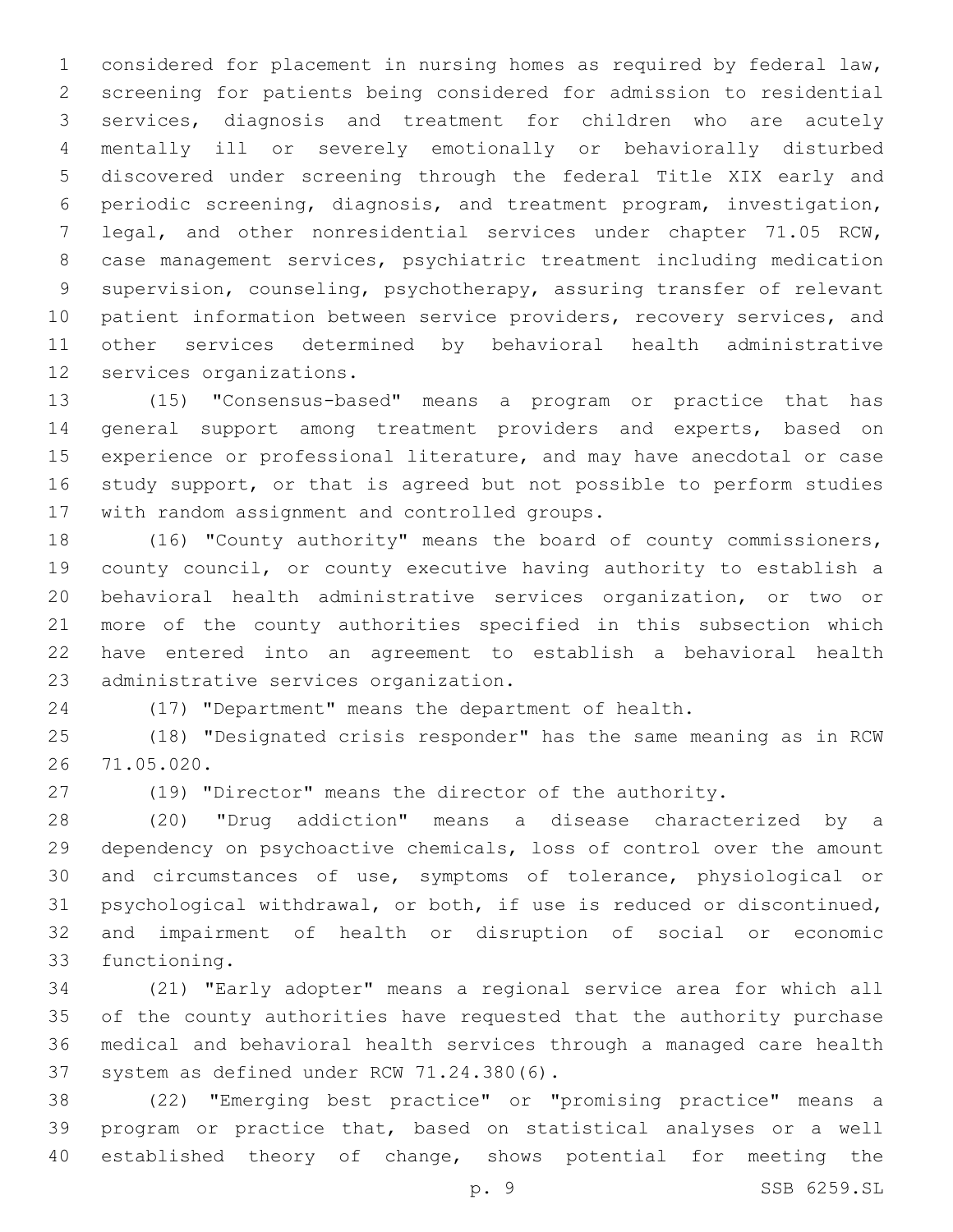considered for placement in nursing homes as required by federal law, screening for patients being considered for admission to residential services, diagnosis and treatment for children who are acutely mentally ill or severely emotionally or behaviorally disturbed discovered under screening through the federal Title XIX early and periodic screening, diagnosis, and treatment program, investigation, legal, and other nonresidential services under chapter 71.05 RCW, case management services, psychiatric treatment including medication supervision, counseling, psychotherapy, assuring transfer of relevant patient information between service providers, recovery services, and other services determined by behavioral health administrative services organizations.

(15) "Consensus-based" means a program or practice that has general support among treatment providers and experts, based on experience or professional literature, and may have anecdotal or case study support, or that is agreed but not possible to perform studies with random assignment and controlled groups.

(16) "County authority" means the board of county commissioners, county council, or county executive having authority to establish a behavioral health administrative services organization, or two or more of the county authorities specified in this subsection which have entered into an agreement to establish a behavioral health administrative services organization.

(17) "Department" means the department of health.

(18) "Designated crisis responder" has the same meaning as in RCW 71.05.020.

(19) "Director" means the director of the authority.

(20) "Drug addiction" means a disease characterized by a dependency on psychoactive chemicals, loss of control over the amount and circumstances of use, symptoms of tolerance, physiological or psychological withdrawal, or both, if use is reduced or discontinued, and impairment of health or disruption of social or economic functioning.

(21) "Early adopter" means a regional service area for which all of the county authorities have requested that the authority purchase medical and behavioral health services through a managed care health system as defined under RCW 71.24.380(6).

(22) "Emerging best practice" or "promising practice" means a program or practice that, based on statistical analyses or a well established theory of change, shows potential for meeting the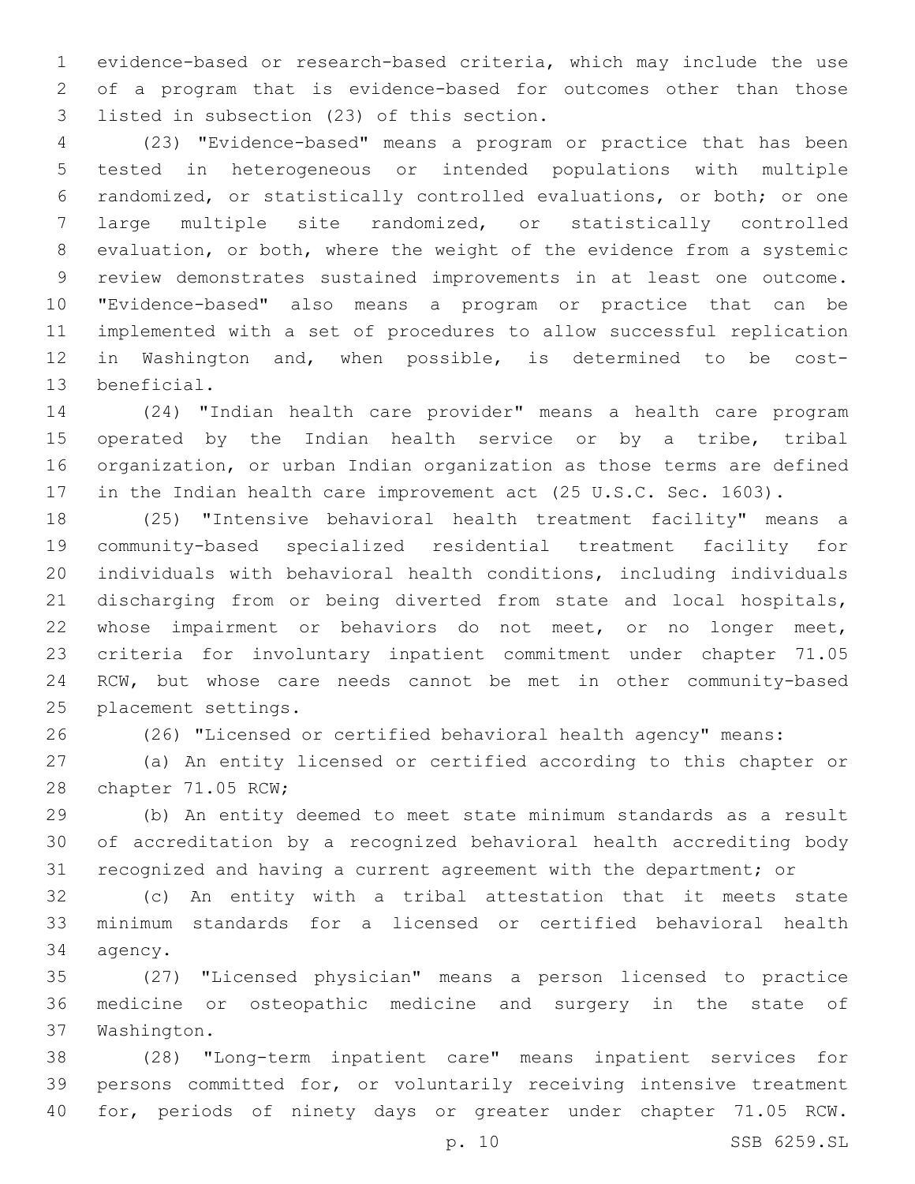evidence-based or research-based criteria, which may include the use of a program that is evidence-based for outcomes other than those listed in subsection (23) of this section.

(23) "Evidence-based" means a program or practice that has been tested in heterogeneous or intended populations with multiple randomized, or statistically controlled evaluations, or both; or one large multiple site randomized, or statistically controlled evaluation, or both, where the weight of the evidence from a systemic review demonstrates sustained improvements in at least one outcome. "Evidence-based" also means a program or practice that can be implemented with a set of procedures to allow successful replication in Washington and, when possible, is determined to be cost-beneficial.

(24) "Indian health care provider" means a health care program operated by the Indian health service or by a tribe, tribal organization, or urban Indian organization as those terms are defined in the Indian health care improvement act (25 U.S.C. Sec. 1603).

(25) "Intensive behavioral health treatment facility" means a community-based specialized residential treatment facility for individuals with behavioral health conditions, including individuals discharging from or being diverted from state and local hospitals, whose impairment or behaviors do not meet, or no longer meet, criteria for involuntary inpatient commitment under chapter 71.05 RCW, but whose care needs cannot be met in other community-based placement settings.

(26) "Licensed or certified behavioral health agency" means:

(a) An entity licensed or certified according to this chapter or chapter 71.05 RCW;

(b) An entity deemed to meet state minimum standards as a result of accreditation by a recognized behavioral health accrediting body recognized and having a current agreement with the department; or

(c) An entity with a tribal attestation that it meets state minimum standards for a licensed or certified behavioral health agency.

(27) "Licensed physician" means a person licensed to practice medicine or osteopathic medicine and surgery in the state of Washington.

(28) "Long-term inpatient care" means inpatient services for persons committed for, or voluntarily receiving intensive treatment for, periods of ninety days or greater under chapter 71.05 RCW.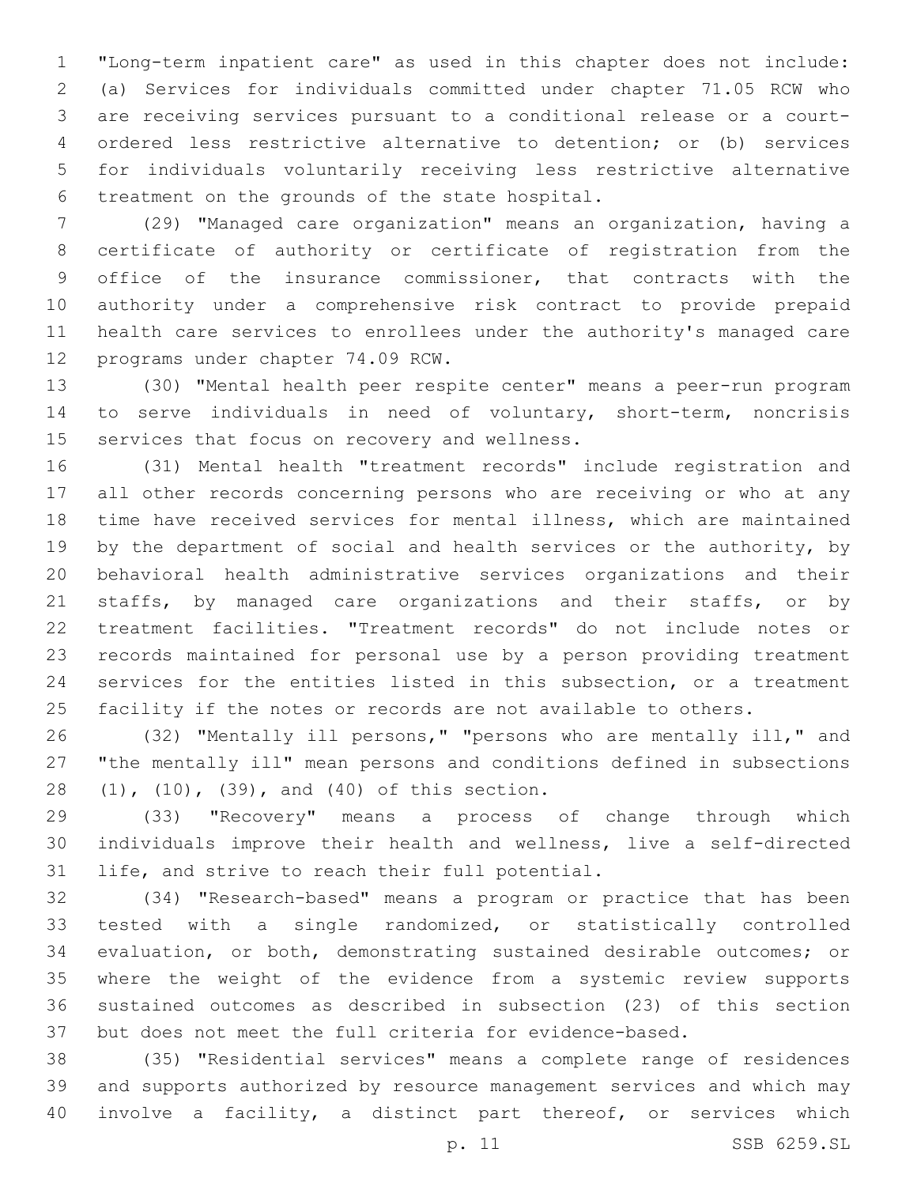"Long-term inpatient care" as used in this chapter does not include: (a) Services for individuals committed under chapter 71.05 RCW who are receiving services pursuant to a conditional release or a court-ordered less restrictive alternative to detention; or (b) services for individuals voluntarily receiving less restrictive alternative treatment on the grounds of the state hospital.

(29) "Managed care organization" means an organization, having a certificate of authority or certificate of registration from the office of the insurance commissioner, that contracts with the authority under a comprehensive risk contract to provide prepaid health care services to enrollees under the authority's managed care programs under chapter 74.09 RCW.

(30) "Mental health peer respite center" means a peer-run program to serve individuals in need of voluntary, short-term, noncrisis services that focus on recovery and wellness.

(31) Mental health "treatment records" include registration and all other records concerning persons who are receiving or who at any time have received services for mental illness, which are maintained by the department of social and health services or the authority, by behavioral health administrative services organizations and their staffs, by managed care organizations and their staffs, or by treatment facilities. "Treatment records" do not include notes or records maintained for personal use by a person providing treatment services for the entities listed in this subsection, or a treatment facility if the notes or records are not available to others.

(32) "Mentally ill persons," "persons who are mentally ill," and "the mentally ill" mean persons and conditions defined in subsections (1), (10), (39), and (40) of this section.

(33) "Recovery" means a process of change through which individuals improve their health and wellness, live a self-directed life, and strive to reach their full potential.

(34) "Research-based" means a program or practice that has been tested with a single randomized, or statistically controlled evaluation, or both, demonstrating sustained desirable outcomes; or where the weight of the evidence from a systemic review supports sustained outcomes as described in subsection (23) of this section but does not meet the full criteria for evidence-based.

(35) "Residential services" means a complete range of residences and supports authorized by resource management services and which may involve a facility, a distinct part thereof, or services which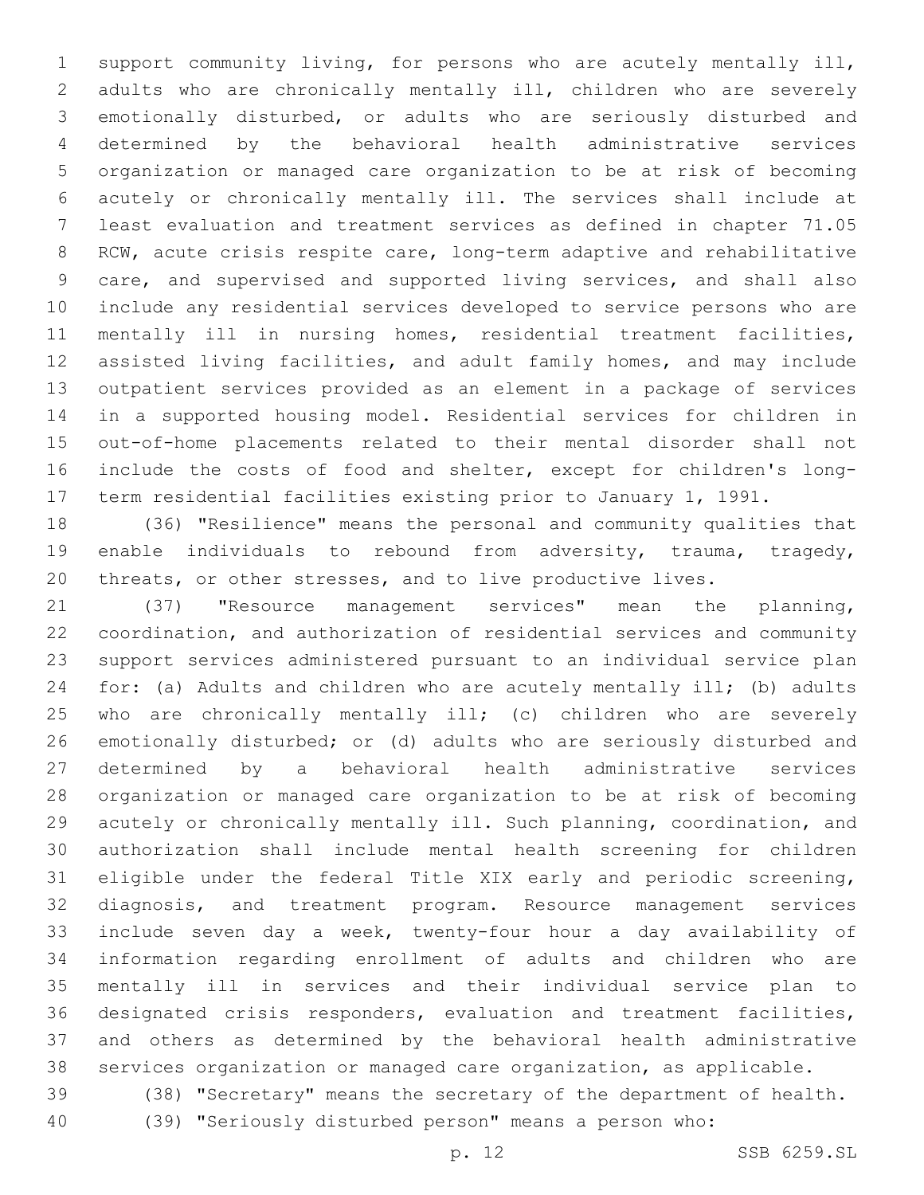support community living, for persons who are acutely mentally ill, adults who are chronically mentally ill, children who are severely emotionally disturbed, or adults who are seriously disturbed and determined by the behavioral health administrative services organization or managed care organization to be at risk of becoming acutely or chronically mentally ill. The services shall include at least evaluation and treatment services as defined in chapter 71.05 RCW, acute crisis respite care, long-term adaptive and rehabilitative care, and supervised and supported living services, and shall also include any residential services developed to service persons who are mentally ill in nursing homes, residential treatment facilities, assisted living facilities, and adult family homes, and may include outpatient services provided as an element in a package of services in a supported housing model. Residential services for children in out-of-home placements related to their mental disorder shall not include the costs of food and shelter, except for children's long-term residential facilities existing prior to January 1, 1991.

(36) "Resilience" means the personal and community qualities that enable individuals to rebound from adversity, trauma, tragedy, threats, or other stresses, and to live productive lives.

(37) "Resource management services" mean the planning, coordination, and authorization of residential services and community support services administered pursuant to an individual service plan for: (a) Adults and children who are acutely mentally ill; (b) adults who are chronically mentally ill; (c) children who are severely emotionally disturbed; or (d) adults who are seriously disturbed and determined by a behavioral health administrative services organization or managed care organization to be at risk of becoming acutely or chronically mentally ill. Such planning, coordination, and authorization shall include mental health screening for children eligible under the federal Title XIX early and periodic screening, diagnosis, and treatment program. Resource management services include seven day a week, twenty-four hour a day availability of information regarding enrollment of adults and children who are mentally ill in services and their individual service plan to designated crisis responders, evaluation and treatment facilities, and others as determined by the behavioral health administrative services organization or managed care organization, as applicable.

(38) "Secretary" means the secretary of the department of health.

(39) "Seriously disturbed person" means a person who: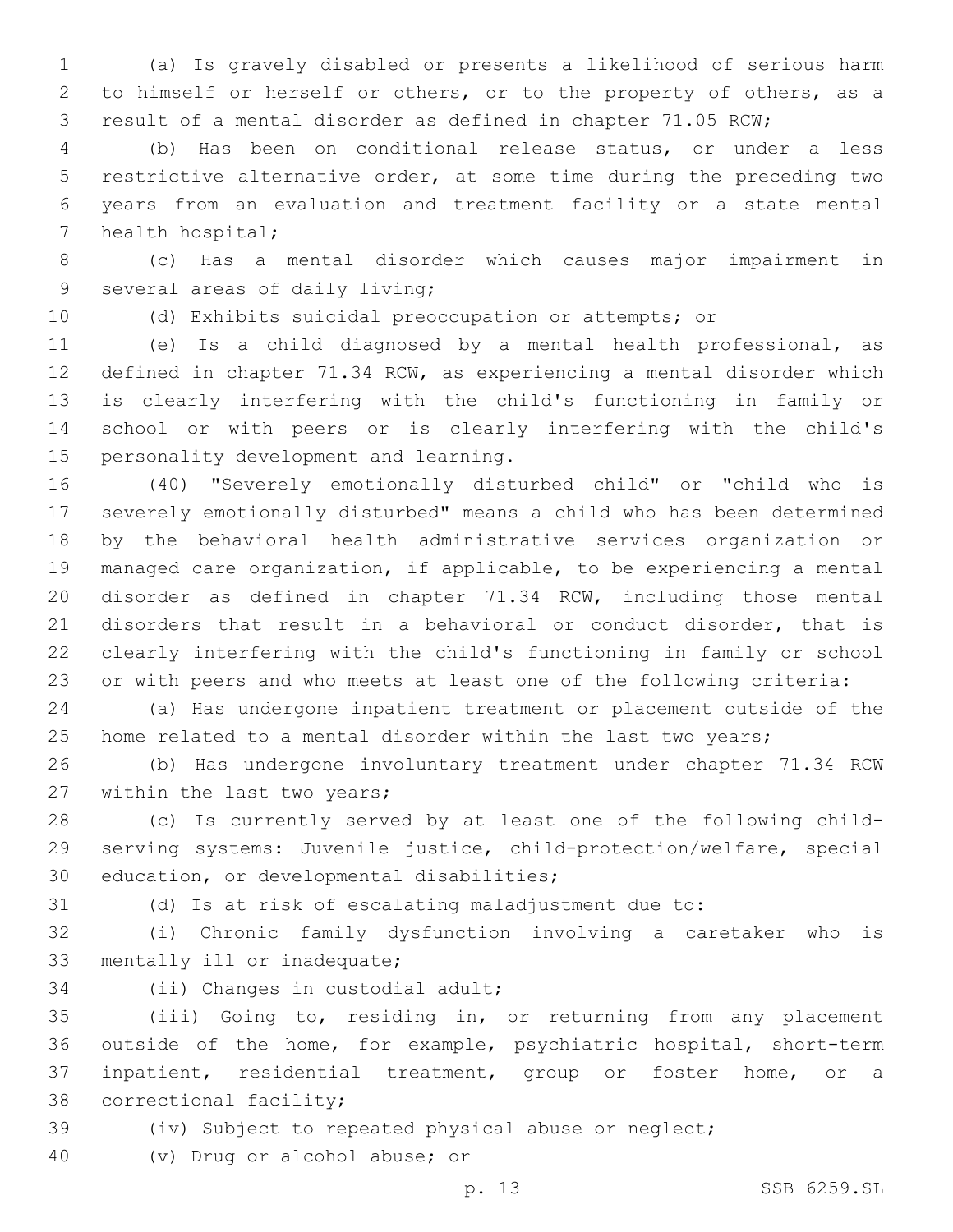(a) Is gravely disabled or presents a likelihood of serious harm to himself or herself or others, or to the property of others, as a result of a mental disorder as defined in chapter 71.05 RCW;

(b) Has been on conditional release status, or under a less restrictive alternative order, at some time during the preceding two years from an evaluation and treatment facility or a state mental health hospital;

(c) Has a mental disorder which causes major impairment in several areas of daily living;

(d) Exhibits suicidal preoccupation or attempts; or

(e) Is a child diagnosed by a mental health professional, as defined in chapter 71.34 RCW, as experiencing a mental disorder which is clearly interfering with the child's functioning in family or school or with peers or is clearly interfering with the child's personality development and learning.

(40) "Severely emotionally disturbed child" or "child who is severely emotionally disturbed" means a child who has been determined by the behavioral health administrative services organization or managed care organization, if applicable, to be experiencing a mental disorder as defined in chapter 71.34 RCW, including those mental disorders that result in a behavioral or conduct disorder, that is clearly interfering with the child's functioning in family or school or with peers and who meets at least one of the following criteria:

(a) Has undergone inpatient treatment or placement outside of the home related to a mental disorder within the last two years;

(b) Has undergone involuntary treatment under chapter 71.34 RCW within the last two years;

(c) Is currently served by at least one of the following child-serving systems: Juvenile justice, child-protection/welfare, special education, or developmental disabilities;

(d) Is at risk of escalating maladjustment due to:

(i) Chronic family dysfunction involving a caretaker who is mentally ill or inadequate;

(ii) Changes in custodial adult;

(iii) Going to, residing in, or returning from any placement outside of the home, for example, psychiatric hospital, short-term inpatient, residential treatment, group or foster home, or a correctional facility;

(iv) Subject to repeated physical abuse or neglect;

(v) Drug or alcohol abuse; or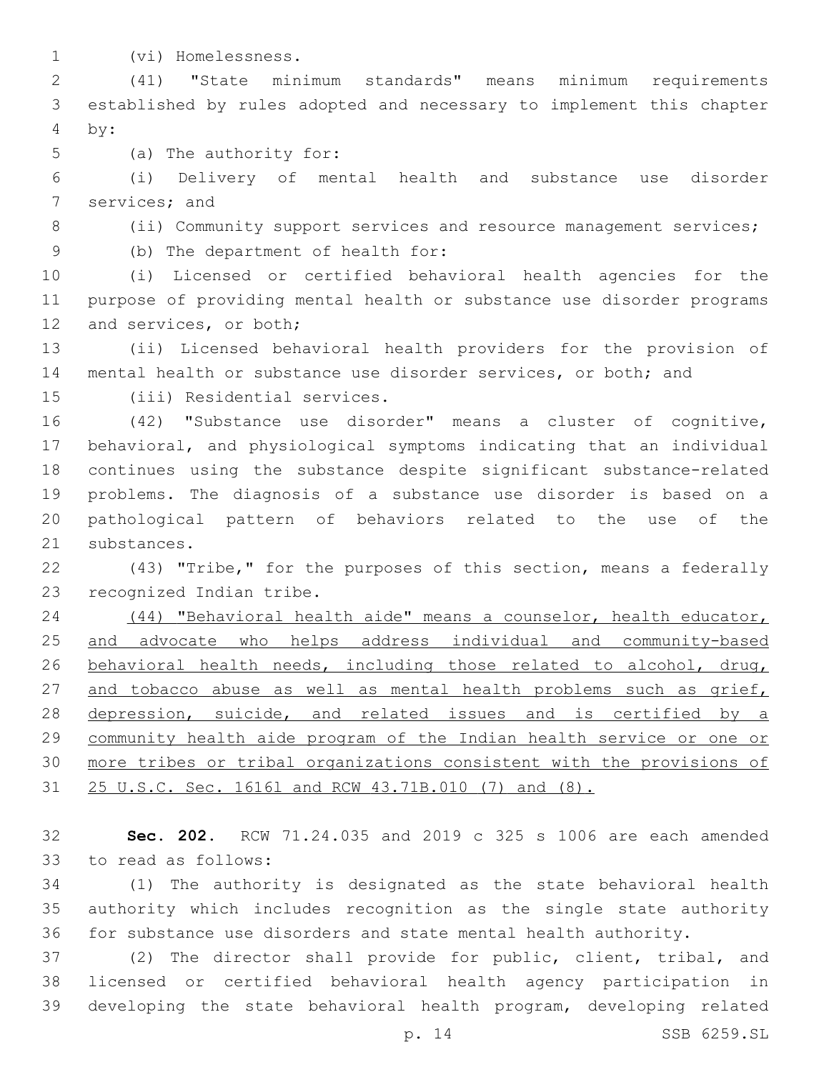(vi) Homelessness.

(41) "State minimum standards" means minimum requirements established by rules adopted and necessary to implement this chapter by:

(a) The authority for:

(i) Delivery of mental health and substance use disorder services; and

(ii) Community support services and resource management services;

(b) The department of health for:

(i) Licensed or certified behavioral health agencies for the purpose of providing mental health or substance use disorder programs and services, or both;

(ii) Licensed behavioral health providers for the provision of mental health or substance use disorder services, or both; and

(iii) Residential services.

(42) "Substance use disorder" means a cluster of cognitive, behavioral, and physiological symptoms indicating that an individual continues using the substance despite significant substance-related problems. The diagnosis of a substance use disorder is based on a pathological pattern of behaviors related to the use of the substances.

(43) "Tribe," for the purposes of this section, means a federally recognized Indian tribe.

<u>(44) "Behavioral health aide" means a counselor, health educator, and advocate who helps address individual and community-based behavioral health needs, including those related to alcohol, drug, and tobacco abuse as well as mental health problems such as grief, depression, suicide, and related issues and is certified by a community health aide program of the Indian health service or one or more tribes or tribal organizations consistent with the provisions of 25 U.S.C. Sec. 1616l and RCW 43.71B.010 (7) and (8).</u>

**Sec. 202.** RCW 71.24.035 and 2019 c 325 s 1006 are each amended to read as follows:

(1) The authority is designated as the state behavioral health authority which includes recognition as the single state authority for substance use disorders and state mental health authority.

(2) The director shall provide for public, client, tribal, and licensed or certified behavioral health agency participation in developing the state behavioral health program, developing related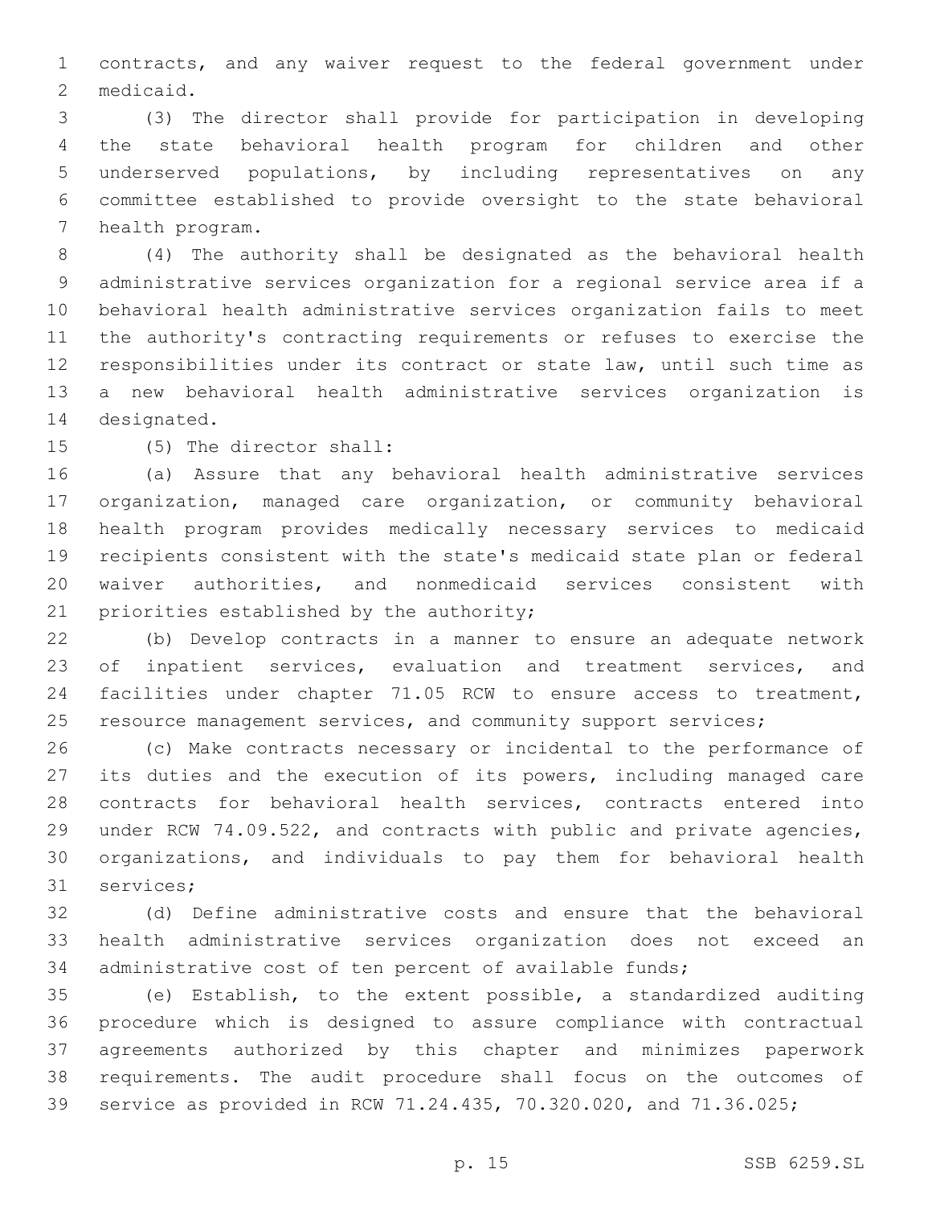contracts, and any waiver request to the federal government under medicaid.

(3) The director shall provide for participation in developing the state behavioral health program for children and other underserved populations, by including representatives on any committee established to provide oversight to the state behavioral health program.

(4) The authority shall be designated as the behavioral health administrative services organization for a regional service area if a behavioral health administrative services organization fails to meet the authority's contracting requirements or refuses to exercise the responsibilities under its contract or state law, until such time as a new behavioral health administrative services organization is designated.

(5) The director shall:

(a) Assure that any behavioral health administrative services organization, managed care organization, or community behavioral health program provides medically necessary services to medicaid recipients consistent with the state's medicaid state plan or federal waiver authorities, and nonmedicaid services consistent with priorities established by the authority;

(b) Develop contracts in a manner to ensure an adequate network of inpatient services, evaluation and treatment services, and facilities under chapter 71.05 RCW to ensure access to treatment, resource management services, and community support services;

(c) Make contracts necessary or incidental to the performance of its duties and the execution of its powers, including managed care contracts for behavioral health services, contracts entered into under RCW 74.09.522, and contracts with public and private agencies, organizations, and individuals to pay them for behavioral health services;

(d) Define administrative costs and ensure that the behavioral health administrative services organization does not exceed an administrative cost of ten percent of available funds;

(e) Establish, to the extent possible, a standardized auditing procedure which is designed to assure compliance with contractual agreements authorized by this chapter and minimizes paperwork requirements. The audit procedure shall focus on the outcomes of service as provided in RCW 71.24.435, 70.320.020, and 71.36.025;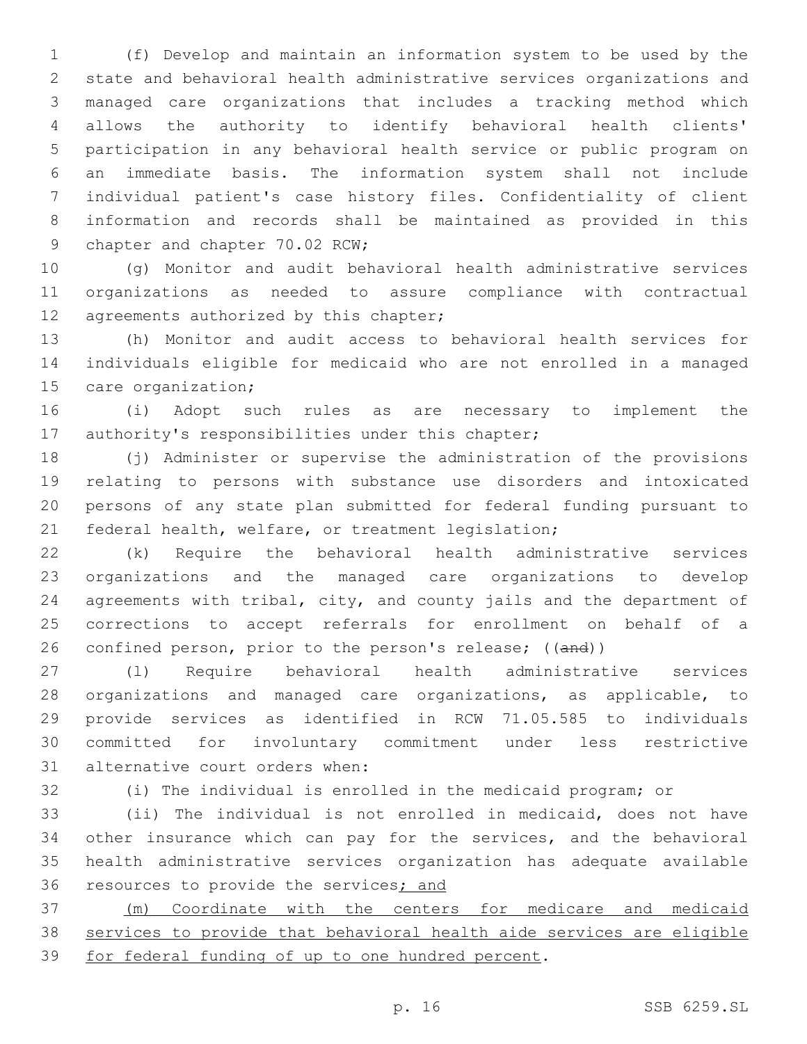(f) Develop and maintain an information system to be used by the state and behavioral health administrative services organizations and managed care organizations that includes a tracking method which allows the authority to identify behavioral health clients' participation in any behavioral health service or public program on an immediate basis. The information system shall not include individual patient's case history files. Confidentiality of client information and records shall be maintained as provided in this chapter and chapter 70.02 RCW;

(g) Monitor and audit behavioral health administrative services organizations as needed to assure compliance with contractual agreements authorized by this chapter;

(h) Monitor and audit access to behavioral health services for individuals eligible for medicaid who are not enrolled in a managed care organization;

(i) Adopt such rules as are necessary to implement the authority's responsibilities under this chapter;

(j) Administer or supervise the administration of the provisions relating to persons with substance use disorders and intoxicated persons of any state plan submitted for federal funding pursuant to federal health, welfare, or treatment legislation;

(k) Require the behavioral health administrative services organizations and the managed care organizations to develop agreements with tribal, city, and county jails and the department of corrections to accept referrals for enrollment on behalf of a confined person, prior to the person's release; ((~~and~~))

(l) Require behavioral health administrative services organizations and managed care organizations, as applicable, to provide services as identified in RCW 71.05.585 to individuals committed for involuntary commitment under less restrictive alternative court orders when:

(i) The individual is enrolled in the medicaid program; or

(ii) The individual is not enrolled in medicaid, does not have other insurance which can pay for the services, and the behavioral health administrative services organization has adequate available resources to provide the services<u>; and</u>

<u>(m) Coordinate with the centers for medicare and medicaid services to provide that behavioral health aide services are eligible for federal funding of up to one hundred percent</u>.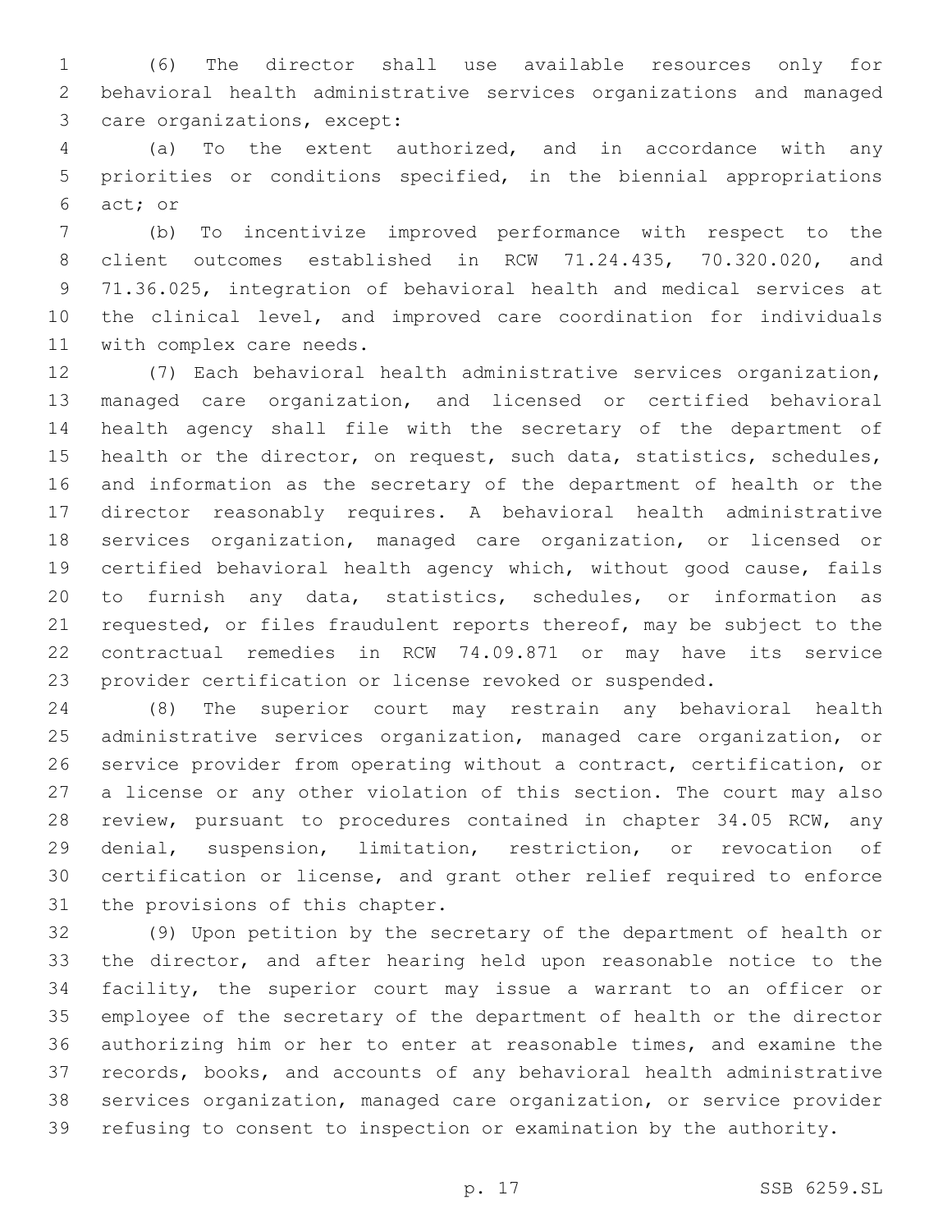(6) The director shall use available resources only for behavioral health administrative services organizations and managed care organizations, except:

(a) To the extent authorized, and in accordance with any priorities or conditions specified, in the biennial appropriations act; or

(b) To incentivize improved performance with respect to the client outcomes established in RCW 71.24.435, 70.320.020, and 71.36.025, integration of behavioral health and medical services at the clinical level, and improved care coordination for individuals with complex care needs.

(7) Each behavioral health administrative services organization, managed care organization, and licensed or certified behavioral health agency shall file with the secretary of the department of health or the director, on request, such data, statistics, schedules, and information as the secretary of the department of health or the director reasonably requires. A behavioral health administrative services organization, managed care organization, or licensed or certified behavioral health agency which, without good cause, fails to furnish any data, statistics, schedules, or information as requested, or files fraudulent reports thereof, may be subject to the contractual remedies in RCW 74.09.871 or may have its service provider certification or license revoked or suspended.

(8) The superior court may restrain any behavioral health administrative services organization, managed care organization, or service provider from operating without a contract, certification, or a license or any other violation of this section. The court may also review, pursuant to procedures contained in chapter 34.05 RCW, any denial, suspension, limitation, restriction, or revocation of certification or license, and grant other relief required to enforce the provisions of this chapter.

(9) Upon petition by the secretary of the department of health or the director, and after hearing held upon reasonable notice to the facility, the superior court may issue a warrant to an officer or employee of the secretary of the department of health or the director authorizing him or her to enter at reasonable times, and examine the records, books, and accounts of any behavioral health administrative services organization, managed care organization, or service provider refusing to consent to inspection or examination by the authority.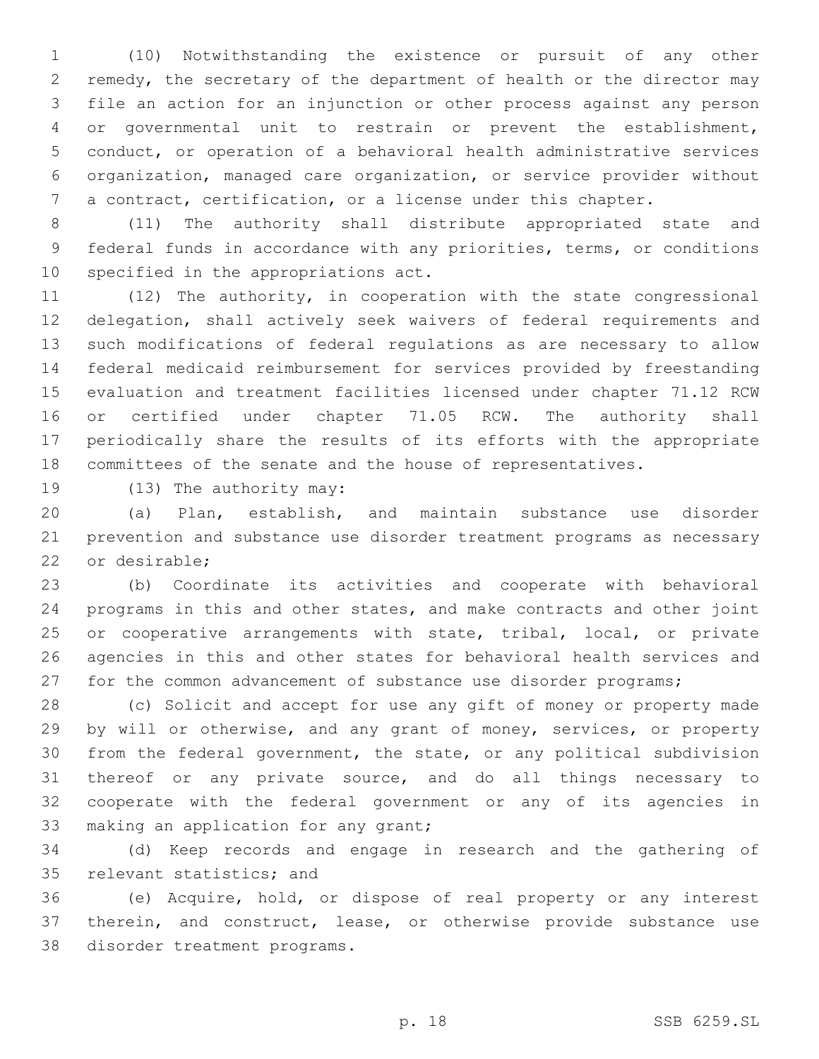(10) Notwithstanding the existence or pursuit of any other remedy, the secretary of the department of health or the director may file an action for an injunction or other process against any person or governmental unit to restrain or prevent the establishment, conduct, or operation of a behavioral health administrative services organization, managed care organization, or service provider without a contract, certification, or a license under this chapter.

(11) The authority shall distribute appropriated state and federal funds in accordance with any priorities, terms, or conditions specified in the appropriations act.

(12) The authority, in cooperation with the state congressional delegation, shall actively seek waivers of federal requirements and such modifications of federal regulations as are necessary to allow federal medicaid reimbursement for services provided by freestanding evaluation and treatment facilities licensed under chapter 71.12 RCW or certified under chapter 71.05 RCW. The authority shall periodically share the results of its efforts with the appropriate committees of the senate and the house of representatives.

(13) The authority may:

(a) Plan, establish, and maintain substance use disorder prevention and substance use disorder treatment programs as necessary or desirable;

(b) Coordinate its activities and cooperate with behavioral programs in this and other states, and make contracts and other joint or cooperative arrangements with state, tribal, local, or private agencies in this and other states for behavioral health services and for the common advancement of substance use disorder programs;

(c) Solicit and accept for use any gift of money or property made by will or otherwise, and any grant of money, services, or property from the federal government, the state, or any political subdivision thereof or any private source, and do all things necessary to cooperate with the federal government or any of its agencies in making an application for any grant;

(d) Keep records and engage in research and the gathering of relevant statistics; and

(e) Acquire, hold, or dispose of real property or any interest therein, and construct, lease, or otherwise provide substance use disorder treatment programs.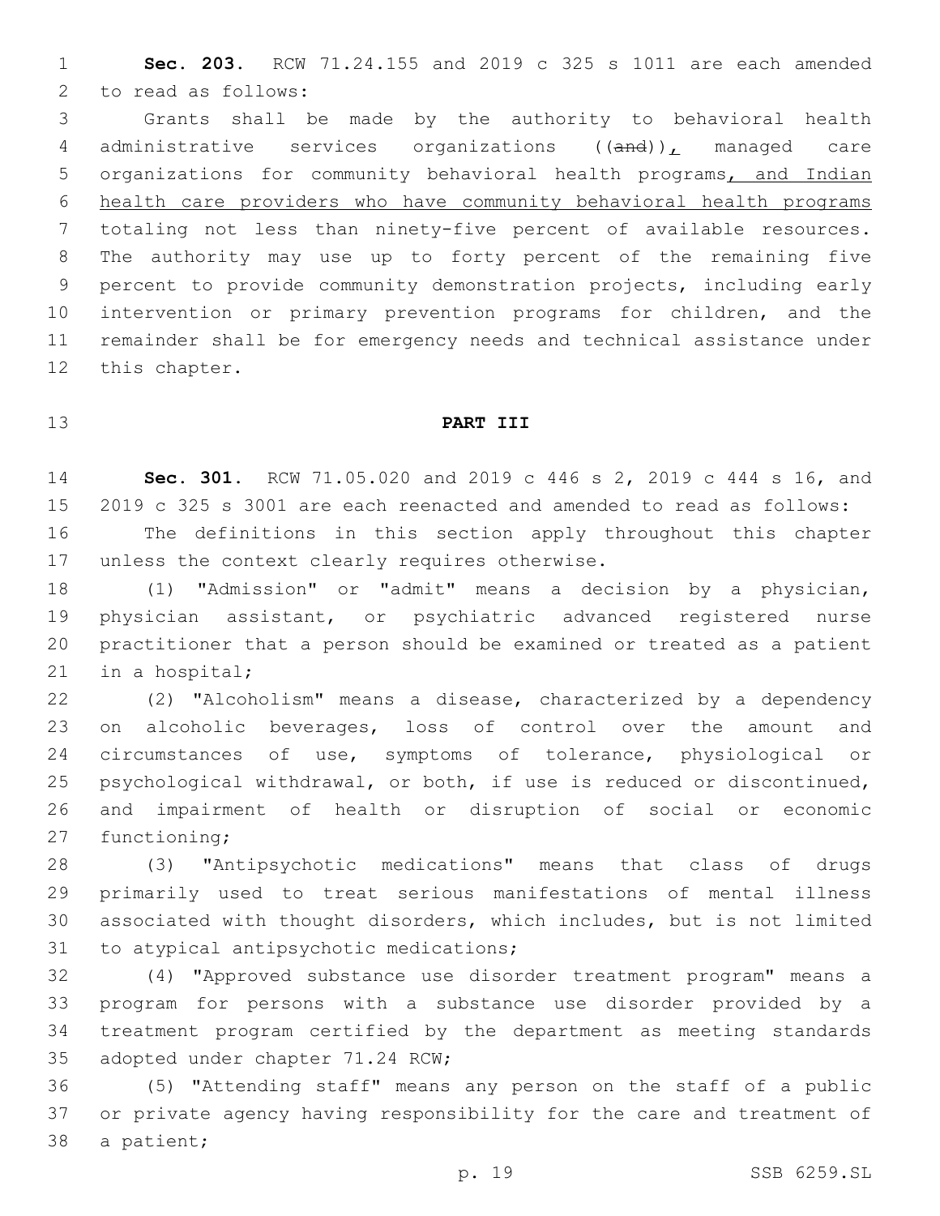**Sec. 203.** RCW 71.24.155 and 2019 c 325 s 1011 are each amended to read as follows:

Grants shall be made by the authority to behavioral health administrative services organizations ((and)), managed care organizations for community behavioral health programs, and Indian health care providers who have community behavioral health programs totaling not less than ninety-five percent of available resources. The authority may use up to forty percent of the remaining five percent to provide community demonstration projects, including early intervention or primary prevention programs for children, and the remainder shall be for emergency needs and technical assistance under this chapter.

## PART III

**Sec. 301.** RCW 71.05.020 and 2019 c 446 s 2, 2019 c 444 s 16, and 2019 c 325 s 3001 are each reenacted and amended to read as follows:

The definitions in this section apply throughout this chapter unless the context clearly requires otherwise.

(1) "Admission" or "admit" means a decision by a physician, physician assistant, or psychiatric advanced registered nurse practitioner that a person should be examined or treated as a patient in a hospital;

(2) "Alcoholism" means a disease, characterized by a dependency on alcoholic beverages, loss of control over the amount and circumstances of use, symptoms of tolerance, physiological or psychological withdrawal, or both, if use is reduced or discontinued, and impairment of health or disruption of social or economic functioning;

(3) "Antipsychotic medications" means that class of drugs primarily used to treat serious manifestations of mental illness associated with thought disorders, which includes, but is not limited to atypical antipsychotic medications;

(4) "Approved substance use disorder treatment program" means a program for persons with a substance use disorder provided by a treatment program certified by the department as meeting standards adopted under chapter 71.24 RCW;

(5) "Attending staff" means any person on the staff of a public or private agency having responsibility for the care and treatment of a patient;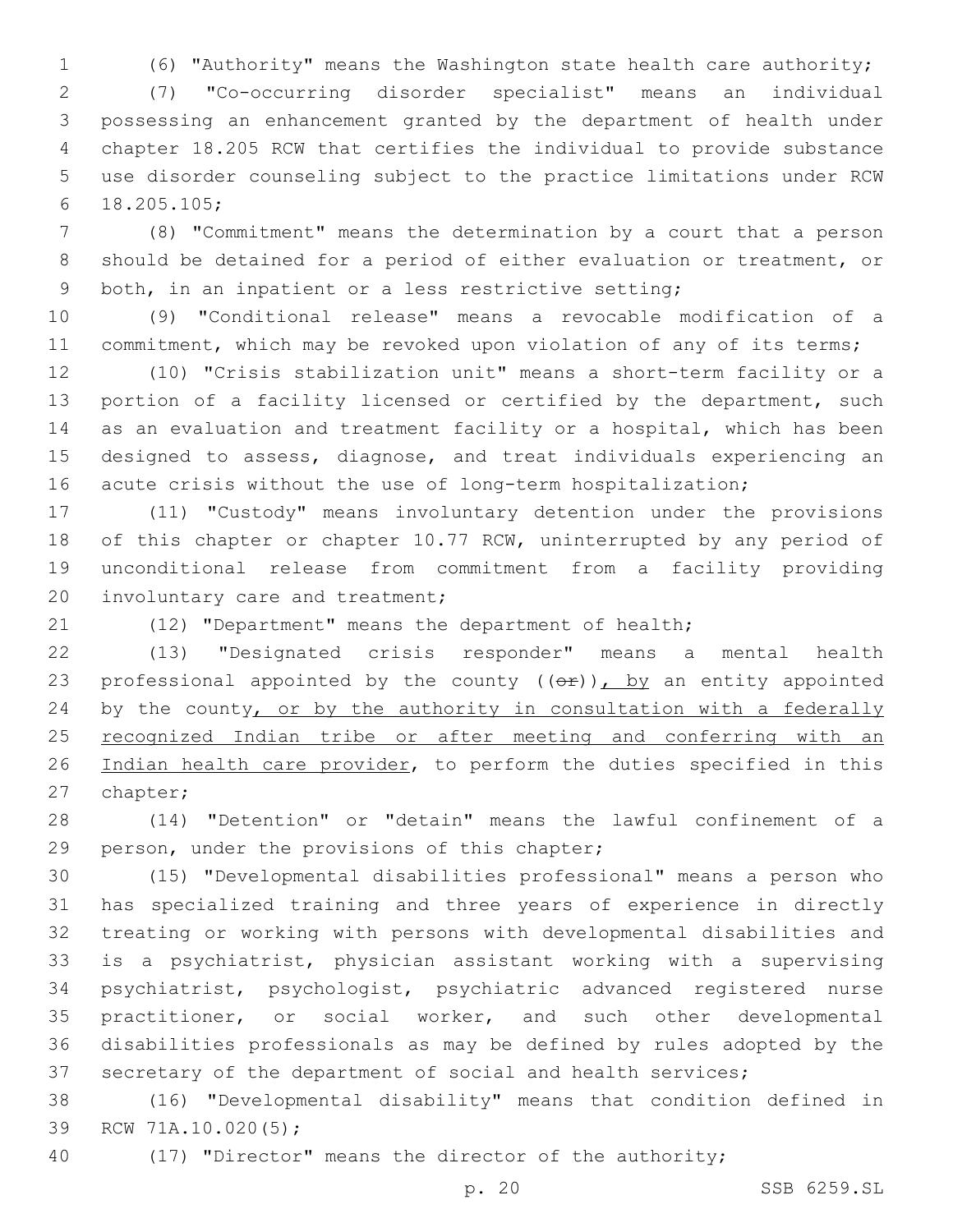(6) "Authority" means the Washington state health care authority;

(7) "Co-occurring disorder specialist" means an individual possessing an enhancement granted by the department of health under chapter 18.205 RCW that certifies the individual to provide substance use disorder counseling subject to the practice limitations under RCW 18.205.105;

(8) "Commitment" means the determination by a court that a person should be detained for a period of either evaluation or treatment, or both, in an inpatient or a less restrictive setting;

(9) "Conditional release" means a revocable modification of a commitment, which may be revoked upon violation of any of its terms;

(10) "Crisis stabilization unit" means a short-term facility or a portion of a facility licensed or certified by the department, such as an evaluation and treatment facility or a hospital, which has been designed to assess, diagnose, and treat individuals experiencing an acute crisis without the use of long-term hospitalization;

(11) "Custody" means involuntary detention under the provisions of this chapter or chapter 10.77 RCW, uninterrupted by any period of unconditional release from commitment from a facility providing involuntary care and treatment;

(12) "Department" means the department of health;

(13) "Designated crisis responder" means a mental health professional appointed by the county ((~~or~~)), by an entity appointed by the county, or by the authority in consultation with a federally recognized Indian tribe or after meeting and conferring with an Indian health care provider, to perform the duties specified in this chapter;

(14) "Detention" or "detain" means the lawful confinement of a person, under the provisions of this chapter;

(15) "Developmental disabilities professional" means a person who has specialized training and three years of experience in directly treating or working with persons with developmental disabilities and is a psychiatrist, physician assistant working with a supervising psychiatrist, psychologist, psychiatric advanced registered nurse practitioner, or social worker, and such other developmental disabilities professionals as may be defined by rules adopted by the secretary of the department of social and health services;

(16) "Developmental disability" means that condition defined in RCW 71A.10.020(5);

(17) "Director" means the director of the authority;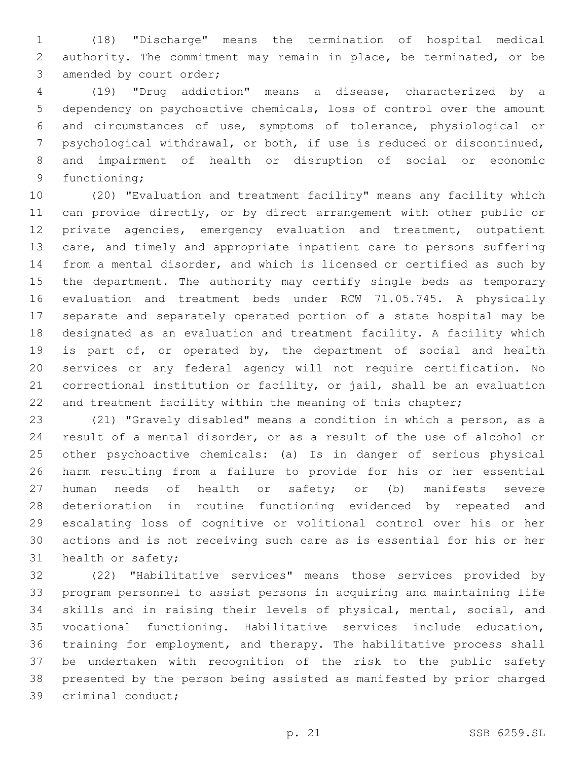(18) "Discharge" means the termination of hospital medical authority. The commitment may remain in place, be terminated, or be amended by court order;

(19) "Drug addiction" means a disease, characterized by a dependency on psychoactive chemicals, loss of control over the amount and circumstances of use, symptoms of tolerance, physiological or psychological withdrawal, or both, if use is reduced or discontinued, and impairment of health or disruption of social or economic functioning;

(20) "Evaluation and treatment facility" means any facility which can provide directly, or by direct arrangement with other public or private agencies, emergency evaluation and treatment, outpatient care, and timely and appropriate inpatient care to persons suffering from a mental disorder, and which is licensed or certified as such by the department. The authority may certify single beds as temporary evaluation and treatment beds under RCW 71.05.745. A physically separate and separately operated portion of a state hospital may be designated as an evaluation and treatment facility. A facility which is part of, or operated by, the department of social and health services or any federal agency will not require certification. No correctional institution or facility, or jail, shall be an evaluation and treatment facility within the meaning of this chapter;

(21) "Gravely disabled" means a condition in which a person, as a result of a mental disorder, or as a result of the use of alcohol or other psychoactive chemicals: (a) Is in danger of serious physical harm resulting from a failure to provide for his or her essential human needs of health or safety; or (b) manifests severe deterioration in routine functioning evidenced by repeated and escalating loss of cognitive or volitional control over his or her actions and is not receiving such care as is essential for his or her health or safety;

(22) "Habilitative services" means those services provided by program personnel to assist persons in acquiring and maintaining life skills and in raising their levels of physical, mental, social, and vocational functioning. Habilitative services include education, training for employment, and therapy. The habilitative process shall be undertaken with recognition of the risk to the public safety presented by the person being assisted as manifested by prior charged criminal conduct;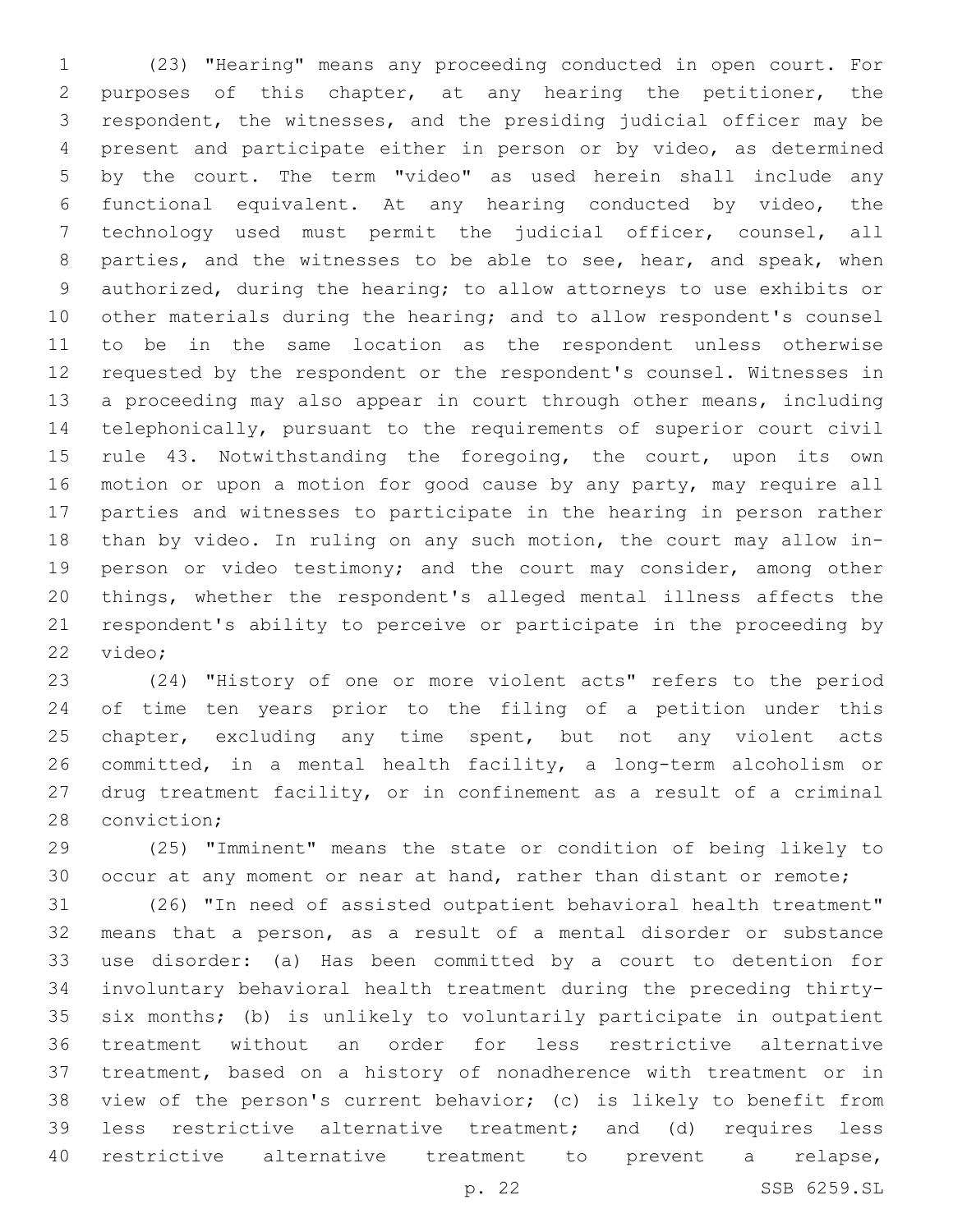(23) "Hearing" means any proceeding conducted in open court. For purposes of this chapter, at any hearing the petitioner, the respondent, the witnesses, and the presiding judicial officer may be present and participate either in person or by video, as determined by the court. The term "video" as used herein shall include any functional equivalent. At any hearing conducted by video, the technology used must permit the judicial officer, counsel, all parties, and the witnesses to be able to see, hear, and speak, when authorized, during the hearing; to allow attorneys to use exhibits or other materials during the hearing; and to allow respondent's counsel to be in the same location as the respondent unless otherwise requested by the respondent or the respondent's counsel. Witnesses in a proceeding may also appear in court through other means, including telephonically, pursuant to the requirements of superior court civil rule 43. Notwithstanding the foregoing, the court, upon its own motion or upon a motion for good cause by any party, may require all parties and witnesses to participate in the hearing in person rather than by video. In ruling on any such motion, the court may allow in-person or video testimony; and the court may consider, among other things, whether the respondent's alleged mental illness affects the respondent's ability to perceive or participate in the proceeding by video;

(24) "History of one or more violent acts" refers to the period of time ten years prior to the filing of a petition under this chapter, excluding any time spent, but not any violent acts committed, in a mental health facility, a long-term alcoholism or drug treatment facility, or in confinement as a result of a criminal conviction;

(25) "Imminent" means the state or condition of being likely to occur at any moment or near at hand, rather than distant or remote;

(26) "In need of assisted outpatient behavioral health treatment" means that a person, as a result of a mental disorder or substance use disorder: (a) Has been committed by a court to detention for involuntary behavioral health treatment during the preceding thirty-six months; (b) is unlikely to voluntarily participate in outpatient treatment without an order for less restrictive alternative treatment, based on a history of nonadherence with treatment or in view of the person's current behavior; (c) is likely to benefit from less restrictive alternative treatment; and (d) requires less restrictive alternative treatment to prevent a relapse,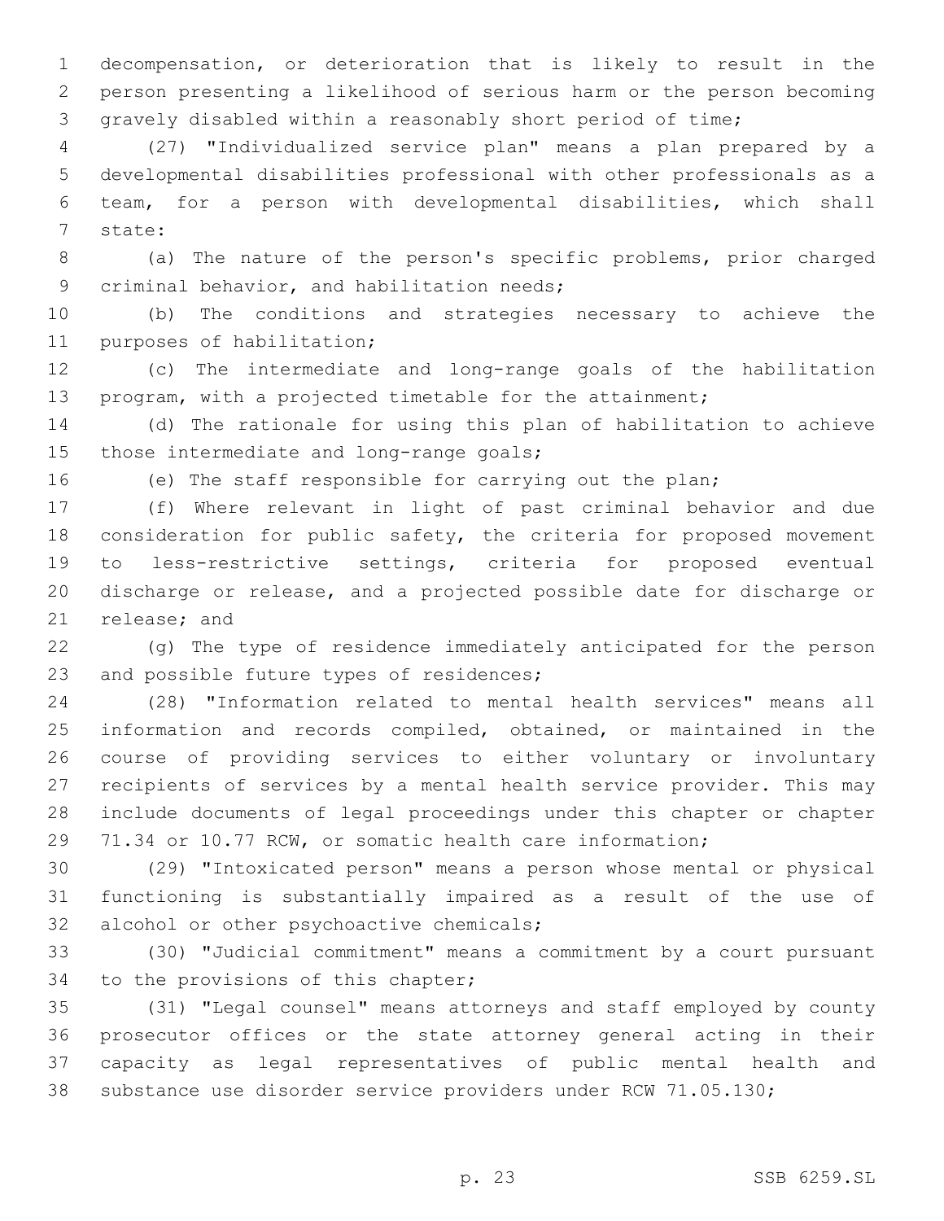decompensation, or deterioration that is likely to result in the person presenting a likelihood of serious harm or the person becoming gravely disabled within a reasonably short period of time;

(27) "Individualized service plan" means a plan prepared by a developmental disabilities professional with other professionals as a team, for a person with developmental disabilities, which shall state:

(a) The nature of the person's specific problems, prior charged criminal behavior, and habilitation needs;

(b) The conditions and strategies necessary to achieve the purposes of habilitation;

(c) The intermediate and long-range goals of the habilitation program, with a projected timetable for the attainment;

(d) The rationale for using this plan of habilitation to achieve those intermediate and long-range goals;

(e) The staff responsible for carrying out the plan;

(f) Where relevant in light of past criminal behavior and due consideration for public safety, the criteria for proposed movement to less-restrictive settings, criteria for proposed eventual discharge or release, and a projected possible date for discharge or release; and

(g) The type of residence immediately anticipated for the person and possible future types of residences;

(28) "Information related to mental health services" means all information and records compiled, obtained, or maintained in the course of providing services to either voluntary or involuntary recipients of services by a mental health service provider. This may include documents of legal proceedings under this chapter or chapter 71.34 or 10.77 RCW, or somatic health care information;

(29) "Intoxicated person" means a person whose mental or physical functioning is substantially impaired as a result of the use of alcohol or other psychoactive chemicals;

(30) "Judicial commitment" means a commitment by a court pursuant to the provisions of this chapter;

(31) "Legal counsel" means attorneys and staff employed by county prosecutor offices or the state attorney general acting in their capacity as legal representatives of public mental health and substance use disorder service providers under RCW 71.05.130;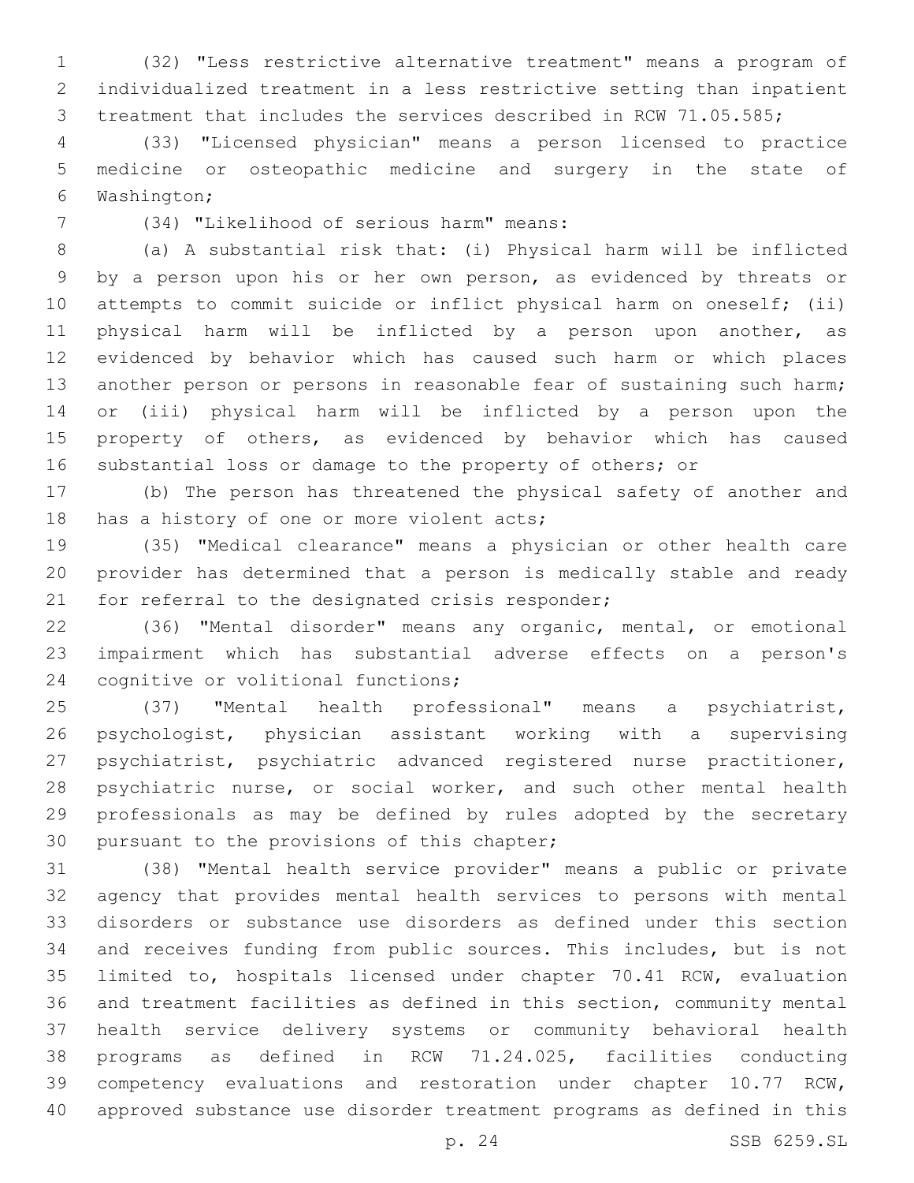(32) "Less restrictive alternative treatment" means a program of individualized treatment in a less restrictive setting than inpatient treatment that includes the services described in RCW 71.05.585;

(33) "Licensed physician" means a person licensed to practice medicine or osteopathic medicine and surgery in the state of Washington;

(34) "Likelihood of serious harm" means:

(a) A substantial risk that: (i) Physical harm will be inflicted by a person upon his or her own person, as evidenced by threats or attempts to commit suicide or inflict physical harm on oneself; (ii) physical harm will be inflicted by a person upon another, as evidenced by behavior which has caused such harm or which places another person or persons in reasonable fear of sustaining such harm; or (iii) physical harm will be inflicted by a person upon the property of others, as evidenced by behavior which has caused substantial loss or damage to the property of others; or

(b) The person has threatened the physical safety of another and has a history of one or more violent acts;

(35) "Medical clearance" means a physician or other health care provider has determined that a person is medically stable and ready for referral to the designated crisis responder;

(36) "Mental disorder" means any organic, mental, or emotional impairment which has substantial adverse effects on a person's cognitive or volitional functions;

(37) "Mental health professional" means a psychiatrist, psychologist, physician assistant working with a supervising psychiatrist, psychiatric advanced registered nurse practitioner, psychiatric nurse, or social worker, and such other mental health professionals as may be defined by rules adopted by the secretary pursuant to the provisions of this chapter;

(38) "Mental health service provider" means a public or private agency that provides mental health services to persons with mental disorders or substance use disorders as defined under this section and receives funding from public sources. This includes, but is not limited to, hospitals licensed under chapter 70.41 RCW, evaluation and treatment facilities as defined in this section, community mental health service delivery systems or community behavioral health programs as defined in RCW 71.24.025, facilities conducting competency evaluations and restoration under chapter 10.77 RCW, approved substance use disorder treatment programs as defined in this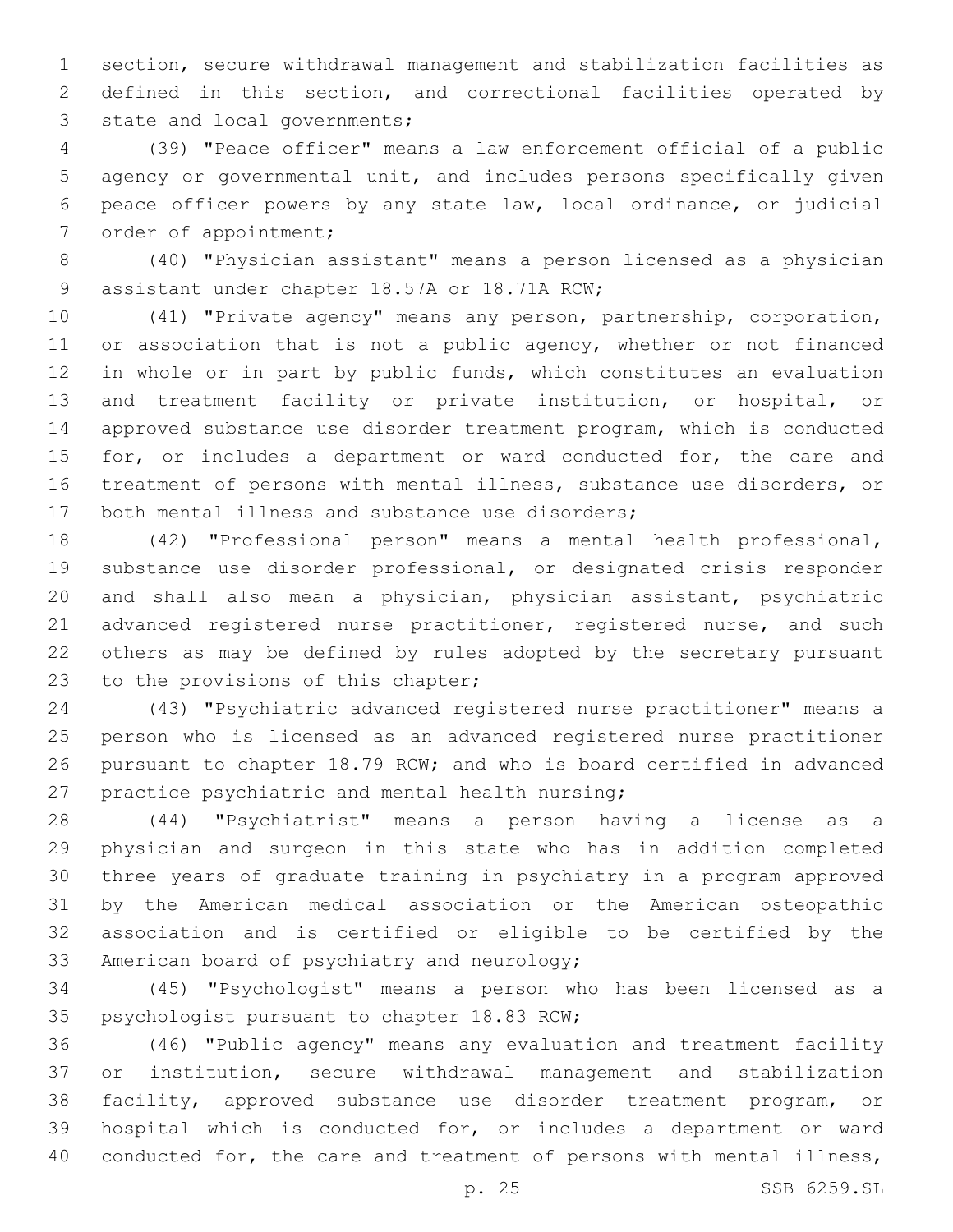section, secure withdrawal management and stabilization facilities as defined in this section, and correctional facilities operated by state and local governments;

(39) "Peace officer" means a law enforcement official of a public agency or governmental unit, and includes persons specifically given peace officer powers by any state law, local ordinance, or judicial order of appointment;

(40) "Physician assistant" means a person licensed as a physician assistant under chapter 18.57A or 18.71A RCW;

(41) "Private agency" means any person, partnership, corporation, or association that is not a public agency, whether or not financed in whole or in part by public funds, which constitutes an evaluation and treatment facility or private institution, or hospital, or approved substance use disorder treatment program, which is conducted for, or includes a department or ward conducted for, the care and treatment of persons with mental illness, substance use disorders, or both mental illness and substance use disorders;

(42) "Professional person" means a mental health professional, substance use disorder professional, or designated crisis responder and shall also mean a physician, physician assistant, psychiatric advanced registered nurse practitioner, registered nurse, and such others as may be defined by rules adopted by the secretary pursuant to the provisions of this chapter;

(43) "Psychiatric advanced registered nurse practitioner" means a person who is licensed as an advanced registered nurse practitioner pursuant to chapter 18.79 RCW; and who is board certified in advanced practice psychiatric and mental health nursing;

(44) "Psychiatrist" means a person having a license as a physician and surgeon in this state who has in addition completed three years of graduate training in psychiatry in a program approved by the American medical association or the American osteopathic association and is certified or eligible to be certified by the American board of psychiatry and neurology;

(45) "Psychologist" means a person who has been licensed as a psychologist pursuant to chapter 18.83 RCW;

(46) "Public agency" means any evaluation and treatment facility or institution, secure withdrawal management and stabilization facility, approved substance use disorder treatment program, or hospital which is conducted for, or includes a department or ward conducted for, the care and treatment of persons with mental illness,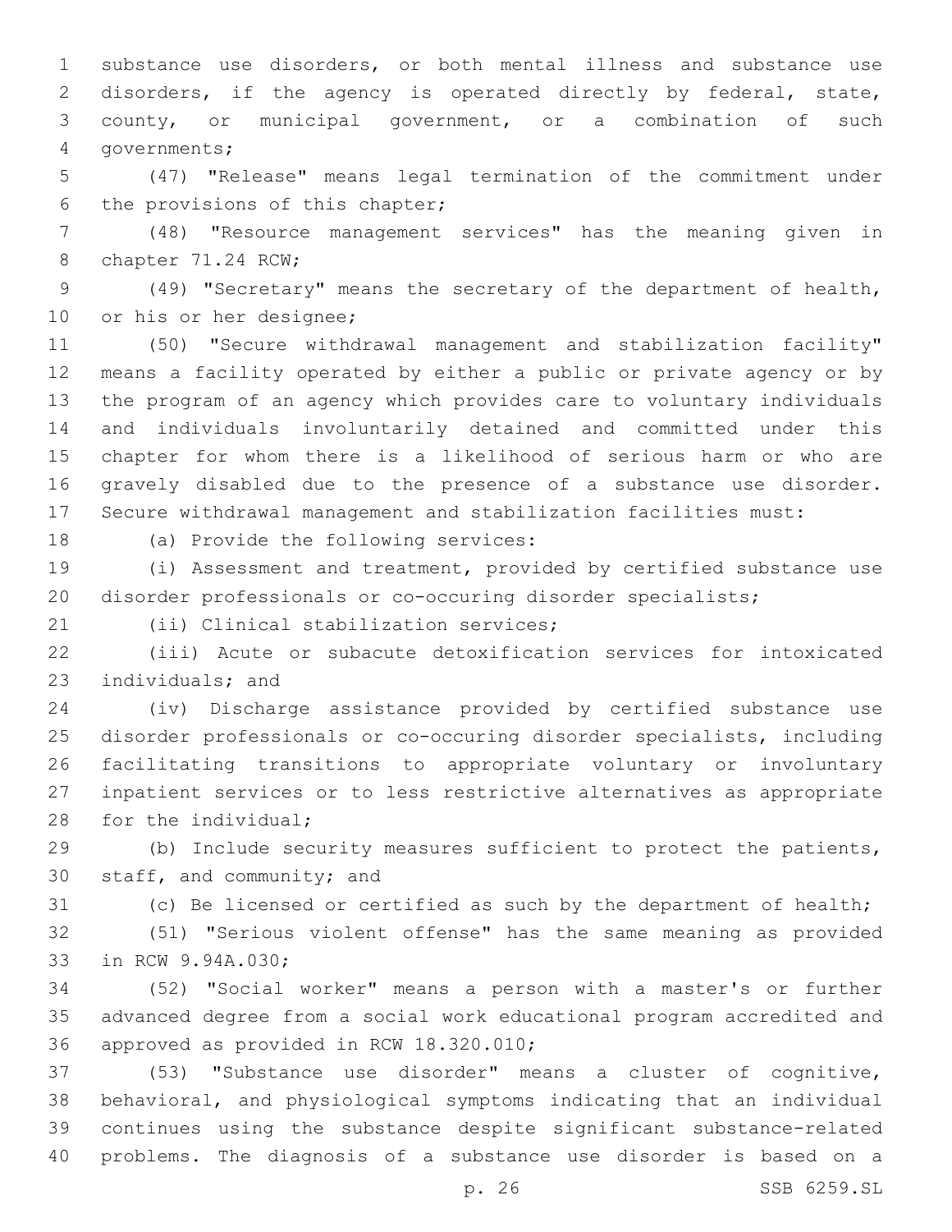substance use disorders, or both mental illness and substance use disorders, if the agency is operated directly by federal, state, county, or municipal government, or a combination of such governments;

(47) "Release" means legal termination of the commitment under the provisions of this chapter;

(48) "Resource management services" has the meaning given in chapter 71.24 RCW;

(49) "Secretary" means the secretary of the department of health, or his or her designee;

(50) "Secure withdrawal management and stabilization facility" means a facility operated by either a public or private agency or by the program of an agency which provides care to voluntary individuals and individuals involuntarily detained and committed under this chapter for whom there is a likelihood of serious harm or who are gravely disabled due to the presence of a substance use disorder. Secure withdrawal management and stabilization facilities must:

(a) Provide the following services:

(i) Assessment and treatment, provided by certified substance use disorder professionals or co-occuring disorder specialists;

(ii) Clinical stabilization services;

(iii) Acute or subacute detoxification services for intoxicated individuals; and

(iv) Discharge assistance provided by certified substance use disorder professionals or co-occuring disorder specialists, including facilitating transitions to appropriate voluntary or involuntary inpatient services or to less restrictive alternatives as appropriate for the individual;

(b) Include security measures sufficient to protect the patients, staff, and community; and

(c) Be licensed or certified as such by the department of health;

(51) "Serious violent offense" has the same meaning as provided in RCW 9.94A.030;

(52) "Social worker" means a person with a master's or further advanced degree from a social work educational program accredited and approved as provided in RCW 18.320.010;

(53) "Substance use disorder" means a cluster of cognitive, behavioral, and physiological symptoms indicating that an individual continues using the substance despite significant substance-related problems. The diagnosis of a substance use disorder is based on a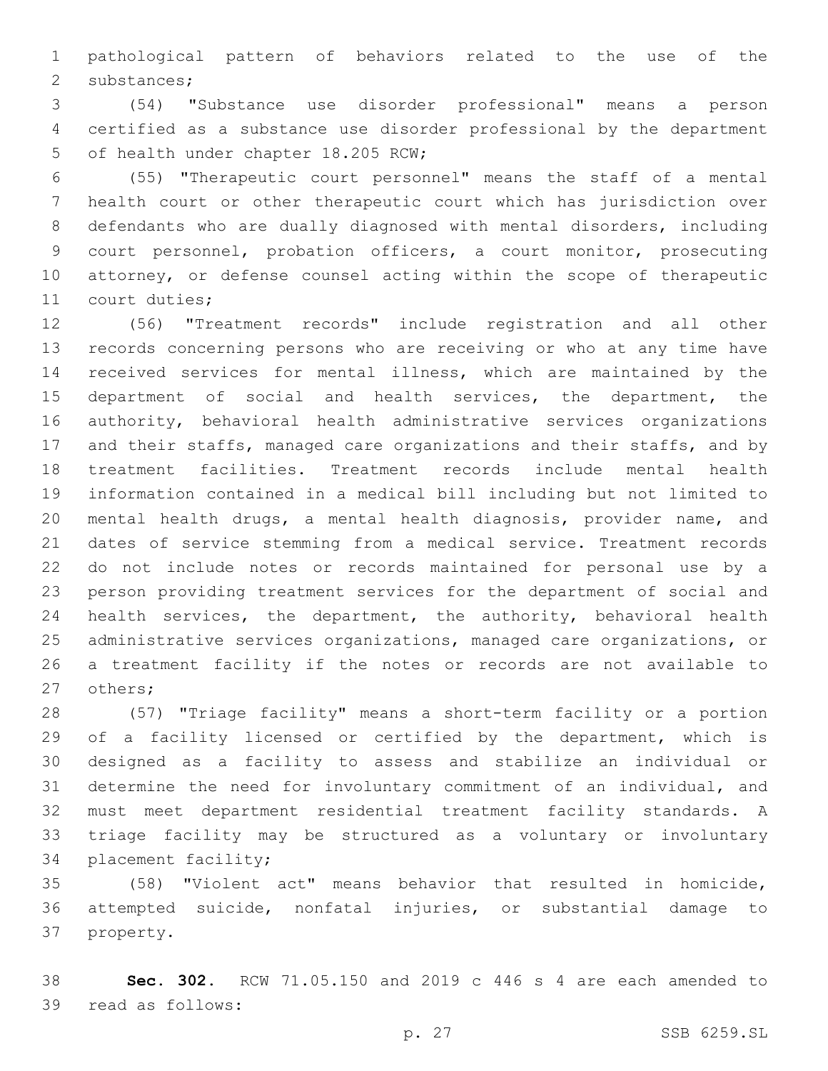pathological pattern of behaviors related to the use of the substances;

(54) "Substance use disorder professional" means a person certified as a substance use disorder professional by the department of health under chapter 18.205 RCW;

(55) "Therapeutic court personnel" means the staff of a mental health court or other therapeutic court which has jurisdiction over defendants who are dually diagnosed with mental disorders, including court personnel, probation officers, a court monitor, prosecuting attorney, or defense counsel acting within the scope of therapeutic court duties;

(56) "Treatment records" include registration and all other records concerning persons who are receiving or who at any time have received services for mental illness, which are maintained by the department of social and health services, the department, the authority, behavioral health administrative services organizations and their staffs, managed care organizations and their staffs, and by treatment facilities. Treatment records include mental health information contained in a medical bill including but not limited to mental health drugs, a mental health diagnosis, provider name, and dates of service stemming from a medical service. Treatment records do not include notes or records maintained for personal use by a person providing treatment services for the department of social and health services, the department, the authority, behavioral health administrative services organizations, managed care organizations, or a treatment facility if the notes or records are not available to others;

(57) "Triage facility" means a short-term facility or a portion of a facility licensed or certified by the department, which is designed as a facility to assess and stabilize an individual or determine the need for involuntary commitment of an individual, and must meet department residential treatment facility standards. A triage facility may be structured as a voluntary or involuntary placement facility;

(58) "Violent act" means behavior that resulted in homicide, attempted suicide, nonfatal injuries, or substantial damage to property.

**Sec. 302.** RCW 71.05.150 and 2019 c 446 s 4 are each amended to read as follows: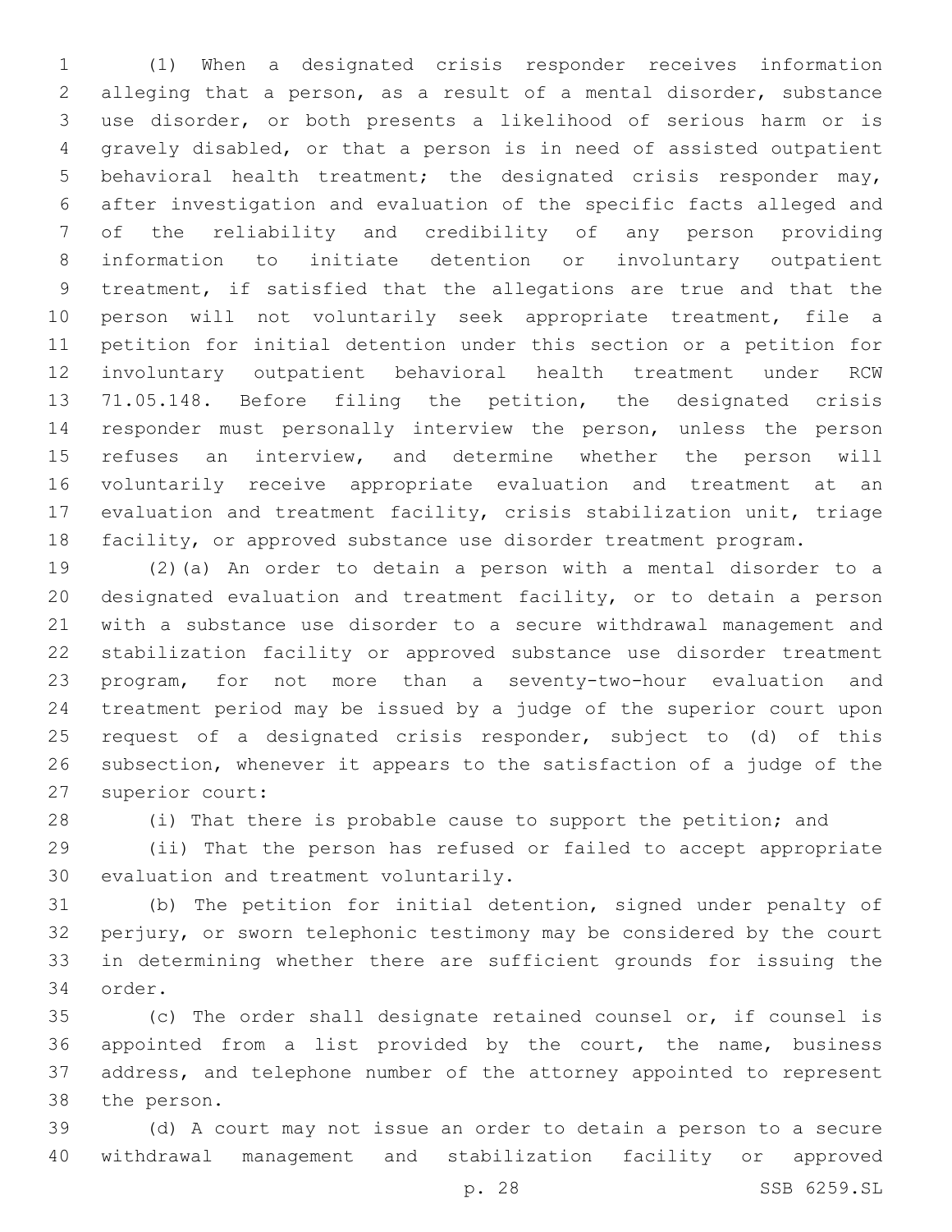(1) When a designated crisis responder receives information alleging that a person, as a result of a mental disorder, substance use disorder, or both presents a likelihood of serious harm or is gravely disabled, or that a person is in need of assisted outpatient behavioral health treatment; the designated crisis responder may, after investigation and evaluation of the specific facts alleged and of the reliability and credibility of any person providing information to initiate detention or involuntary outpatient treatment, if satisfied that the allegations are true and that the person will not voluntarily seek appropriate treatment, file a petition for initial detention under this section or a petition for involuntary outpatient behavioral health treatment under RCW 71.05.148. Before filing the petition, the designated crisis responder must personally interview the person, unless the person refuses an interview, and determine whether the person will voluntarily receive appropriate evaluation and treatment at an evaluation and treatment facility, crisis stabilization unit, triage facility, or approved substance use disorder treatment program.

(2)(a) An order to detain a person with a mental disorder to a designated evaluation and treatment facility, or to detain a person with a substance use disorder to a secure withdrawal management and stabilization facility or approved substance use disorder treatment program, for not more than a seventy-two-hour evaluation and treatment period may be issued by a judge of the superior court upon request of a designated crisis responder, subject to (d) of this subsection, whenever it appears to the satisfaction of a judge of the superior court:

(i) That there is probable cause to support the petition; and

(ii) That the person has refused or failed to accept appropriate evaluation and treatment voluntarily.

(b) The petition for initial detention, signed under penalty of perjury, or sworn telephonic testimony may be considered by the court in determining whether there are sufficient grounds for issuing the order.

(c) The order shall designate retained counsel or, if counsel is appointed from a list provided by the court, the name, business address, and telephone number of the attorney appointed to represent the person.

(d) A court may not issue an order to detain a person to a secure withdrawal management and stabilization facility or approved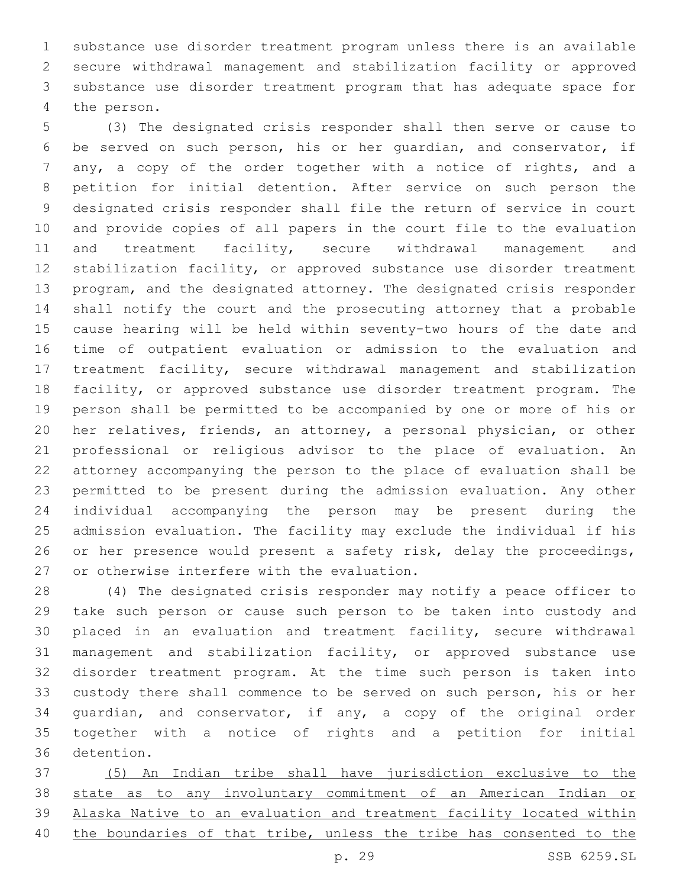substance use disorder treatment program unless there is an available secure withdrawal management and stabilization facility or approved substance use disorder treatment program that has adequate space for the person.

(3) The designated crisis responder shall then serve or cause to be served on such person, his or her guardian, and conservator, if any, a copy of the order together with a notice of rights, and a petition for initial detention. After service on such person the designated crisis responder shall file the return of service in court and provide copies of all papers in the court file to the evaluation and treatment facility, secure withdrawal management and stabilization facility, or approved substance use disorder treatment program, and the designated attorney. The designated crisis responder shall notify the court and the prosecuting attorney that a probable cause hearing will be held within seventy-two hours of the date and time of outpatient evaluation or admission to the evaluation and treatment facility, secure withdrawal management and stabilization facility, or approved substance use disorder treatment program. The person shall be permitted to be accompanied by one or more of his or her relatives, friends, an attorney, a personal physician, or other professional or religious advisor to the place of evaluation. An attorney accompanying the person to the place of evaluation shall be permitted to be present during the admission evaluation. Any other individual accompanying the person may be present during the admission evaluation. The facility may exclude the individual if his or her presence would present a safety risk, delay the proceedings, or otherwise interfere with the evaluation.

(4) The designated crisis responder may notify a peace officer to take such person or cause such person to be taken into custody and placed in an evaluation and treatment facility, secure withdrawal management and stabilization facility, or approved substance use disorder treatment program. At the time such person is taken into custody there shall commence to be served on such person, his or her guardian, and conservator, if any, a copy of the original order together with a notice of rights and a petition for initial detention.

<u>(5) An Indian tribe shall have jurisdiction exclusive to the state as to any involuntary commitment of an American Indian or Alaska Native to an evaluation and treatment facility located within the boundaries of that tribe, unless the tribe has consented to the</u>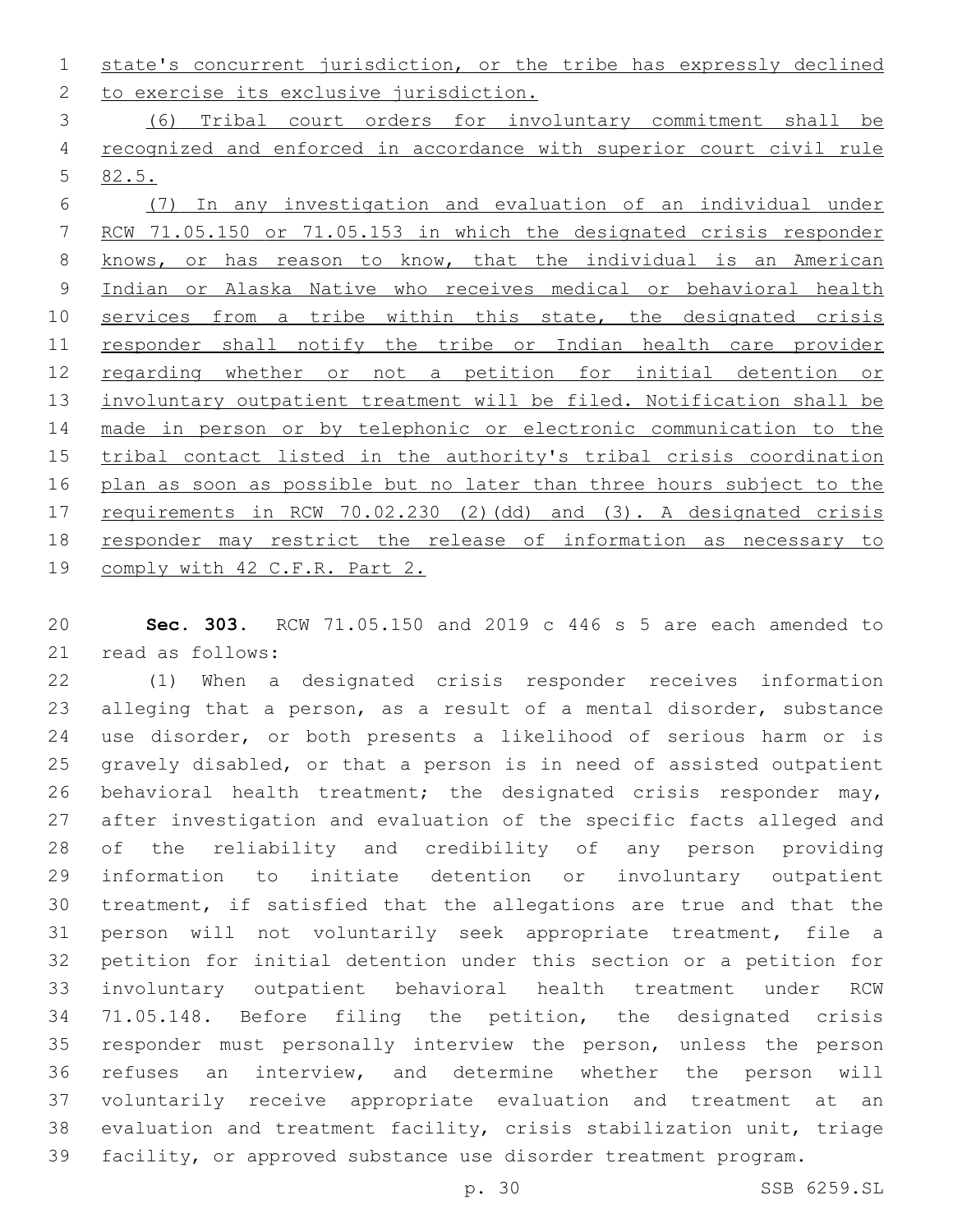state's concurrent jurisdiction, or the tribe has expressly declined to exercise its exclusive jurisdiction.

(6) Tribal court orders for involuntary commitment shall be recognized and enforced in accordance with superior court civil rule 82.5.

(7) In any investigation and evaluation of an individual under RCW 71.05.150 or 71.05.153 in which the designated crisis responder knows, or has reason to know, that the individual is an American Indian or Alaska Native who receives medical or behavioral health services from a tribe within this state, the designated crisis responder shall notify the tribe or Indian health care provider regarding whether or not a petition for initial detention or involuntary outpatient treatment will be filed. Notification shall be made in person or by telephonic or electronic communication to the tribal contact listed in the authority's tribal crisis coordination plan as soon as possible but no later than three hours subject to the requirements in RCW 70.02.230 (2)(dd) and (3). A designated crisis responder may restrict the release of information as necessary to comply with 42 C.F.R. Part 2.

**Sec. 303.** RCW 71.05.150 and 2019 c 446 s 5 are each amended to read as follows:

(1) When a designated crisis responder receives information alleging that a person, as a result of a mental disorder, substance use disorder, or both presents a likelihood of serious harm or is gravely disabled, or that a person is in need of assisted outpatient behavioral health treatment; the designated crisis responder may, after investigation and evaluation of the specific facts alleged and of the reliability and credibility of any person providing information to initiate detention or involuntary outpatient treatment, if satisfied that the allegations are true and that the person will not voluntarily seek appropriate treatment, file a petition for initial detention under this section or a petition for involuntary outpatient behavioral health treatment under RCW 71.05.148. Before filing the petition, the designated crisis responder must personally interview the person, unless the person refuses an interview, and determine whether the person will voluntarily receive appropriate evaluation and treatment at an evaluation and treatment facility, crisis stabilization unit, triage facility, or approved substance use disorder treatment program.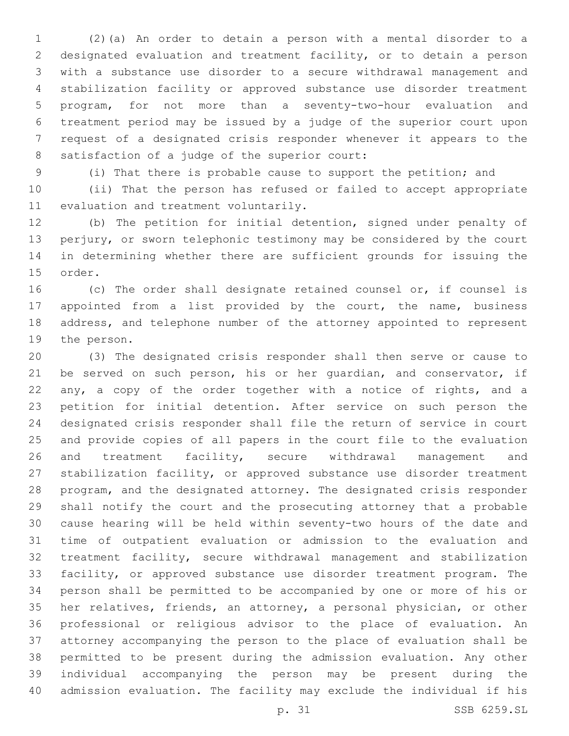(2)(a) An order to detain a person with a mental disorder to a designated evaluation and treatment facility, or to detain a person with a substance use disorder to a secure withdrawal management and stabilization facility or approved substance use disorder treatment program, for not more than a seventy-two-hour evaluation and treatment period may be issued by a judge of the superior court upon request of a designated crisis responder whenever it appears to the satisfaction of a judge of the superior court:

(i) That there is probable cause to support the petition; and

(ii) That the person has refused or failed to accept appropriate evaluation and treatment voluntarily.

(b) The petition for initial detention, signed under penalty of perjury, or sworn telephonic testimony may be considered by the court in determining whether there are sufficient grounds for issuing the order.

(c) The order shall designate retained counsel or, if counsel is appointed from a list provided by the court, the name, business address, and telephone number of the attorney appointed to represent the person.

(3) The designated crisis responder shall then serve or cause to be served on such person, his or her guardian, and conservator, if any, a copy of the order together with a notice of rights, and a petition for initial detention. After service on such person the designated crisis responder shall file the return of service in court and provide copies of all papers in the court file to the evaluation and treatment facility, secure withdrawal management and stabilization facility, or approved substance use disorder treatment program, and the designated attorney. The designated crisis responder shall notify the court and the prosecuting attorney that a probable cause hearing will be held within seventy-two hours of the date and time of outpatient evaluation or admission to the evaluation and treatment facility, secure withdrawal management and stabilization facility, or approved substance use disorder treatment program. The person shall be permitted to be accompanied by one or more of his or her relatives, friends, an attorney, a personal physician, or other professional or religious advisor to the place of evaluation. An attorney accompanying the person to the place of evaluation shall be permitted to be present during the admission evaluation. Any other individual accompanying the person may be present during the admission evaluation. The facility may exclude the individual if his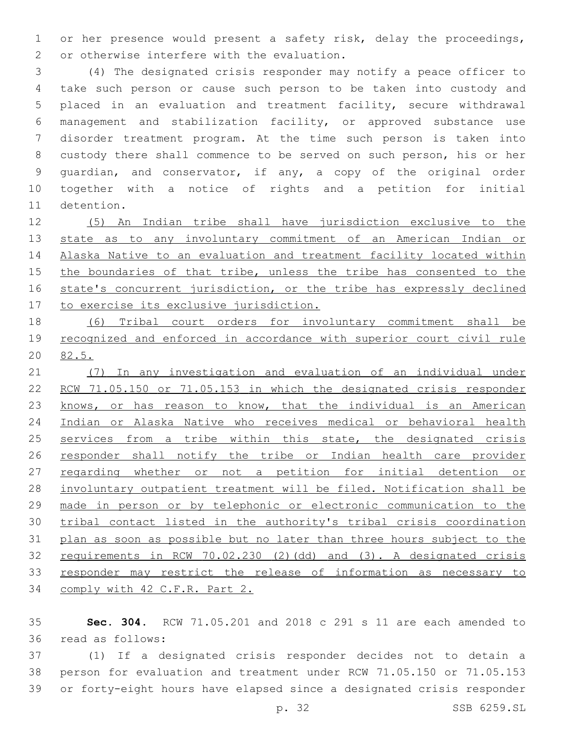or her presence would present a safety risk, delay the proceedings, or otherwise interfere with the evaluation.

(4) The designated crisis responder may notify a peace officer to take such person or cause such person to be taken into custody and placed in an evaluation and treatment facility, secure withdrawal management and stabilization facility, or approved substance use disorder treatment program. At the time such person is taken into custody there shall commence to be served on such person, his or her guardian, and conservator, if any, a copy of the original order together with a notice of rights and a petition for initial detention.

(5) An Indian tribe shall have jurisdiction exclusive to the state as to any involuntary commitment of an American Indian or Alaska Native to an evaluation and treatment facility located within the boundaries of that tribe, unless the tribe has consented to the state's concurrent jurisdiction, or the tribe has expressly declined to exercise its exclusive jurisdiction.

(6) Tribal court orders for involuntary commitment shall be recognized and enforced in accordance with superior court civil rule 82.5.

(7) In any investigation and evaluation of an individual under RCW 71.05.150 or 71.05.153 in which the designated crisis responder knows, or has reason to know, that the individual is an American Indian or Alaska Native who receives medical or behavioral health services from a tribe within this state, the designated crisis responder shall notify the tribe or Indian health care provider regarding whether or not a petition for initial detention or involuntary outpatient treatment will be filed. Notification shall be made in person or by telephonic or electronic communication to the tribal contact listed in the authority's tribal crisis coordination plan as soon as possible but no later than three hours subject to the requirements in RCW 70.02.230 (2)(dd) and (3). A designated crisis responder may restrict the release of information as necessary to comply with 42 C.F.R. Part 2.

**Sec. 304.** RCW 71.05.201 and 2018 c 291 s 11 are each amended to read as follows:

(1) If a designated crisis responder decides not to detain a person for evaluation and treatment under RCW 71.05.150 or 71.05.153 or forty-eight hours have elapsed since a designated crisis responder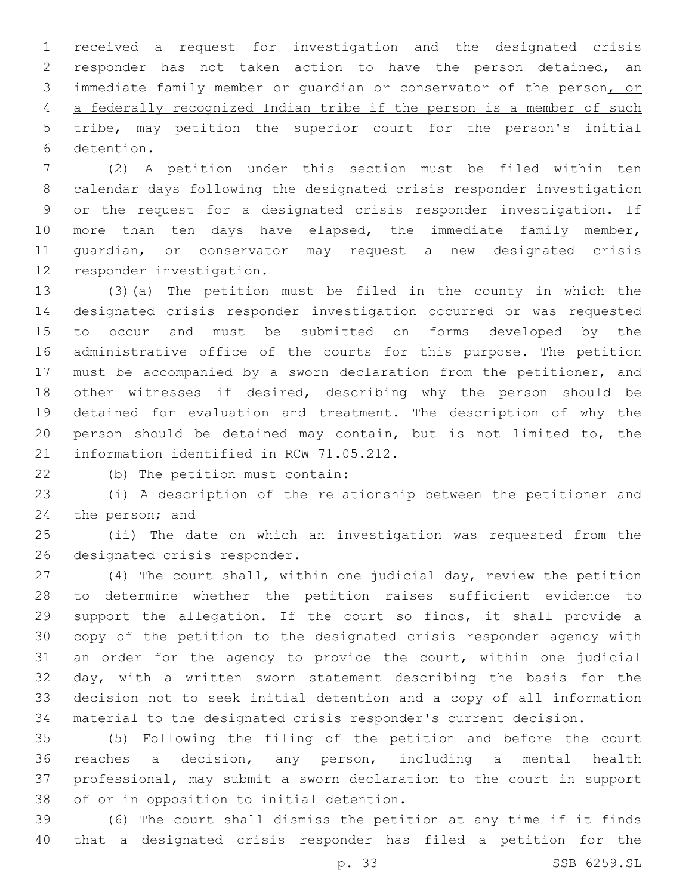received a request for investigation and the designated crisis responder has not taken action to have the person detained, an immediate family member or guardian or conservator of the person, or a federally recognized Indian tribe if the person is a member of such tribe, may petition the superior court for the person's initial detention.

(2) A petition under this section must be filed within ten calendar days following the designated crisis responder investigation or the request for a designated crisis responder investigation. If more than ten days have elapsed, the immediate family member, guardian, or conservator may request a new designated crisis responder investigation.

(3)(a) The petition must be filed in the county in which the designated crisis responder investigation occurred or was requested to occur and must be submitted on forms developed by the administrative office of the courts for this purpose. The petition must be accompanied by a sworn declaration from the petitioner, and other witnesses if desired, describing why the person should be detained for evaluation and treatment. The description of why the person should be detained may contain, but is not limited to, the information identified in RCW 71.05.212.

(b) The petition must contain:

(i) A description of the relationship between the petitioner and the person; and

(ii) The date on which an investigation was requested from the designated crisis responder.

(4) The court shall, within one judicial day, review the petition to determine whether the petition raises sufficient evidence to support the allegation. If the court so finds, it shall provide a copy of the petition to the designated crisis responder agency with an order for the agency to provide the court, within one judicial day, with a written sworn statement describing the basis for the decision not to seek initial detention and a copy of all information material to the designated crisis responder's current decision.

(5) Following the filing of the petition and before the court reaches a decision, any person, including a mental health professional, may submit a sworn declaration to the court in support of or in opposition to initial detention.

(6) The court shall dismiss the petition at any time if it finds that a designated crisis responder has filed a petition for the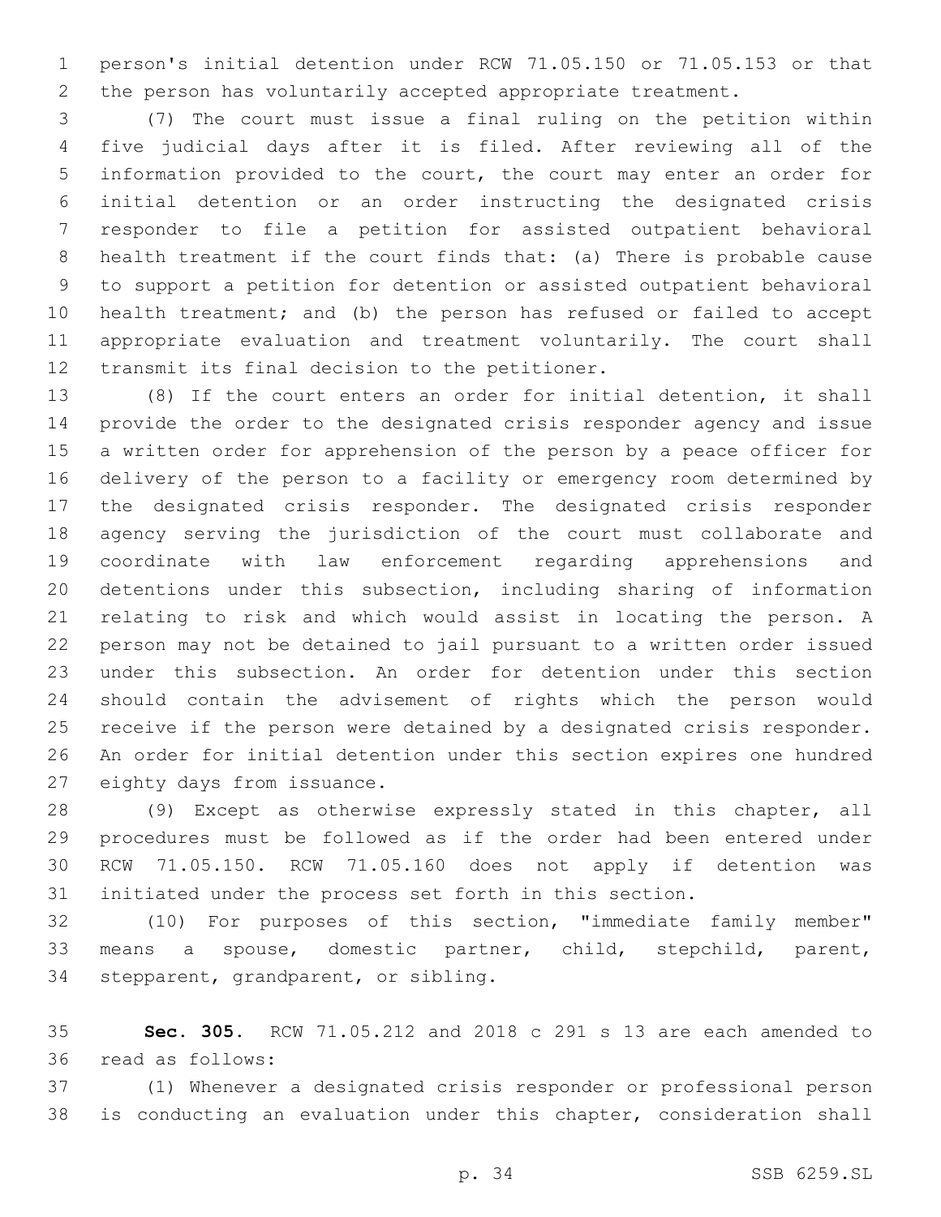person's initial detention under RCW 71.05.150 or 71.05.153 or that the person has voluntarily accepted appropriate treatment.

(7) The court must issue a final ruling on the petition within five judicial days after it is filed. After reviewing all of the information provided to the court, the court may enter an order for initial detention or an order instructing the designated crisis responder to file a petition for assisted outpatient behavioral health treatment if the court finds that: (a) There is probable cause to support a petition for detention or assisted outpatient behavioral health treatment; and (b) the person has refused or failed to accept appropriate evaluation and treatment voluntarily. The court shall transmit its final decision to the petitioner.

(8) If the court enters an order for initial detention, it shall provide the order to the designated crisis responder agency and issue a written order for apprehension of the person by a peace officer for delivery of the person to a facility or emergency room determined by the designated crisis responder. The designated crisis responder agency serving the jurisdiction of the court must collaborate and coordinate with law enforcement regarding apprehensions and detentions under this subsection, including sharing of information relating to risk and which would assist in locating the person. A person may not be detained to jail pursuant to a written order issued under this subsection. An order for detention under this section should contain the advisement of rights which the person would receive if the person were detained by a designated crisis responder. An order for initial detention under this section expires one hundred eighty days from issuance.

(9) Except as otherwise expressly stated in this chapter, all procedures must be followed as if the order had been entered under RCW 71.05.150. RCW 71.05.160 does not apply if detention was initiated under the process set forth in this section.

(10) For purposes of this section, "immediate family member" means a spouse, domestic partner, child, stepchild, parent, stepparent, grandparent, or sibling.

**Sec. 305.** RCW 71.05.212 and 2018 c 291 s 13 are each amended to read as follows:

(1) Whenever a designated crisis responder or professional person is conducting an evaluation under this chapter, consideration shall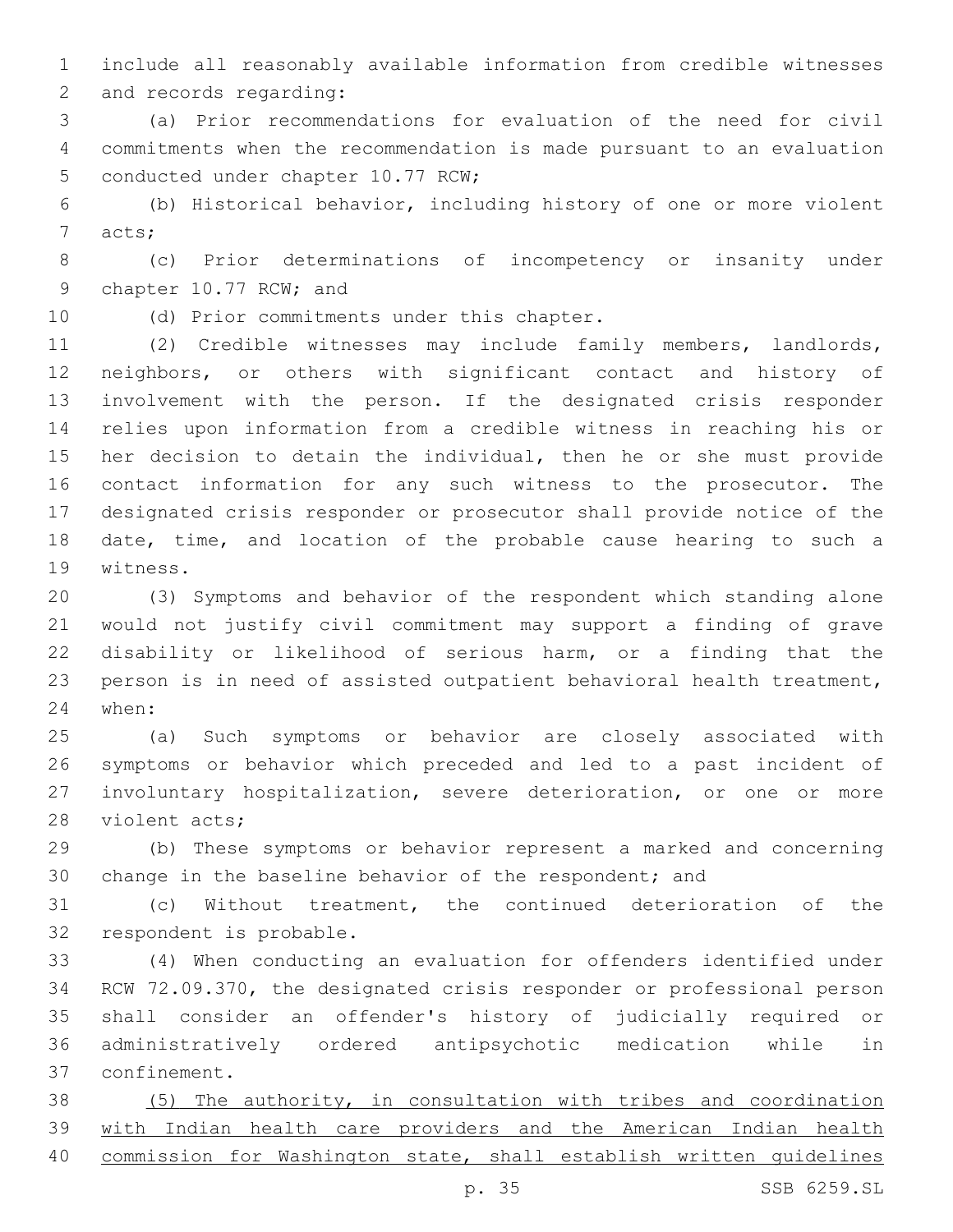include all reasonably available information from credible witnesses and records regarding:

(a) Prior recommendations for evaluation of the need for civil commitments when the recommendation is made pursuant to an evaluation conducted under chapter 10.77 RCW;

(b) Historical behavior, including history of one or more violent acts;

(c) Prior determinations of incompetency or insanity under chapter 10.77 RCW; and

(d) Prior commitments under this chapter.

(2) Credible witnesses may include family members, landlords, neighbors, or others with significant contact and history of involvement with the person. If the designated crisis responder relies upon information from a credible witness in reaching his or her decision to detain the individual, then he or she must provide contact information for any such witness to the prosecutor. The designated crisis responder or prosecutor shall provide notice of the date, time, and location of the probable cause hearing to such a witness.

(3) Symptoms and behavior of the respondent which standing alone would not justify civil commitment may support a finding of grave disability or likelihood of serious harm, or a finding that the person is in need of assisted outpatient behavioral health treatment, when:

(a) Such symptoms or behavior are closely associated with symptoms or behavior which preceded and led to a past incident of involuntary hospitalization, severe deterioration, or one or more violent acts;

(b) These symptoms or behavior represent a marked and concerning change in the baseline behavior of the respondent; and

(c) Without treatment, the continued deterioration of the respondent is probable.

(4) When conducting an evaluation for offenders identified under RCW 72.09.370, the designated crisis responder or professional person shall consider an offender's history of judicially required or administratively ordered antipsychotic medication while in confinement.

<u>(5) The authority, in consultation with tribes and coordination with Indian health care providers and the American Indian health commission for Washington state, shall establish written guidelines</u>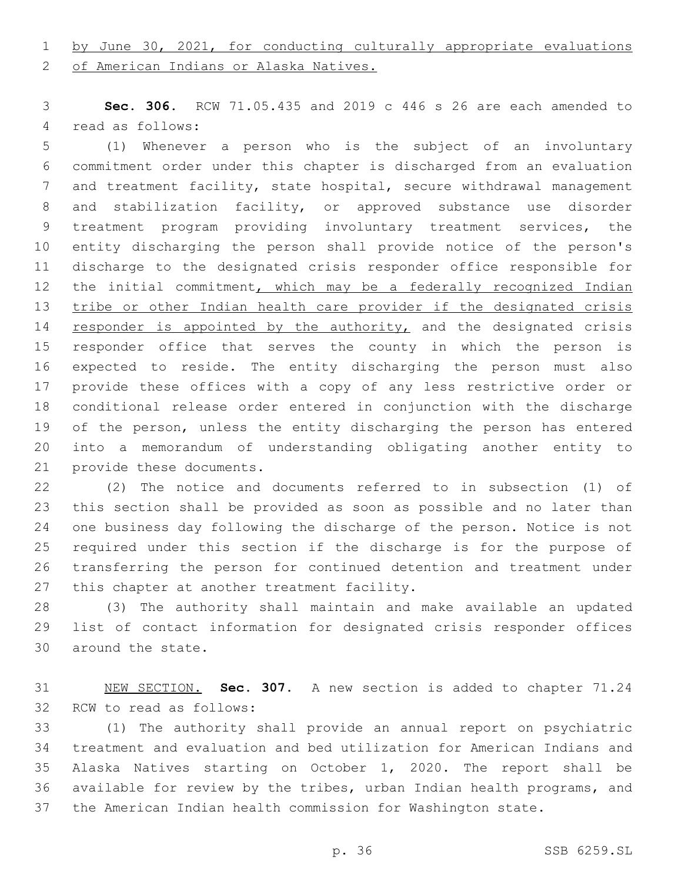by June 30, 2021, for conducting culturally appropriate evaluations of American Indians or Alaska Natives.

**Sec. 306.** RCW 71.05.435 and 2019 c 446 s 26 are each amended to read as follows:

(1) Whenever a person who is the subject of an involuntary commitment order under this chapter is discharged from an evaluation and treatment facility, state hospital, secure withdrawal management and stabilization facility, or approved substance use disorder treatment program providing involuntary treatment services, the entity discharging the person shall provide notice of the person's discharge to the designated crisis responder office responsible for the initial commitment, which may be a federally recognized Indian tribe or other Indian health care provider if the designated crisis responder is appointed by the authority, and the designated crisis responder office that serves the county in which the person is expected to reside. The entity discharging the person must also provide these offices with a copy of any less restrictive order or conditional release order entered in conjunction with the discharge of the person, unless the entity discharging the person has entered into a memorandum of understanding obligating another entity to provide these documents.

(2) The notice and documents referred to in subsection (1) of this section shall be provided as soon as possible and no later than one business day following the discharge of the person. Notice is not required under this section if the discharge is for the purpose of transferring the person for continued detention and treatment under this chapter at another treatment facility.

(3) The authority shall maintain and make available an updated list of contact information for designated crisis responder offices around the state.

NEW SECTION. **Sec. 307.** A new section is added to chapter 71.24 RCW to read as follows:

(1) The authority shall provide an annual report on psychiatric treatment and evaluation and bed utilization for American Indians and Alaska Natives starting on October 1, 2020. The report shall be available for review by the tribes, urban Indian health programs, and the American Indian health commission for Washington state.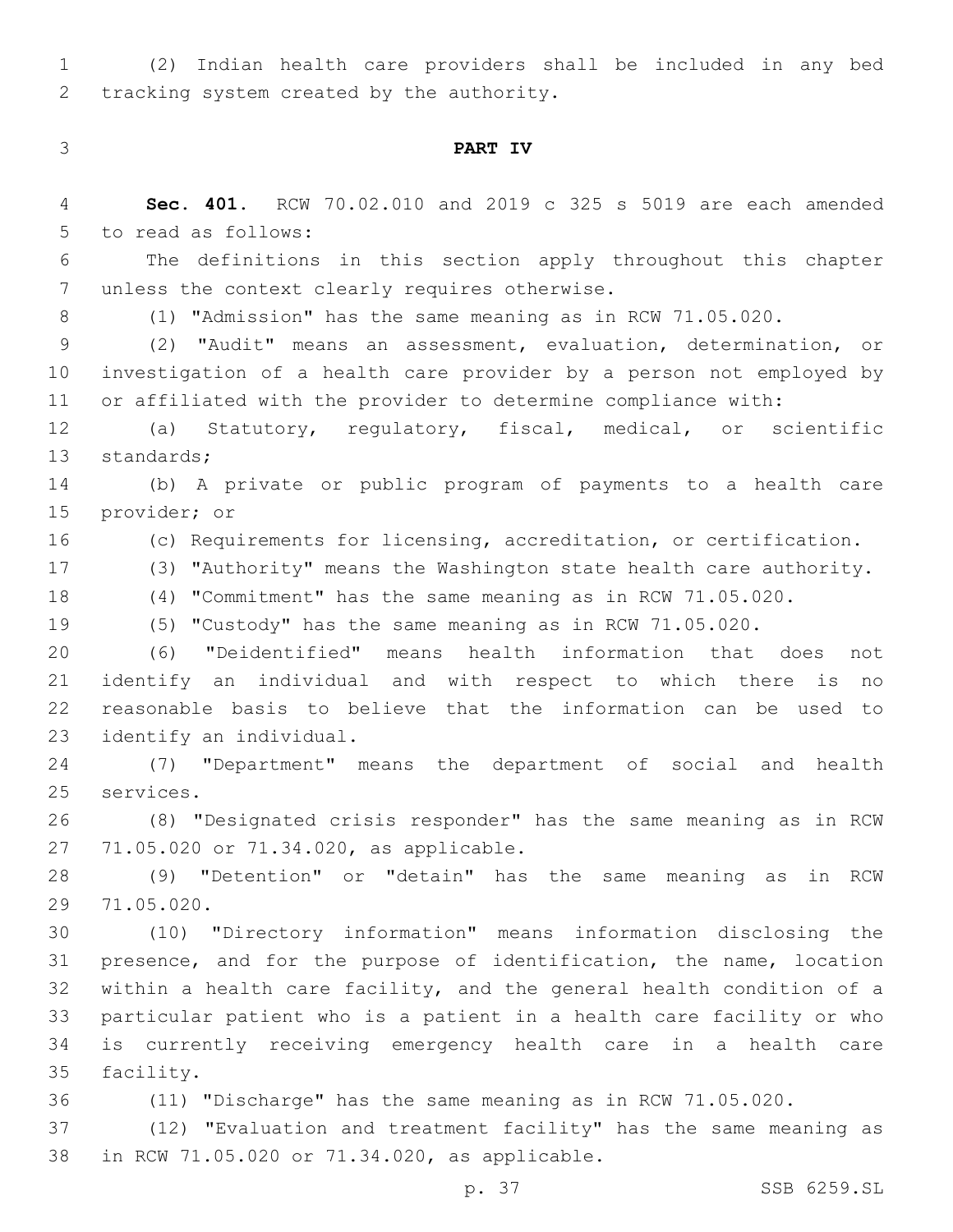(2) Indian health care providers shall be included in any bed tracking system created by the authority.

### PART IV

**Sec. 401.** RCW 70.02.010 and 2019 c 325 s 5019 are each amended to read as follows:

The definitions in this section apply throughout this chapter unless the context clearly requires otherwise.

(1) "Admission" has the same meaning as in RCW 71.05.020.

(2) "Audit" means an assessment, evaluation, determination, or investigation of a health care provider by a person not employed by or affiliated with the provider to determine compliance with:

(a) Statutory, regulatory, fiscal, medical, or scientific standards;

(b) A private or public program of payments to a health care provider; or

(c) Requirements for licensing, accreditation, or certification.

(3) "Authority" means the Washington state health care authority.

(4) "Commitment" has the same meaning as in RCW 71.05.020.

(5) "Custody" has the same meaning as in RCW 71.05.020.

(6) "Deidentified" means health information that does not identify an individual and with respect to which there is no reasonable basis to believe that the information can be used to identify an individual.

(7) "Department" means the department of social and health services.

(8) "Designated crisis responder" has the same meaning as in RCW 71.05.020 or 71.34.020, as applicable.

(9) "Detention" or "detain" has the same meaning as in RCW 71.05.020.

(10) "Directory information" means information disclosing the presence, and for the purpose of identification, the name, location within a health care facility, and the general health condition of a particular patient who is a patient in a health care facility or who is currently receiving emergency health care in a health care facility.

(11) "Discharge" has the same meaning as in RCW 71.05.020.

(12) "Evaluation and treatment facility" has the same meaning as in RCW 71.05.020 or 71.34.020, as applicable.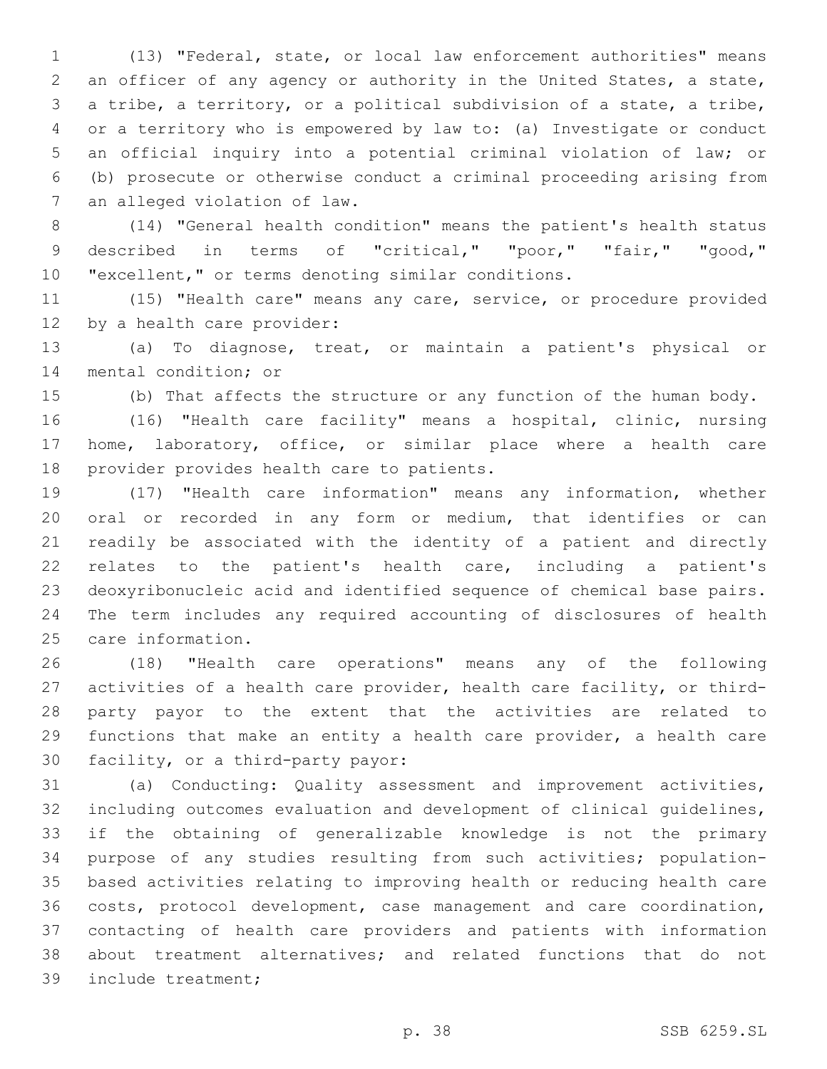(13) "Federal, state, or local law enforcement authorities" means an officer of any agency or authority in the United States, a state, a tribe, a territory, or a political subdivision of a state, a tribe, or a territory who is empowered by law to: (a) Investigate or conduct an official inquiry into a potential criminal violation of law; or (b) prosecute or otherwise conduct a criminal proceeding arising from an alleged violation of law.

(14) "General health condition" means the patient's health status described in terms of "critical," "poor," "fair," "good," "excellent," or terms denoting similar conditions.

(15) "Health care" means any care, service, or procedure provided by a health care provider:

(a) To diagnose, treat, or maintain a patient's physical or mental condition; or

(b) That affects the structure or any function of the human body.

(16) "Health care facility" means a hospital, clinic, nursing home, laboratory, office, or similar place where a health care provider provides health care to patients.

(17) "Health care information" means any information, whether oral or recorded in any form or medium, that identifies or can readily be associated with the identity of a patient and directly relates to the patient's health care, including a patient's deoxyribonucleic acid and identified sequence of chemical base pairs. The term includes any required accounting of disclosures of health care information.

(18) "Health care operations" means any of the following activities of a health care provider, health care facility, or third-party payor to the extent that the activities are related to functions that make an entity a health care provider, a health care facility, or a third-party payor:

(a) Conducting: Quality assessment and improvement activities, including outcomes evaluation and development of clinical guidelines, if the obtaining of generalizable knowledge is not the primary purpose of any studies resulting from such activities; population-based activities relating to improving health or reducing health care costs, protocol development, case management and care coordination, contacting of health care providers and patients with information about treatment alternatives; and related functions that do not include treatment;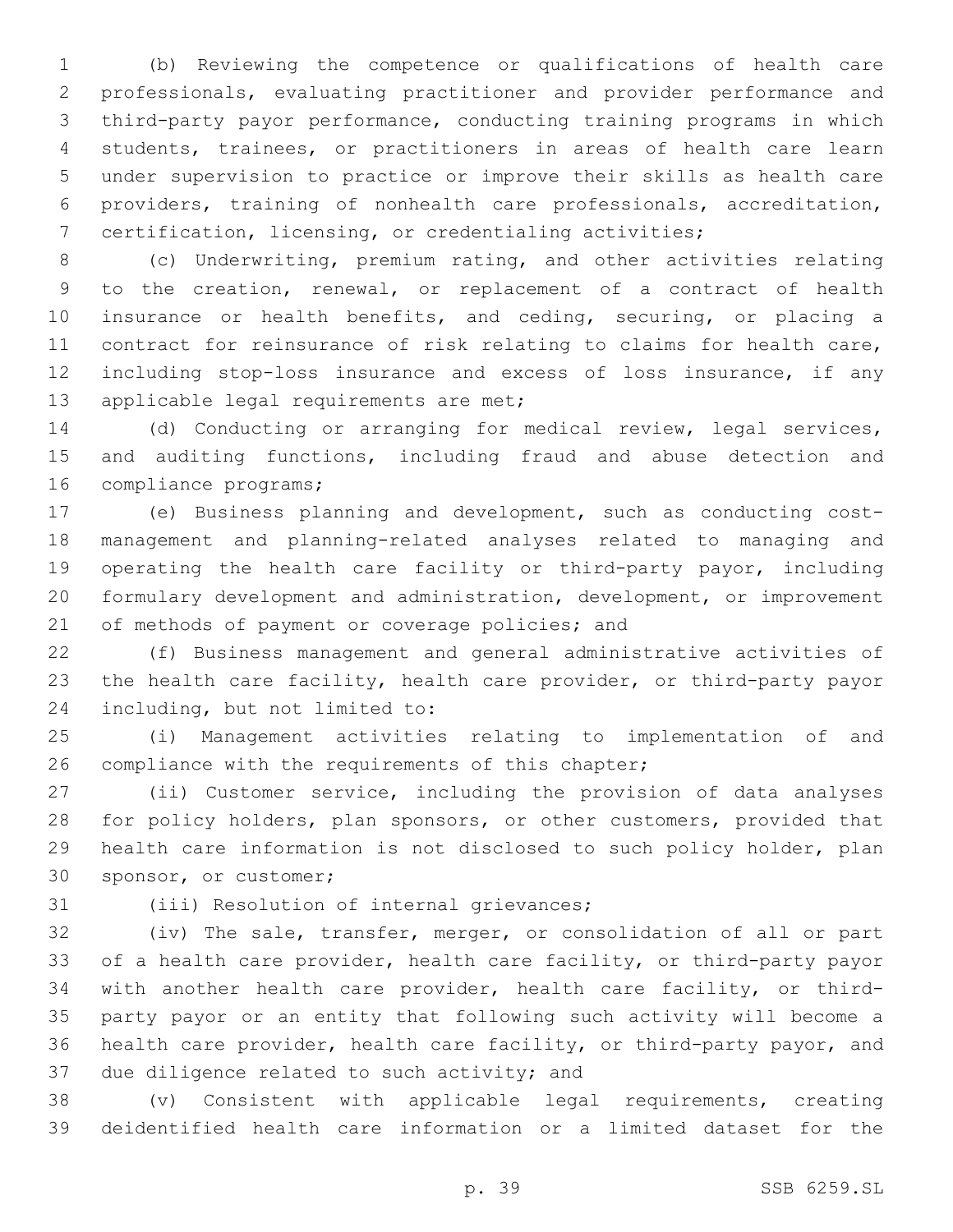(b) Reviewing the competence or qualifications of health care professionals, evaluating practitioner and provider performance and third-party payor performance, conducting training programs in which students, trainees, or practitioners in areas of health care learn under supervision to practice or improve their skills as health care providers, training of nonhealth care professionals, accreditation, certification, licensing, or credentialing activities;

(c) Underwriting, premium rating, and other activities relating to the creation, renewal, or replacement of a contract of health insurance or health benefits, and ceding, securing, or placing a contract for reinsurance of risk relating to claims for health care, including stop-loss insurance and excess of loss insurance, if any applicable legal requirements are met;

(d) Conducting or arranging for medical review, legal services, and auditing functions, including fraud and abuse detection and compliance programs;

(e) Business planning and development, such as conducting cost-management and planning-related analyses related to managing and operating the health care facility or third-party payor, including formulary development and administration, development, or improvement of methods of payment or coverage policies; and

(f) Business management and general administrative activities of the health care facility, health care provider, or third-party payor including, but not limited to:

(i) Management activities relating to implementation of and compliance with the requirements of this chapter;

(ii) Customer service, including the provision of data analyses for policy holders, plan sponsors, or other customers, provided that health care information is not disclosed to such policy holder, plan sponsor, or customer;

(iii) Resolution of internal grievances;

(iv) The sale, transfer, merger, or consolidation of all or part of a health care provider, health care facility, or third-party payor with another health care provider, health care facility, or third-party payor or an entity that following such activity will become a health care provider, health care facility, or third-party payor, and due diligence related to such activity; and

(v) Consistent with applicable legal requirements, creating deidentified health care information or a limited dataset for the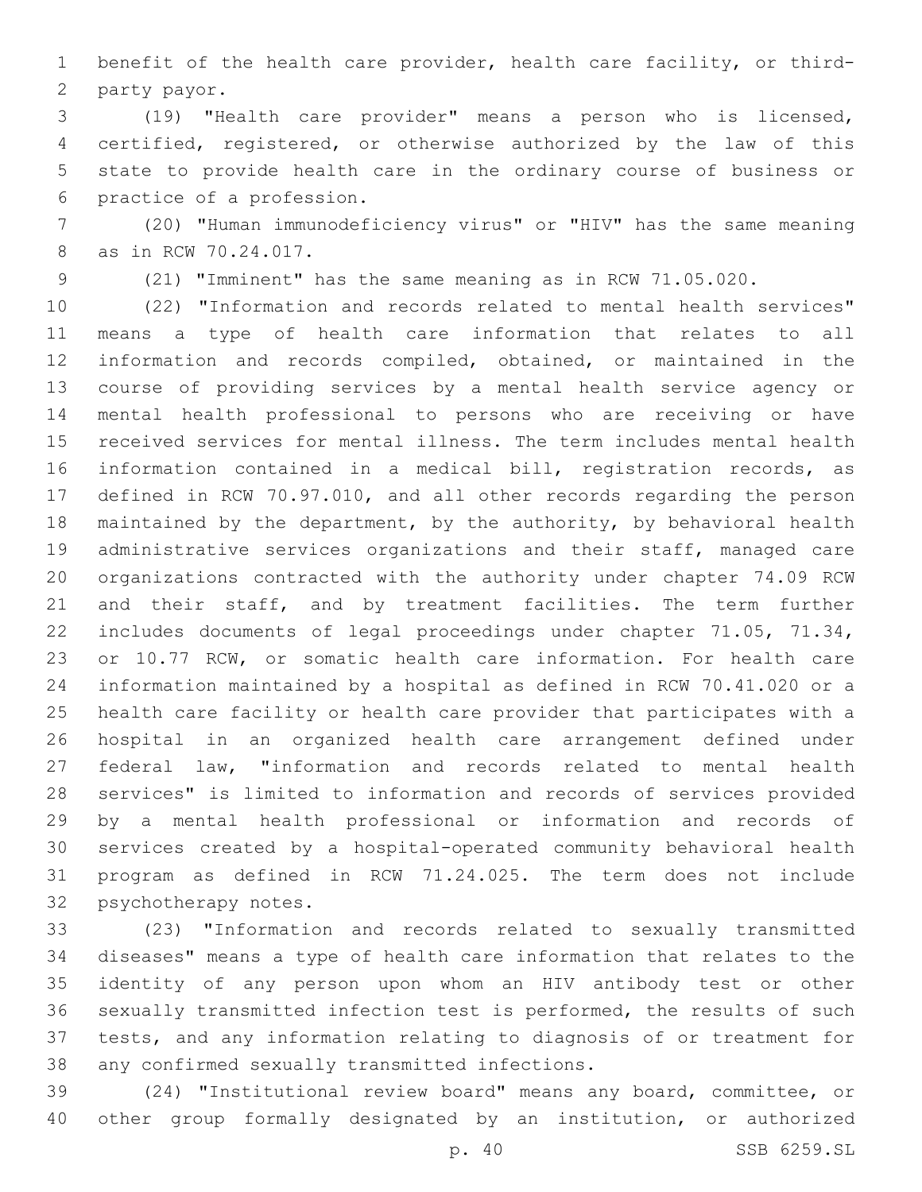benefit of the health care provider, health care facility, or third-party payor.

(19) "Health care provider" means a person who is licensed, certified, registered, or otherwise authorized by the law of this state to provide health care in the ordinary course of business or practice of a profession.

(20) "Human immunodeficiency virus" or "HIV" has the same meaning as in RCW 70.24.017.

(21) "Imminent" has the same meaning as in RCW 71.05.020.

(22) "Information and records related to mental health services" means a type of health care information that relates to all information and records compiled, obtained, or maintained in the course of providing services by a mental health service agency or mental health professional to persons who are receiving or have received services for mental illness. The term includes mental health information contained in a medical bill, registration records, as defined in RCW 70.97.010, and all other records regarding the person maintained by the department, by the authority, by behavioral health administrative services organizations and their staff, managed care organizations contracted with the authority under chapter 74.09 RCW and their staff, and by treatment facilities. The term further includes documents of legal proceedings under chapter 71.05, 71.34, or 10.77 RCW, or somatic health care information. For health care information maintained by a hospital as defined in RCW 70.41.020 or a health care facility or health care provider that participates with a hospital in an organized health care arrangement defined under federal law, "information and records related to mental health services" is limited to information and records of services provided by a mental health professional or information and records of services created by a hospital-operated community behavioral health program as defined in RCW 71.24.025. The term does not include psychotherapy notes.

(23) "Information and records related to sexually transmitted diseases" means a type of health care information that relates to the identity of any person upon whom an HIV antibody test or other sexually transmitted infection test is performed, the results of such tests, and any information relating to diagnosis of or treatment for any confirmed sexually transmitted infections.

(24) "Institutional review board" means any board, committee, or other group formally designated by an institution, or authorized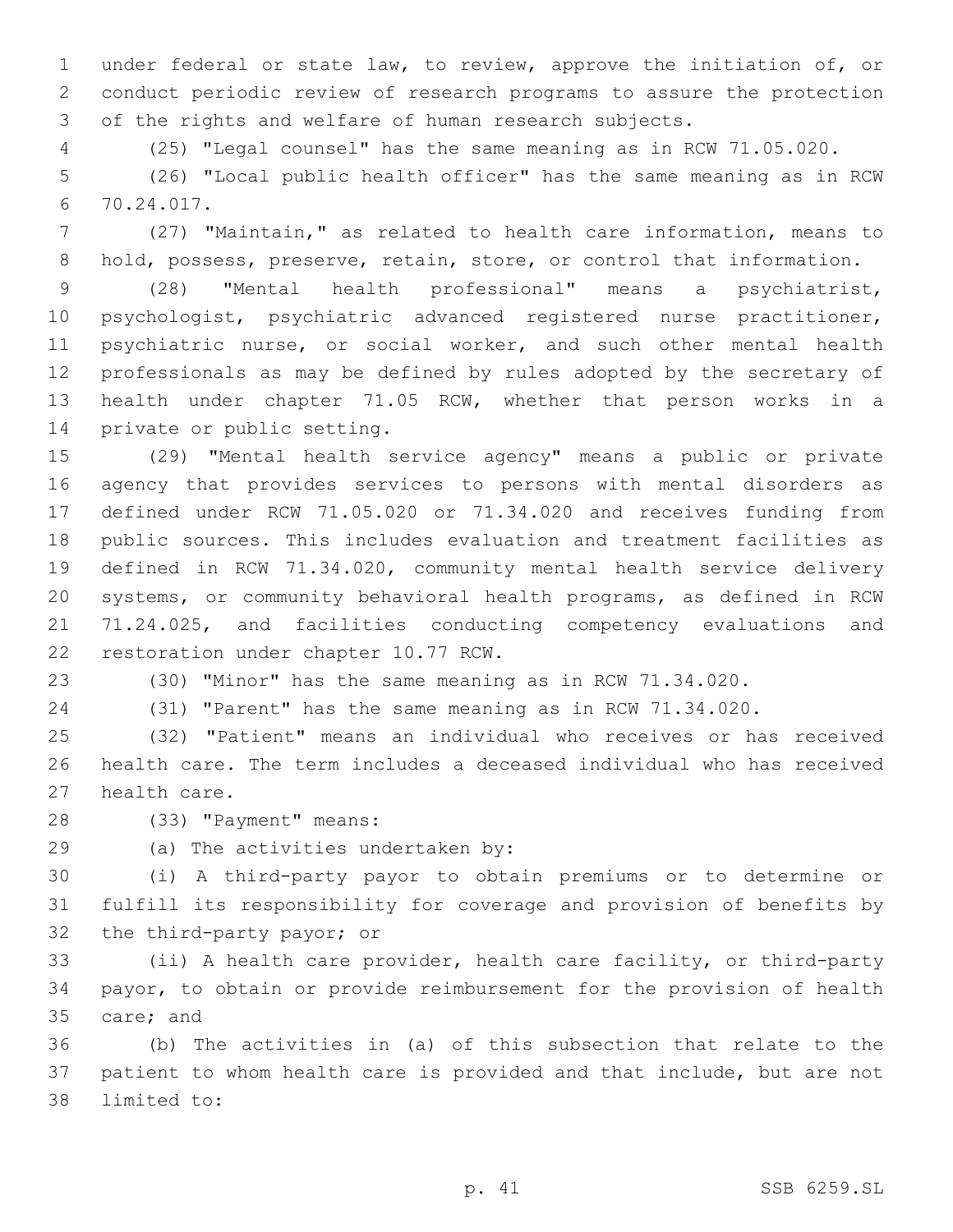under federal or state law, to review, approve the initiation of, or conduct periodic review of research programs to assure the protection of the rights and welfare of human research subjects.

(25) "Legal counsel" has the same meaning as in RCW 71.05.020.

(26) "Local public health officer" has the same meaning as in RCW 70.24.017.

(27) "Maintain," as related to health care information, means to hold, possess, preserve, retain, store, or control that information.

(28) "Mental health professional" means a psychiatrist, psychologist, psychiatric advanced registered nurse practitioner, psychiatric nurse, or social worker, and such other mental health professionals as may be defined by rules adopted by the secretary of health under chapter 71.05 RCW, whether that person works in a private or public setting.

(29) "Mental health service agency" means a public or private agency that provides services to persons with mental disorders as defined under RCW 71.05.020 or 71.34.020 and receives funding from public sources. This includes evaluation and treatment facilities as defined in RCW 71.34.020, community mental health service delivery systems, or community behavioral health programs, as defined in RCW 71.24.025, and facilities conducting competency evaluations and restoration under chapter 10.77 RCW.

(30) "Minor" has the same meaning as in RCW 71.34.020.

(31) "Parent" has the same meaning as in RCW 71.34.020.

(32) "Patient" means an individual who receives or has received health care. The term includes a deceased individual who has received health care.

(33) "Payment" means:

(a) The activities undertaken by:

(i) A third-party payor to obtain premiums or to determine or fulfill its responsibility for coverage and provision of benefits by the third-party payor; or

(ii) A health care provider, health care facility, or third-party payor, to obtain or provide reimbursement for the provision of health care; and

(b) The activities in (a) of this subsection that relate to the patient to whom health care is provided and that include, but are not limited to: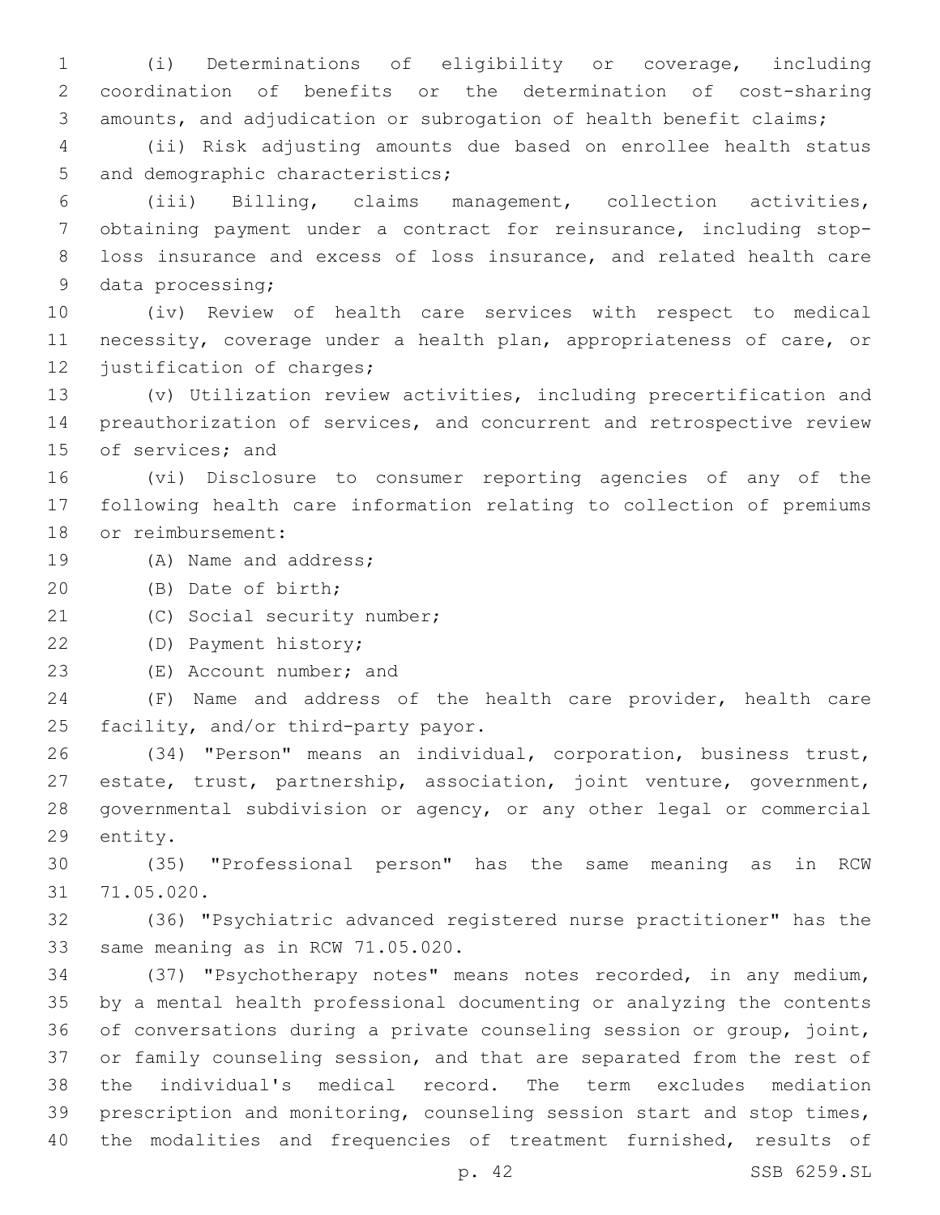(i) Determinations of eligibility or coverage, including coordination of benefits or the determination of cost-sharing amounts, and adjudication or subrogation of health benefit claims;

(ii) Risk adjusting amounts due based on enrollee health status and demographic characteristics;

(iii) Billing, claims management, collection activities, obtaining payment under a contract for reinsurance, including stop-loss insurance and excess of loss insurance, and related health care data processing;

(iv) Review of health care services with respect to medical necessity, coverage under a health plan, appropriateness of care, or justification of charges;

(v) Utilization review activities, including precertification and preauthorization of services, and concurrent and retrospective review of services; and

(vi) Disclosure to consumer reporting agencies of any of the following health care information relating to collection of premiums or reimbursement:

(A) Name and address;

(B) Date of birth;

(C) Social security number;

(D) Payment history;

(E) Account number; and

(F) Name and address of the health care provider, health care facility, and/or third-party payor.

(34) "Person" means an individual, corporation, business trust, estate, trust, partnership, association, joint venture, government, governmental subdivision or agency, or any other legal or commercial entity.

(35) "Professional person" has the same meaning as in RCW 71.05.020.

(36) "Psychiatric advanced registered nurse practitioner" has the same meaning as in RCW 71.05.020.

(37) "Psychotherapy notes" means notes recorded, in any medium, by a mental health professional documenting or analyzing the contents of conversations during a private counseling session or group, joint, or family counseling session, and that are separated from the rest of the individual's medical record. The term excludes mediation prescription and monitoring, counseling session start and stop times, the modalities and frequencies of treatment furnished, results of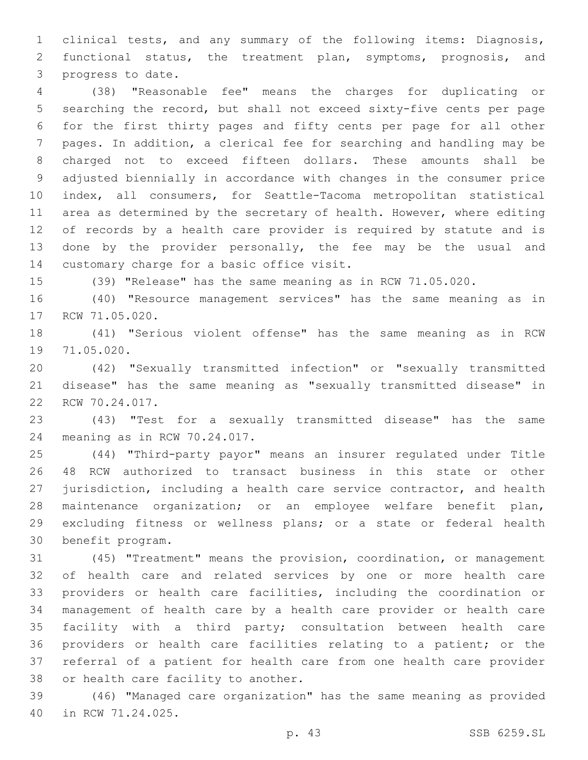clinical tests, and any summary of the following items: Diagnosis, functional status, the treatment plan, symptoms, prognosis, and progress to date.

(38) "Reasonable fee" means the charges for duplicating or searching the record, but shall not exceed sixty-five cents per page for the first thirty pages and fifty cents per page for all other pages. In addition, a clerical fee for searching and handling may be charged not to exceed fifteen dollars. These amounts shall be adjusted biennially in accordance with changes in the consumer price index, all consumers, for Seattle-Tacoma metropolitan statistical area as determined by the secretary of health. However, where editing of records by a health care provider is required by statute and is done by the provider personally, the fee may be the usual and customary charge for a basic office visit.

(39) "Release" has the same meaning as in RCW 71.05.020.

(40) "Resource management services" has the same meaning as in RCW 71.05.020.

(41) "Serious violent offense" has the same meaning as in RCW 71.05.020.

(42) "Sexually transmitted infection" or "sexually transmitted disease" has the same meaning as "sexually transmitted disease" in RCW 70.24.017.

(43) "Test for a sexually transmitted disease" has the same meaning as in RCW 70.24.017.

(44) "Third-party payor" means an insurer regulated under Title 48 RCW authorized to transact business in this state or other jurisdiction, including a health care service contractor, and health maintenance organization; or an employee welfare benefit plan, excluding fitness or wellness plans; or a state or federal health benefit program.

(45) "Treatment" means the provision, coordination, or management of health care and related services by one or more health care providers or health care facilities, including the coordination or management of health care by a health care provider or health care facility with a third party; consultation between health care providers or health care facilities relating to a patient; or the referral of a patient for health care from one health care provider or health care facility to another.

(46) "Managed care organization" has the same meaning as provided in RCW 71.24.025.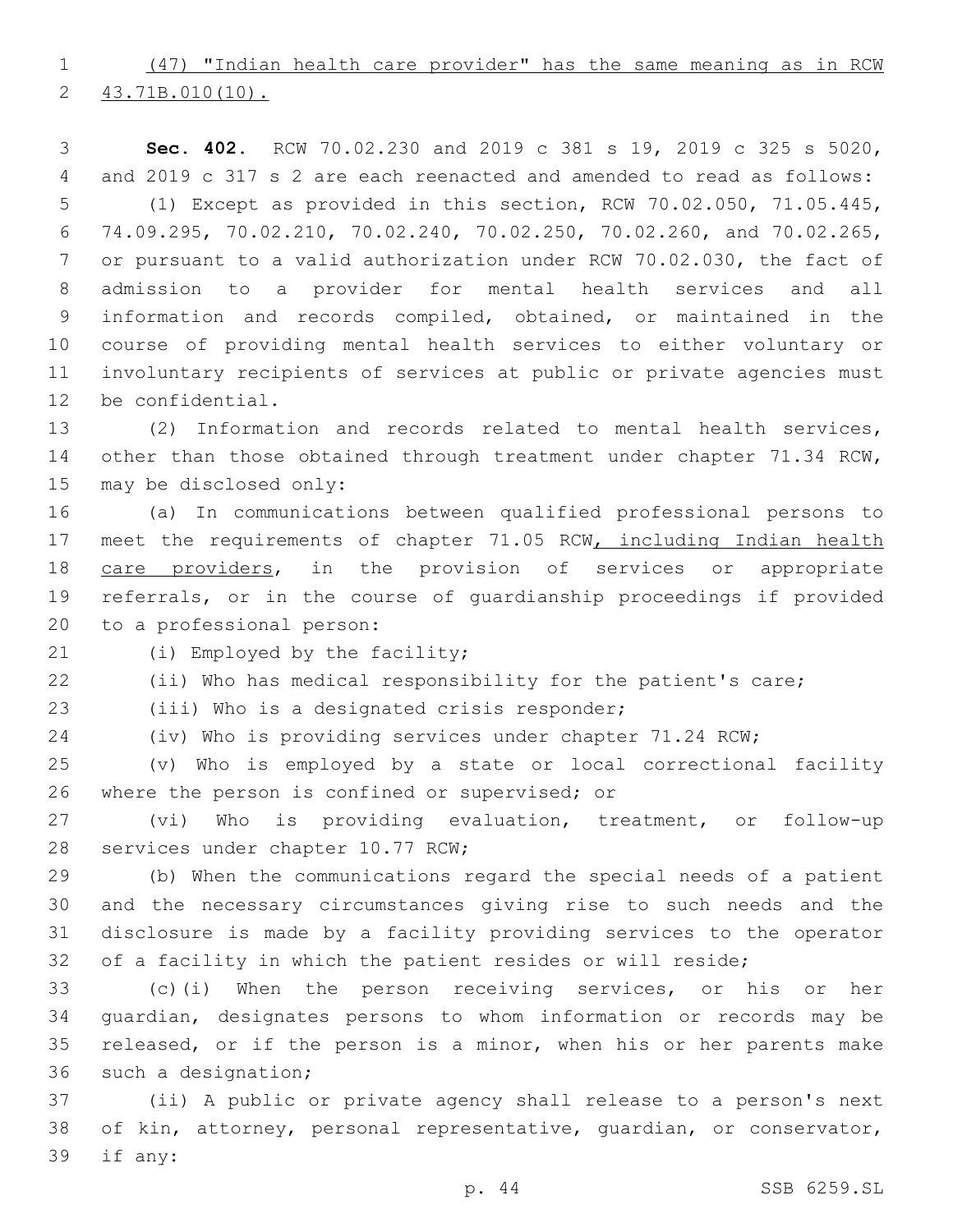(47) "Indian health care provider" has the same meaning as in RCW 43.71B.010(10).

**Sec. 402.** RCW 70.02.230 and 2019 c 381 s 19, 2019 c 325 s 5020, and 2019 c 317 s 2 are each reenacted and amended to read as follows:

(1) Except as provided in this section, RCW 70.02.050, 71.05.445, 74.09.295, 70.02.210, 70.02.240, 70.02.250, 70.02.260, and 70.02.265, or pursuant to a valid authorization under RCW 70.02.030, the fact of admission to a provider for mental health services and all information and records compiled, obtained, or maintained in the course of providing mental health services to either voluntary or involuntary recipients of services at public or private agencies must be confidential.

(2) Information and records related to mental health services, other than those obtained through treatment under chapter 71.34 RCW, may be disclosed only:

(a) In communications between qualified professional persons to meet the requirements of chapter 71.05 RCW, including Indian health care providers, in the provision of services or appropriate referrals, or in the course of guardianship proceedings if provided to a professional person:

(i) Employed by the facility;

(ii) Who has medical responsibility for the patient's care;

(iii) Who is a designated crisis responder;

(iv) Who is providing services under chapter 71.24 RCW;

(v) Who is employed by a state or local correctional facility where the person is confined or supervised; or

(vi) Who is providing evaluation, treatment, or follow-up services under chapter 10.77 RCW;

(b) When the communications regard the special needs of a patient and the necessary circumstances giving rise to such needs and the disclosure is made by a facility providing services to the operator of a facility in which the patient resides or will reside;

(c)(i) When the person receiving services, or his or her guardian, designates persons to whom information or records may be released, or if the person is a minor, when his or her parents make such a designation;

(ii) A public or private agency shall release to a person's next of kin, attorney, personal representative, guardian, or conservator, if any: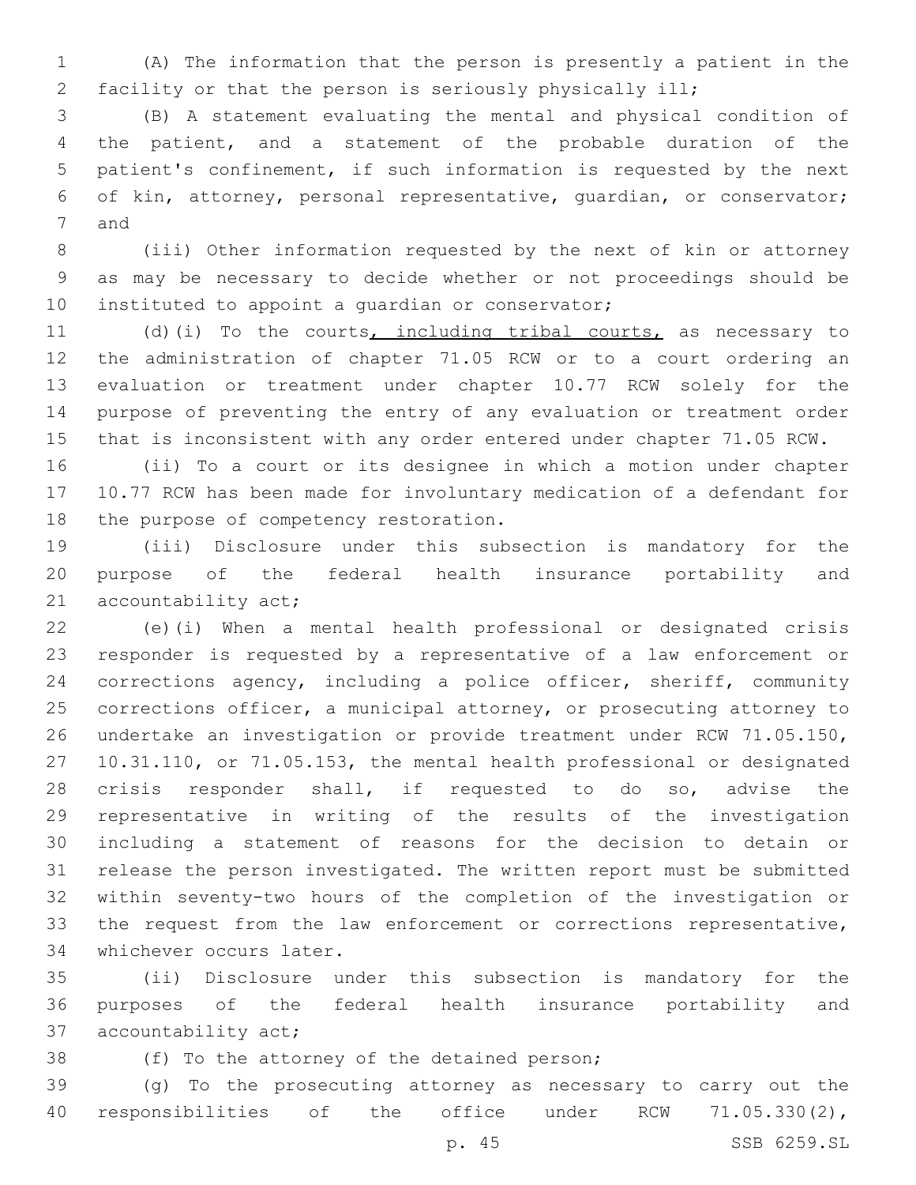(A) The information that the person is presently a patient in the facility or that the person is seriously physically ill;

(B) A statement evaluating the mental and physical condition of the patient, and a statement of the probable duration of the patient's confinement, if such information is requested by the next of kin, attorney, personal representative, guardian, or conservator; and

(iii) Other information requested by the next of kin or attorney as may be necessary to decide whether or not proceedings should be instituted to appoint a guardian or conservator;

(d)(i) To the courts<u>, including tribal courts,</u> as necessary to the administration of chapter 71.05 RCW or to a court ordering an evaluation or treatment under chapter 10.77 RCW solely for the purpose of preventing the entry of any evaluation or treatment order that is inconsistent with any order entered under chapter 71.05 RCW.

(ii) To a court or its designee in which a motion under chapter 10.77 RCW has been made for involuntary medication of a defendant for the purpose of competency restoration.

(iii) Disclosure under this subsection is mandatory for the purpose of the federal health insurance portability and accountability act;

(e)(i) When a mental health professional or designated crisis responder is requested by a representative of a law enforcement or corrections agency, including a police officer, sheriff, community corrections officer, a municipal attorney, or prosecuting attorney to undertake an investigation or provide treatment under RCW 71.05.150, 10.31.110, or 71.05.153, the mental health professional or designated crisis responder shall, if requested to do so, advise the representative in writing of the results of the investigation including a statement of reasons for the decision to detain or release the person investigated. The written report must be submitted within seventy-two hours of the completion of the investigation or the request from the law enforcement or corrections representative, whichever occurs later.

(ii) Disclosure under this subsection is mandatory for the purposes of the federal health insurance portability and accountability act;

(f) To the attorney of the detained person;

(g) To the prosecuting attorney as necessary to carry out the responsibilities of the office under RCW 71.05.330(2),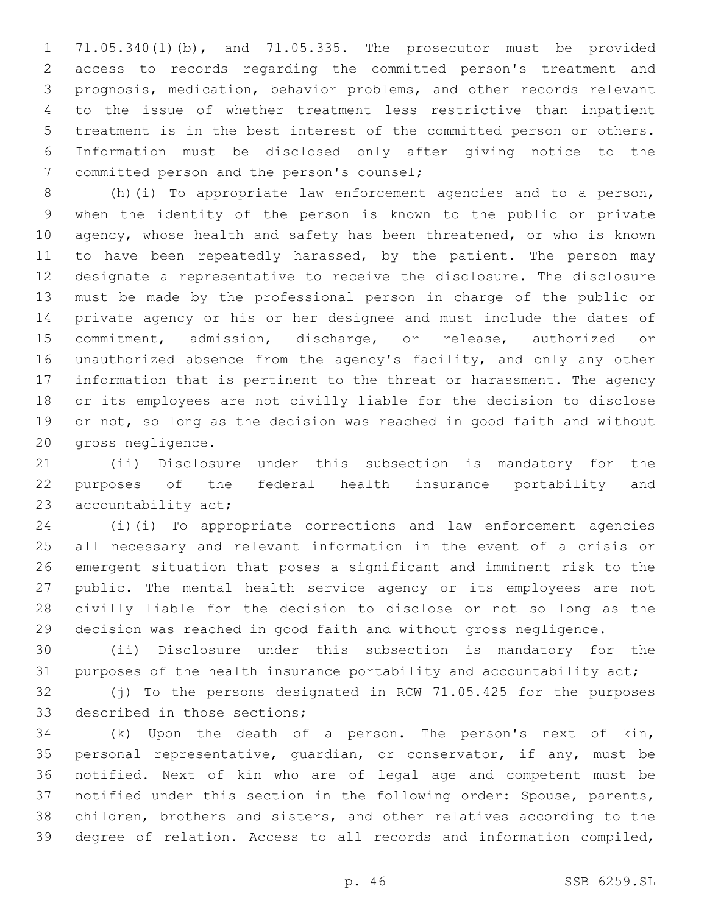71.05.340(1)(b), and 71.05.335. The prosecutor must be provided access to records regarding the committed person's treatment and prognosis, medication, behavior problems, and other records relevant to the issue of whether treatment less restrictive than inpatient treatment is in the best interest of the committed person or others. Information must be disclosed only after giving notice to the committed person and the person's counsel;

(h)(i) To appropriate law enforcement agencies and to a person, when the identity of the person is known to the public or private agency, whose health and safety has been threatened, or who is known to have been repeatedly harassed, by the patient. The person may designate a representative to receive the disclosure. The disclosure must be made by the professional person in charge of the public or private agency or his or her designee and must include the dates of commitment, admission, discharge, or release, authorized or unauthorized absence from the agency's facility, and only any other information that is pertinent to the threat or harassment. The agency or its employees are not civilly liable for the decision to disclose or not, so long as the decision was reached in good faith and without gross negligence.

(ii) Disclosure under this subsection is mandatory for the purposes of the federal health insurance portability and accountability act;

(i)(i) To appropriate corrections and law enforcement agencies all necessary and relevant information in the event of a crisis or emergent situation that poses a significant and imminent risk to the public. The mental health service agency or its employees are not civilly liable for the decision to disclose or not so long as the decision was reached in good faith and without gross negligence.

(ii) Disclosure under this subsection is mandatory for the purposes of the health insurance portability and accountability act;

(j) To the persons designated in RCW 71.05.425 for the purposes described in those sections;

(k) Upon the death of a person. The person's next of kin, personal representative, guardian, or conservator, if any, must be notified. Next of kin who are of legal age and competent must be notified under this section in the following order: Spouse, parents, children, brothers and sisters, and other relatives according to the degree of relation. Access to all records and information compiled,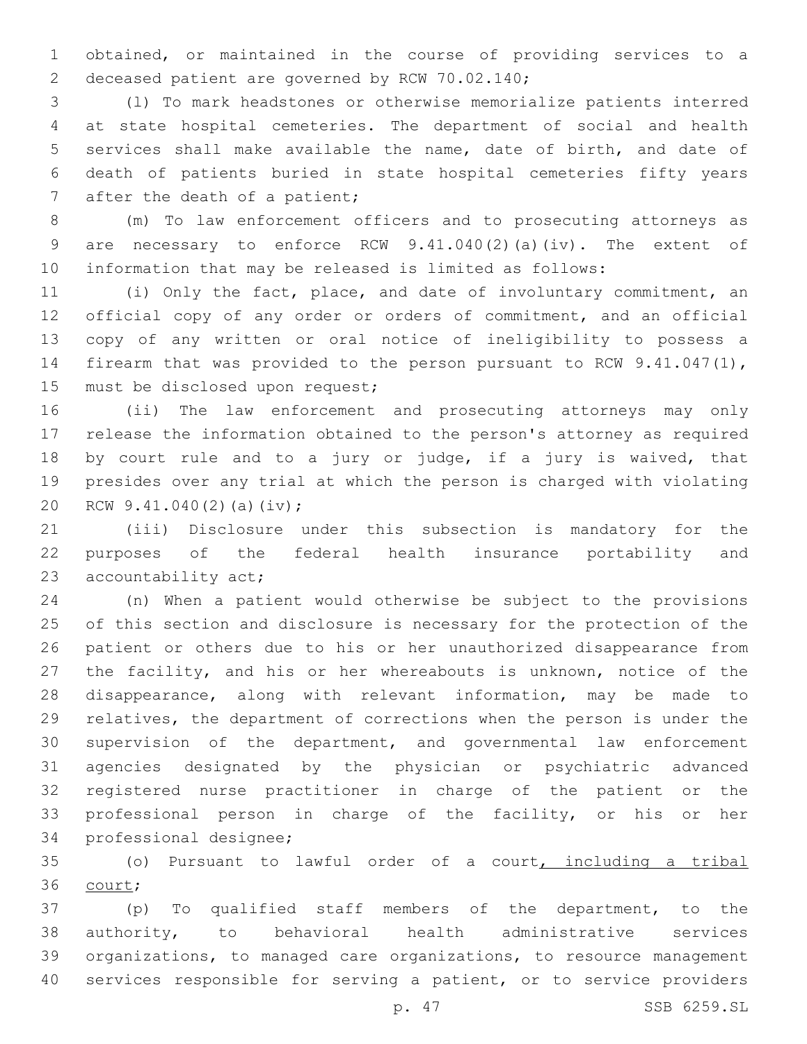obtained, or maintained in the course of providing services to a deceased patient are governed by RCW 70.02.140;

(l) To mark headstones or otherwise memorialize patients interred at state hospital cemeteries. The department of social and health services shall make available the name, date of birth, and date of death of patients buried in state hospital cemeteries fifty years after the death of a patient;

(m) To law enforcement officers and to prosecuting attorneys as are necessary to enforce RCW 9.41.040(2)(a)(iv). The extent of information that may be released is limited as follows:

(i) Only the fact, place, and date of involuntary commitment, an official copy of any order or orders of commitment, and an official copy of any written or oral notice of ineligibility to possess a firearm that was provided to the person pursuant to RCW 9.41.047(1), must be disclosed upon request;

(ii) The law enforcement and prosecuting attorneys may only release the information obtained to the person's attorney as required by court rule and to a jury or judge, if a jury is waived, that presides over any trial at which the person is charged with violating RCW 9.41.040(2)(a)(iv);

(iii) Disclosure under this subsection is mandatory for the purposes of the federal health insurance portability and accountability act;

(n) When a patient would otherwise be subject to the provisions of this section and disclosure is necessary for the protection of the patient or others due to his or her unauthorized disappearance from the facility, and his or her whereabouts is unknown, notice of the disappearance, along with relevant information, may be made to relatives, the department of corrections when the person is under the supervision of the department, and governmental law enforcement agencies designated by the physician or psychiatric advanced registered nurse practitioner in charge of the patient or the professional person in charge of the facility, or his or her professional designee;

(o) Pursuant to lawful order of a court, including a tribal court;

(p) To qualified staff members of the department, to the authority, to behavioral health administrative services organizations, to managed care organizations, to resource management services responsible for serving a patient, or to service providers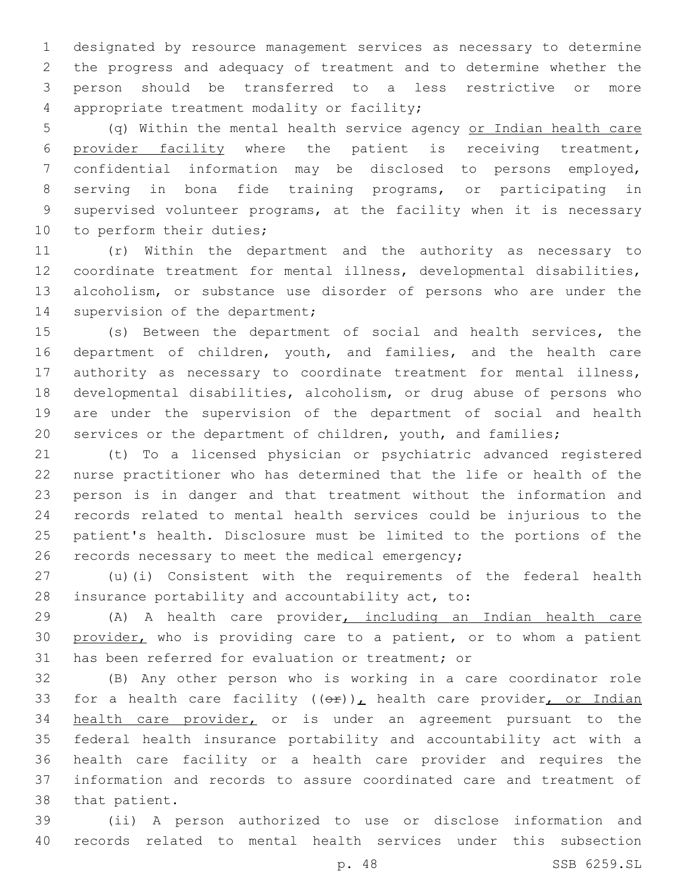designated by resource management services as necessary to determine the progress and adequacy of treatment and to determine whether the person should be transferred to a less restrictive or more appropriate treatment modality or facility;

(q) Within the mental health service agency or Indian health care provider facility where the patient is receiving treatment, confidential information may be disclosed to persons employed, serving in bona fide training programs, or participating in supervised volunteer programs, at the facility when it is necessary to perform their duties;

(r) Within the department and the authority as necessary to coordinate treatment for mental illness, developmental disabilities, alcoholism, or substance use disorder of persons who are under the supervision of the department;

(s) Between the department of social and health services, the department of children, youth, and families, and the health care authority as necessary to coordinate treatment for mental illness, developmental disabilities, alcoholism, or drug abuse of persons who are under the supervision of the department of social and health services or the department of children, youth, and families;

(t) To a licensed physician or psychiatric advanced registered nurse practitioner who has determined that the life or health of the person is in danger and that treatment without the information and records related to mental health services could be injurious to the patient's health. Disclosure must be limited to the portions of the records necessary to meet the medical emergency;

(u)(i) Consistent with the requirements of the federal health insurance portability and accountability act, to:

(A) A health care provider, including an Indian health care provider, who is providing care to a patient, or to whom a patient has been referred for evaluation or treatment; or

(B) Any other person who is working in a care coordinator role for a health care facility ((or)), health care provider, or Indian health care provider, or is under an agreement pursuant to the federal health insurance portability and accountability act with a health care facility or a health care provider and requires the information and records to assure coordinated care and treatment of that patient.

(ii) A person authorized to use or disclose information and records related to mental health services under this subsection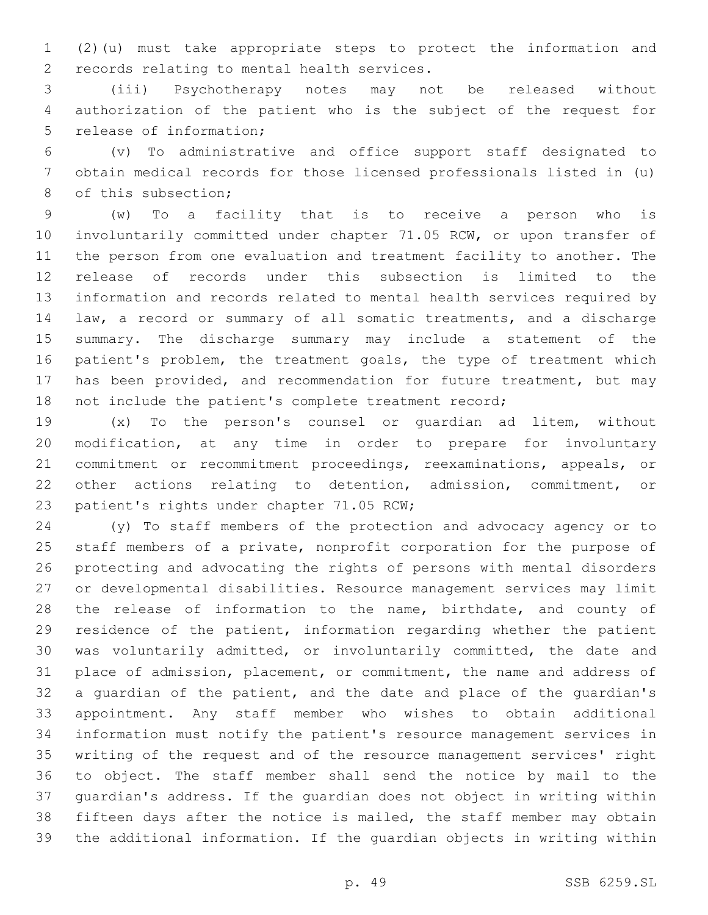(2)(u) must take appropriate steps to protect the information and records relating to mental health services.

(iii) Psychotherapy notes may not be released without authorization of the patient who is the subject of the request for release of information;

(v) To administrative and office support staff designated to obtain medical records for those licensed professionals listed in (u) of this subsection;

(w) To a facility that is to receive a person who is involuntarily committed under chapter 71.05 RCW, or upon transfer of the person from one evaluation and treatment facility to another. The release of records under this subsection is limited to the information and records related to mental health services required by law, a record or summary of all somatic treatments, and a discharge summary. The discharge summary may include a statement of the patient's problem, the treatment goals, the type of treatment which has been provided, and recommendation for future treatment, but may not include the patient's complete treatment record;

(x) To the person's counsel or guardian ad litem, without modification, at any time in order to prepare for involuntary commitment or recommitment proceedings, reexaminations, appeals, or other actions relating to detention, admission, commitment, or patient's rights under chapter 71.05 RCW;

(y) To staff members of the protection and advocacy agency or to staff members of a private, nonprofit corporation for the purpose of protecting and advocating the rights of persons with mental disorders or developmental disabilities. Resource management services may limit the release of information to the name, birthdate, and county of residence of the patient, information regarding whether the patient was voluntarily admitted, or involuntarily committed, the date and place of admission, placement, or commitment, the name and address of a guardian of the patient, and the date and place of the guardian's appointment. Any staff member who wishes to obtain additional information must notify the patient's resource management services in writing of the request and of the resource management services' right to object. The staff member shall send the notice by mail to the guardian's address. If the guardian does not object in writing within fifteen days after the notice is mailed, the staff member may obtain the additional information. If the guardian objects in writing within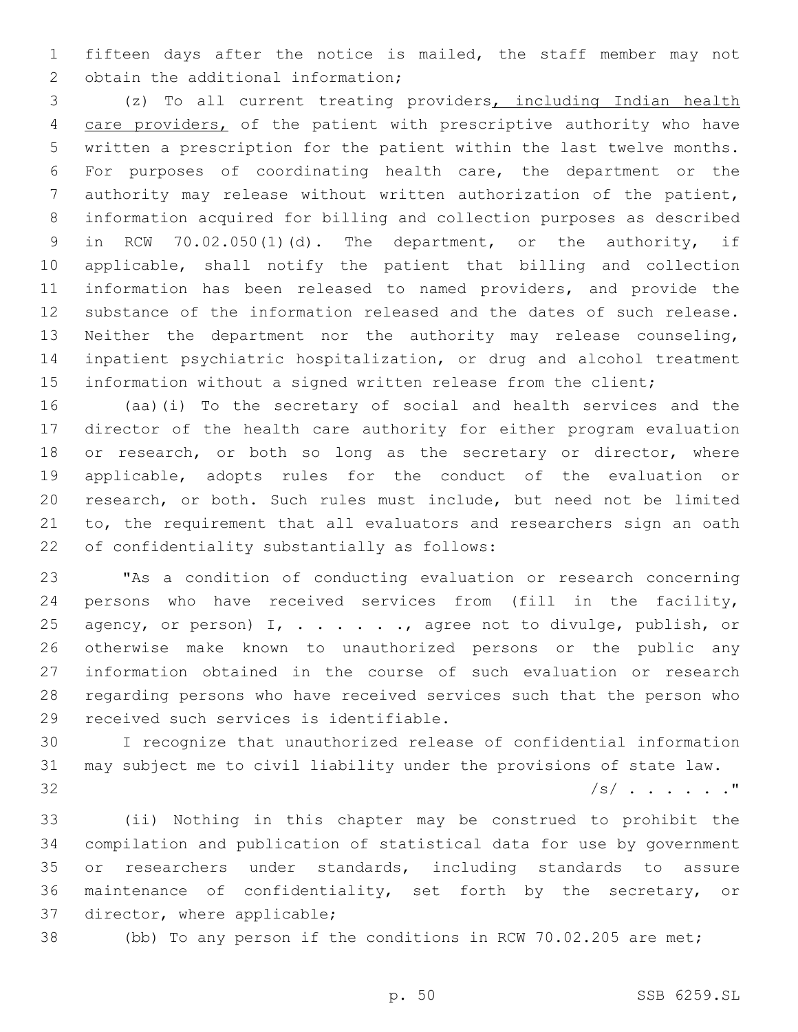fifteen days after the notice is mailed, the staff member may not obtain the additional information;

(z) To all current treating providers, including Indian health care providers, of the patient with prescriptive authority who have written a prescription for the patient within the last twelve months. For purposes of coordinating health care, the department or the authority may release without written authorization of the patient, information acquired for billing and collection purposes as described in RCW 70.02.050(1)(d). The department, or the authority, if applicable, shall notify the patient that billing and collection information has been released to named providers, and provide the substance of the information released and the dates of such release. Neither the department nor the authority may release counseling, inpatient psychiatric hospitalization, or drug and alcohol treatment information without a signed written release from the client;

(aa)(i) To the secretary of social and health services and the director of the health care authority for either program evaluation or research, or both so long as the secretary or director, where applicable, adopts rules for the conduct of the evaluation or research, or both. Such rules must include, but need not be limited to, the requirement that all evaluators and researchers sign an oath of confidentiality substantially as follows:

"As a condition of conducting evaluation or research concerning persons who have received services from (fill in the facility, agency, or person) I, . . . . . ., agree not to divulge, publish, or otherwise make known to unauthorized persons or the public any information obtained in the course of such evaluation or research regarding persons who have received services such that the person who received such services is identifiable.

I recognize that unauthorized release of confidential information may subject me to civil liability under the provisions of state law.

/s/ . . . . . ."

(ii) Nothing in this chapter may be construed to prohibit the compilation and publication of statistical data for use by government or researchers under standards, including standards to assure maintenance of confidentiality, set forth by the secretary, or director, where applicable;

(bb) To any person if the conditions in RCW 70.02.205 are met;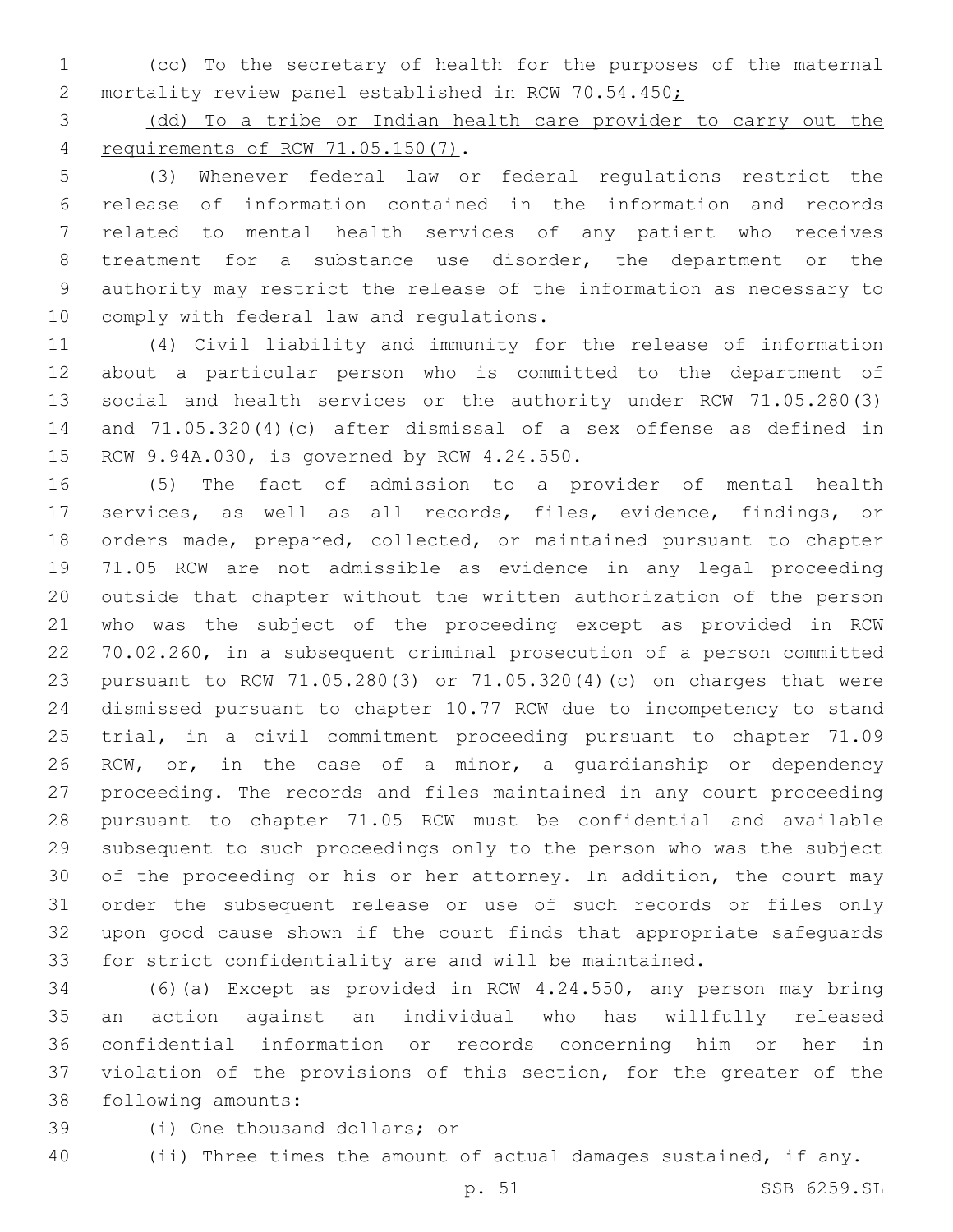(cc) To the secretary of health for the purposes of the maternal mortality review panel established in RCW 70.54.450;

(dd) To a tribe or Indian health care provider to carry out the requirements of RCW 71.05.150(7).

(3) Whenever federal law or federal regulations restrict the release of information contained in the information and records related to mental health services of any patient who receives treatment for a substance use disorder, the department or the authority may restrict the release of the information as necessary to comply with federal law and regulations.

(4) Civil liability and immunity for the release of information about a particular person who is committed to the department of social and health services or the authority under RCW 71.05.280(3) and 71.05.320(4)(c) after dismissal of a sex offense as defined in RCW 9.94A.030, is governed by RCW 4.24.550.

(5) The fact of admission to a provider of mental health services, as well as all records, files, evidence, findings, or orders made, prepared, collected, or maintained pursuant to chapter 71.05 RCW are not admissible as evidence in any legal proceeding outside that chapter without the written authorization of the person who was the subject of the proceeding except as provided in RCW 70.02.260, in a subsequent criminal prosecution of a person committed pursuant to RCW 71.05.280(3) or 71.05.320(4)(c) on charges that were dismissed pursuant to chapter 10.77 RCW due to incompetency to stand trial, in a civil commitment proceeding pursuant to chapter 71.09 RCW, or, in the case of a minor, a guardianship or dependency proceeding. The records and files maintained in any court proceeding pursuant to chapter 71.05 RCW must be confidential and available subsequent to such proceedings only to the person who was the subject of the proceeding or his or her attorney. In addition, the court may order the subsequent release or use of such records or files only upon good cause shown if the court finds that appropriate safeguards for strict confidentiality are and will be maintained.

(6)(a) Except as provided in RCW 4.24.550, any person may bring an action against an individual who has willfully released confidential information or records concerning him or her in violation of the provisions of this section, for the greater of the following amounts:

(i) One thousand dollars; or

(ii) Three times the amount of actual damages sustained, if any.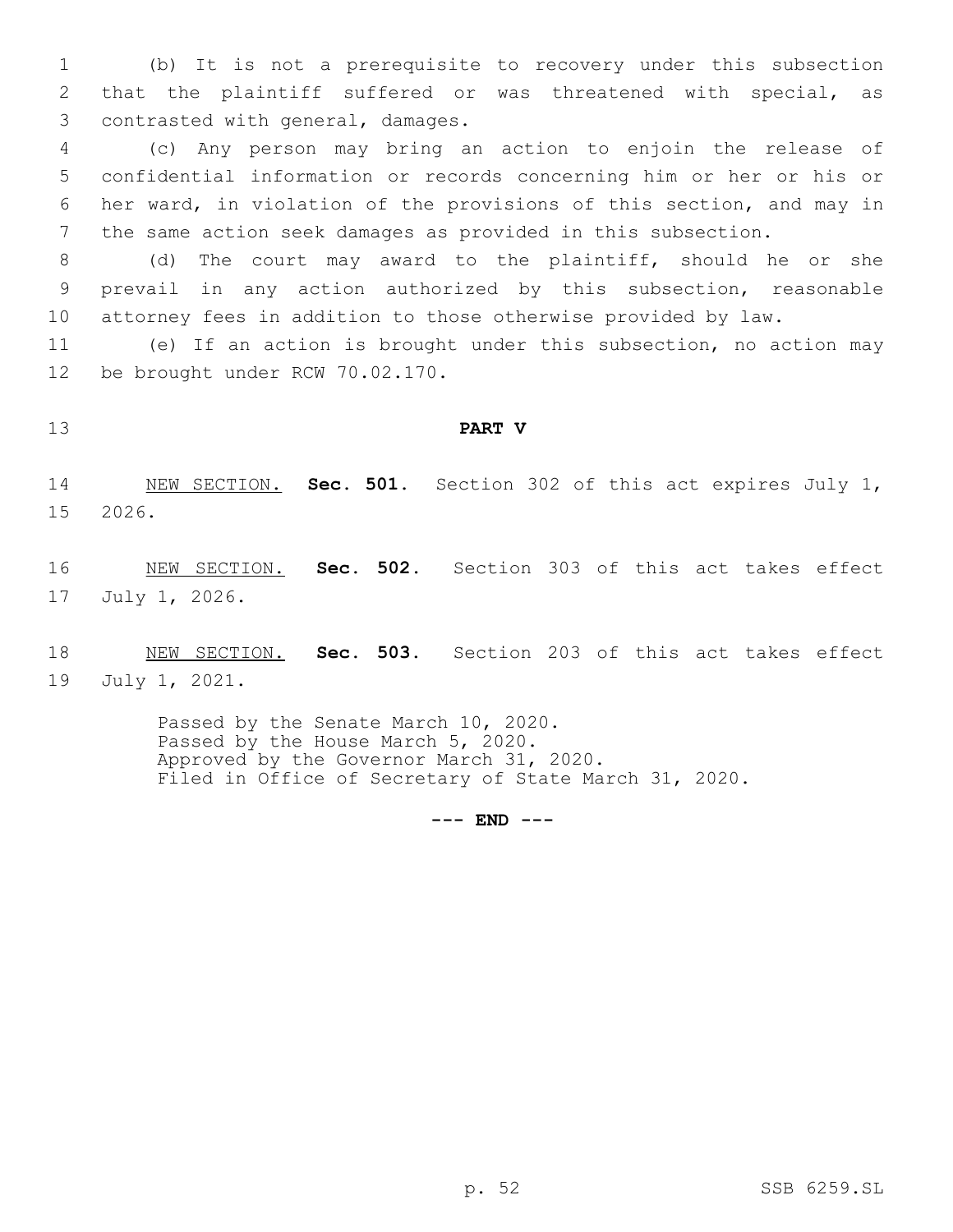(b) It is not a prerequisite to recovery under this subsection that the plaintiff suffered or was threatened with special, as contrasted with general, damages.

(c) Any person may bring an action to enjoin the release of confidential information or records concerning him or her or his or her ward, in violation of the provisions of this section, and may in the same action seek damages as provided in this subsection.

(d) The court may award to the plaintiff, should he or she prevail in any action authorized by this subsection, reasonable attorney fees in addition to those otherwise provided by law.

(e) If an action is brought under this subsection, no action may be brought under RCW 70.02.170.

**PART V**

NEW SECTION. **Sec. 501.** Section 302 of this act expires July 1, 2026.

NEW SECTION. **Sec. 502.** Section 303 of this act takes effect July 1, 2026.

NEW SECTION. **Sec. 503.** Section 203 of this act takes effect July 1, 2021.

Passed by the Senate March 10, 2020.
Passed by the House March 5, 2020.
Approved by the Governor March 31, 2020.
Filed in Office of Secretary of State March 31, 2020.

**--- END ---**